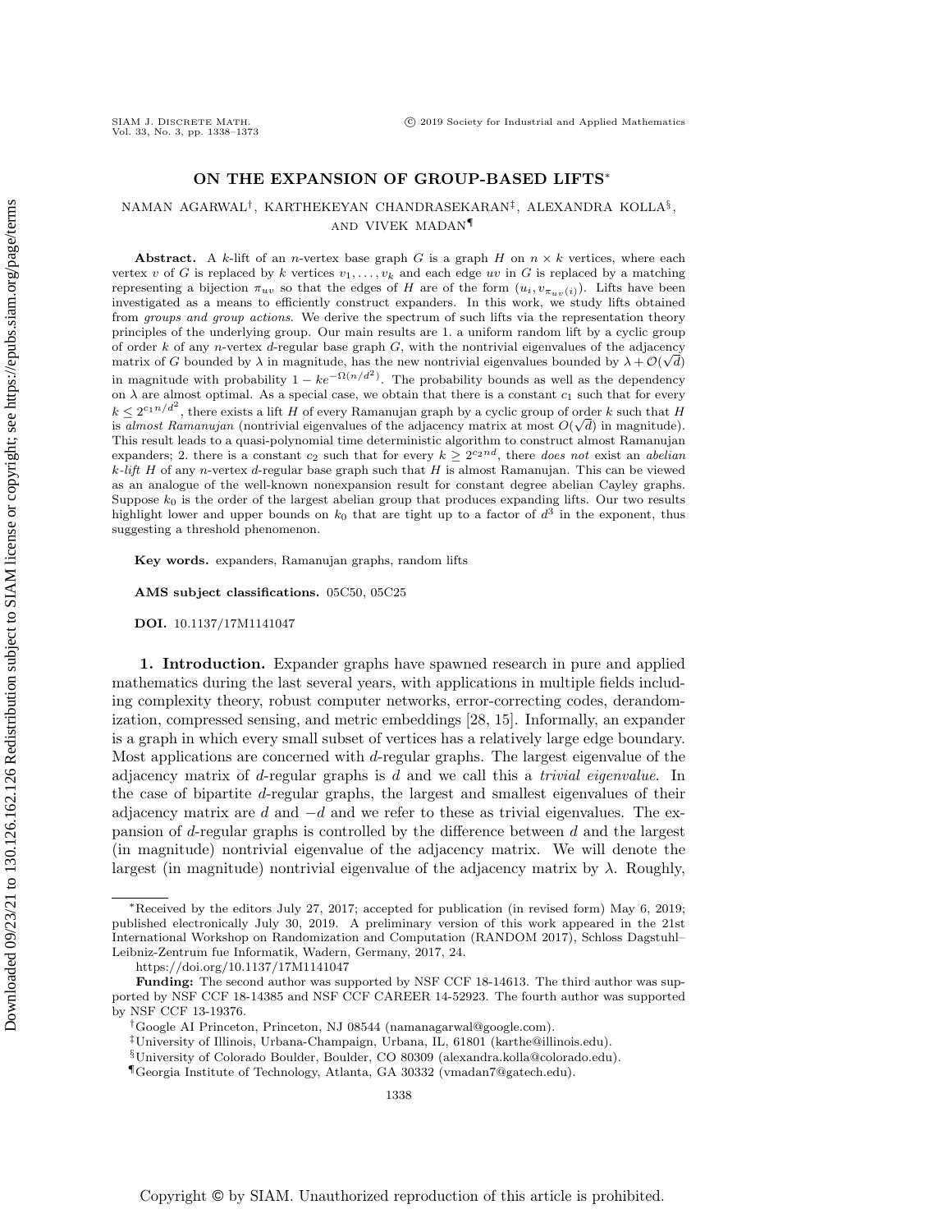# ON THE EXPANSION OF GROUP-BASED LIFTS*

NAMAN AGARWAL[†], KARTHEKEYAN CHANDRASEKARAN[‡], ALEXANDRA KOLLA[§], AND VIVEK MADAN[¶]

**Abstract.** A $k$-lift of an $n$-vertex base graph $G$ is a graph $H$ on $n \times k$ vertices, where each vertex $v$ of $G$ is replaced by $k$ vertices $v_1, \ldots, v_k$ and each edge $uv$ in $G$ is replaced by a matching representing a bijection $\pi_{uv}$ so that the edges of $H$ are of the form $(u_i, v_{\pi_{uv}(i)})$. Lifts have been investigated as a means to efficiently construct expanders. In this work, we study lifts obtained from *groups and group actions*. We derive the spectrum of such lifts via the representation theory principles of the underlying group. Our main results are 1. a uniform random lift by a cyclic group of order $k$ of any $n$-vertex $d$-regular base graph $G$, with the nontrivial eigenvalues of the adjacency matrix of $G$ bounded by $\lambda$ in magnitude, has the new nontrivial eigenvalues bounded by $\lambda + \mathcal{O}(\sqrt{d})$ in magnitude with probability $1 - ke^{-\Omega(n/d^2)}$. The probability bounds as well as the dependency on $\lambda$ are almost optimal. As a special case, we obtain that there is a constant $c_1$ such that for every $k \leq 2^{c_1 n/d^2}$, there exists a lift $H$ of every Ramanujan graph by a cyclic group of order $k$ such that $H$ is *almost Ramanujan* (nontrivial eigenvalues of the adjacency matrix at most $O(\sqrt{d})$ in magnitude). This result leads to a quasi-polynomial time deterministic algorithm to construct almost Ramanujan expanders; 2. there is a constant $c_2$ such that for every $k \geq 2^{c_2 nd}$, there *does not* exist an *abelian $k$-lift* $H$ of any $n$-vertex $d$-regular base graph such that $H$ is almost Ramanujan. This can be viewed as an analogue of the well-known nonexpansion result for constant degree abelian Cayley graphs. Suppose $k_0$ is the order of the largest abelian group that produces expanding lifts. Our two results highlight lower and upper bounds on $k_0$ that are tight up to a factor of $d^3$ in the exponent, thus suggesting a threshold phenomenon.

**Key words.** expanders, Ramanujan graphs, random lifts

**AMS subject classifications.** 05C50, 05C25

**DOI.** 10.1137/17M1141047

**1. Introduction.** Expander graphs have spawned research in pure and applied mathematics during the last several years, with applications in multiple fields including complexity theory, robust computer networks, error-correcting codes, derandomization, compressed sensing, and metric embeddings [28, 15]. Informally, an expander is a graph in which every small subset of vertices has a relatively large edge boundary. Most applications are concerned with $d$-regular graphs. The largest eigenvalue of the adjacency matrix of $d$-regular graphs is $d$ and we call this a *trivial eigenvalue*. In the case of bipartite $d$-regular graphs, the largest and smallest eigenvalues of their adjacency matrix are $d$ and $-d$ and we refer to these as trivial eigenvalues. The expansion of $d$-regular graphs is controlled by the difference between $d$ and the largest (in magnitude) nontrivial eigenvalue of the adjacency matrix. We will denote the largest (in magnitude) nontrivial eigenvalue of the adjacency matrix by $\lambda$. Roughly,

---

*Received by the editors July 27, 2017; accepted for publication (in revised form) May 6, 2019; published electronically July 30, 2019. A preliminary version of this work appeared in the 21st International Workshop on Randomization and Computation (RANDOM 2017), Schloss Dagstuhl–Leibniz-Zentrum fue Informatik, Wadern, Germany, 2017, 24.

https://doi.org/10.1137/17M1141047

**Funding:** The second author was supported by NSF CCF 18-14613. The third author was supported by NSF CCF 18-14385 and NSF CCF CAREER 14-52923. The fourth author was supported by NSF CCF 13-19376.

[†]Google AI Princeton, Princeton, NJ 08544 (namanagarwal@google.com).

[‡]University of Illinois, Urbana-Champaign, Urbana, IL, 61801 (karthe@illinois.edu).

[§]University of Colorado Boulder, Boulder, CO 80309 (alexandra.kolla@colorado.edu).

[¶]Georgia Institute of Technology, Atlanta, GA 33332 (vmadan7@gatech.edu).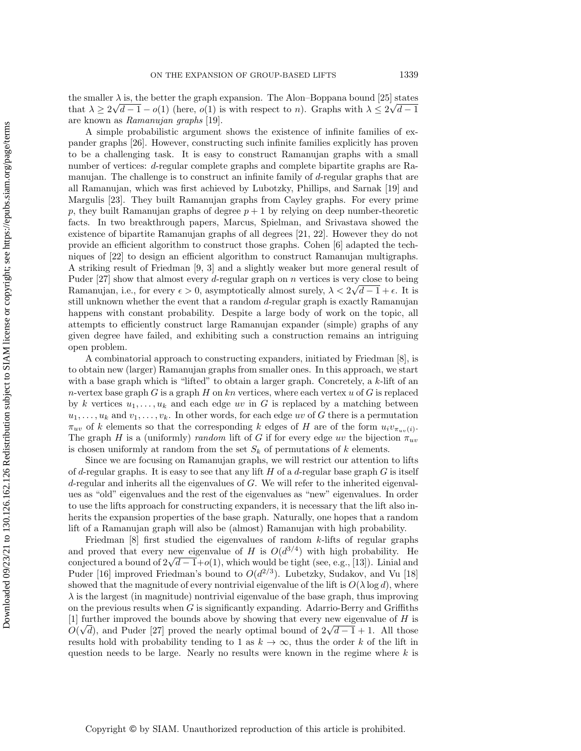the smaller $\lambda$ is, the better the graph expansion. The Alon–Boppana bound [25] states that $\lambda \geq 2\sqrt{d-1} - o(1)$ (here, $o(1)$ is with respect to $n$). Graphs with $\lambda \leq 2\sqrt{d-1}$ are known as *Ramanujan graphs* [19].

A simple probabilistic argument shows the existence of infinite families of expander graphs [26]. However, constructing such infinite families explicitly has proven to be a challenging task. It is easy to construct Ramanujan graphs with a small number of vertices: $d$-regular complete graphs and complete bipartite graphs are Ramanujan. The challenge is to construct an infinite family of $d$-regular graphs that are all Ramanujan, which was first achieved by Lubotzky, Phillips, and Sarnak [19] and Margulis [23]. They built Ramanujan graphs from Cayley graphs. For every prime $p$, they built Ramanujan graphs of degree $p+1$ by relying on deep number-theoretic facts. In two breakthrough papers, Marcus, Spielman, and Srivastava showed the existence of bipartite Ramanujan graphs of all degrees [21, 22]. However they do not provide an efficient algorithm to construct those graphs. Cohen [6] adapted the techniques of [22] to design an efficient algorithm to construct Ramanujan multigraphs. A striking result of Friedman [9, 3] and a slightly weaker but more general result of Puder [27] show that almost every $d$-regular graph on $n$ vertices is very close to being Ramanujan, i.e., for every $\epsilon > 0$, asymptotically almost surely, $\lambda < 2\sqrt{d-1} + \epsilon$. It is still unknown whether the event that a random $d$-regular graph is exactly Ramanujan happens with constant probability. Despite a large body of work on the topic, all attempts to efficiently construct large Ramanujan expander (simple) graphs of any given degree have failed, and exhibiting such a construction remains an intriguing open problem.

A combinatorial approach to constructing expanders, initiated by Friedman [8], is to obtain new (larger) Ramanujan graphs from smaller ones. In this approach, we start with a base graph which is "lifted" to obtain a larger graph. Concretely, a $k$-lift of an $n$-vertex base graph $G$ is a graph $H$ on $kn$ vertices, where each vertex $u$ of $G$ is replaced by $k$ vertices $u_1, \ldots, u_k$ and each edge $uv$ in $G$ is replaced by a matching between $u_1, \ldots, u_k$ and $v_1, \ldots, v_k$. In other words, for each edge $uv$ of $G$ there is a permutation $\pi_{uv}$ of $k$ elements so that the corresponding $k$ edges of $H$ are of the form $u_i v_{\pi_{uv}(i)}$. The graph $H$ is a (uniformly) *random* lift of $G$ if for every edge $uv$ the bijection $\pi_{uv}$ is chosen uniformly at random from the set $S_k$ of permutations of $k$ elements.

Since we are focusing on Ramanujan graphs, we will restrict our attention to lifts of $d$-regular graphs. It is easy to see that any lift $H$ of a $d$-regular base graph $G$ is itself $d$-regular and inherits all the eigenvalues of $G$. We will refer to the inherited eigenvalues as "old" eigenvalues and the rest of the eigenvalues as "new" eigenvalues. In order to use the lifts approach for constructing expanders, it is necessary that the lift also inherits the expansion properties of the base graph. Naturally, one hopes that a random lift of a Ramanujan graph will also be (almost) Ramanujan with high probability.

Friedman [8] first studied the eigenvalues of random $k$-lifts of regular graphs and proved that every new eigenvalue of $H$ is $O(d^{3/4})$ with high probability. He conjectured a bound of $2\sqrt{d-1}+o(1)$, which would be tight (see, e.g., [13]). Linial and Puder [16] improved Friedman's bound to $O(d^{2/3})$. Lubetzky, Sudakov, and Vu [18] showed that the magnitude of every nontrivial eigenvalue of the lift is $O(\lambda \log d)$, where $\lambda$ is the largest (in magnitude) nontrivial eigenvalue of the base graph, thus improving on the previous results when $G$ is significantly expanding. Adarrio-Berry and Griffiths [1] further improved the bounds above by showing that every new eigenvalue of $H$ is $O(\sqrt{d})$, and Puder [27] proved the nearly optimal bound of $2\sqrt{d-1}+1$. All those results hold with probability tending to 1 as $k \to \infty$, thus the order $k$ of the lift in question needs to be large. Nearly no results were known in the regime where $k$ is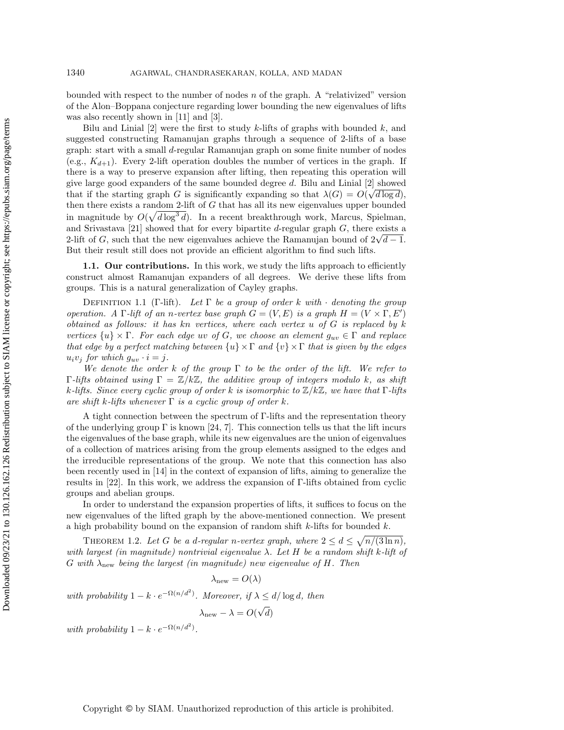bounded with respect to the number of nodes $n$ of the graph. A "relativized" version of the Alon–Boppana conjecture regarding lower bounding the new eigenvalues of lifts was also recently shown in [11] and [3].

Bilu and Linial [2] were the first to study $k$-lifts of graphs with bounded $k$, and suggested constructing Ramanujan graphs through a sequence of 2-lifts of a base graph: start with a small $d$-regular Ramanujan graph on some finite number of nodes (e.g., $K_{d+1}$). Every 2-lift operation doubles the number of vertices in the graph. If there is a way to preserve expansion after lifting, then repeating this operation will give large good expanders of the same bounded degree $d$. Bilu and Linial [2] showed that if the starting graph $G$ is significantly expanding so that $\lambda(G) = O(\sqrt{d \log d})$, then there exists a random 2-lift of $G$ that has all its new eigenvalues upper bounded in magnitude by $O(\sqrt{d \log^3 d})$. In a recent breakthrough work, Marcus, Spielman, and Srivastava [21] showed that for every bipartite $d$-regular graph $G$, there exists a 2-lift of $G$, such that the new eigenvalues achieve the Ramanujan bound of $2\sqrt{d-1}$. But their result still does not provide an efficient algorithm to find such lifts.

### 1.1. Our contributions.

In this work, we study the lifts approach to efficiently construct almost Ramanujan expanders of all degrees. We derive these lifts from groups. This is a natural generalization of Cayley graphs.

Definition 1.1 ($\Gamma$-lift). *Let $\Gamma$ be a group of order $k$ with $\cdot$ denoting the group operation. A $\Gamma$-lift of an $n$-vertex base graph $G = (V, E)$ is a graph $H = (V \times \Gamma, E')$ obtained as follows: it has $kn$ vertices, where each vertex $u$ of $G$ is replaced by $k$ vertices $\{u\} \times \Gamma$. For each edge $uv$ of $G$, we choose an element $g_{uv} \in \Gamma$ and replace that edge by a perfect matching between $\{u\} \times \Gamma$ and $\{v\} \times \Gamma$ that is given by the edges $u_i v_j$ for which $g_{uv} \cdot i = j$.*

*We denote the order $k$ of the group $\Gamma$ to be the order of the lift. We refer to $\Gamma$-lifts obtained using $\Gamma = \mathbb{Z}/k\mathbb{Z}$, the additive group of integers modulo $k$, as shift $k$-lifts. Since every cyclic group of order $k$ is isomorphic to $\mathbb{Z}/k\mathbb{Z}$, we have that $\Gamma$-lifts are shift $k$-lifts whenever $\Gamma$ is a cyclic group of order $k$.*

A tight connection between the spectrum of $\Gamma$-lifts and the representation theory of the underlying group $\Gamma$ is known [24, 7]. This connection tells us that the lift incurs the eigenvalues of the base graph, while its new eigenvalues are the union of eigenvalues of a collection of matrices arising from the group elements assigned to the edges and the irreducible representations of the group. We note that this connection has also been recently used in [14] in the context of expansion of lifts, aiming to generalize the results in [22]. In this work, we address the expansion of $\Gamma$-lifts obtained from cyclic groups and abelian groups.

In order to understand the expansion properties of lifts, it suffices to focus on the new eigenvalues of the lifted graph by the above-mentioned connection. We present a high probability bound on the expansion of random shift $k$-lifts for bounded $k$.

Theorem 1.2. *Let $G$ be a $d$-regular $n$-vertex graph, where $2 \le d \le \sqrt{n/(3 \ln n)}$, with largest (in magnitude) nontrivial eigenvalue $\lambda$. Let $H$ be a random shift $k$-lift of $G$ with $\lambda_{\text{new}}$ being the largest (in magnitude) new eigenvalue of $H$. Then*

$$\lambda_{\text{new}} = O(\lambda)$$

*with probability $1 - k \cdot e^{-\Omega(n/d^2)}$. Moreover, if $\lambda \le d/\log d$, then*

$$\lambda_{\text{new}} - \lambda = O(\sqrt{d})$$

*with probability $1 - k \cdot e^{-\Omega(n/d^2)}$.*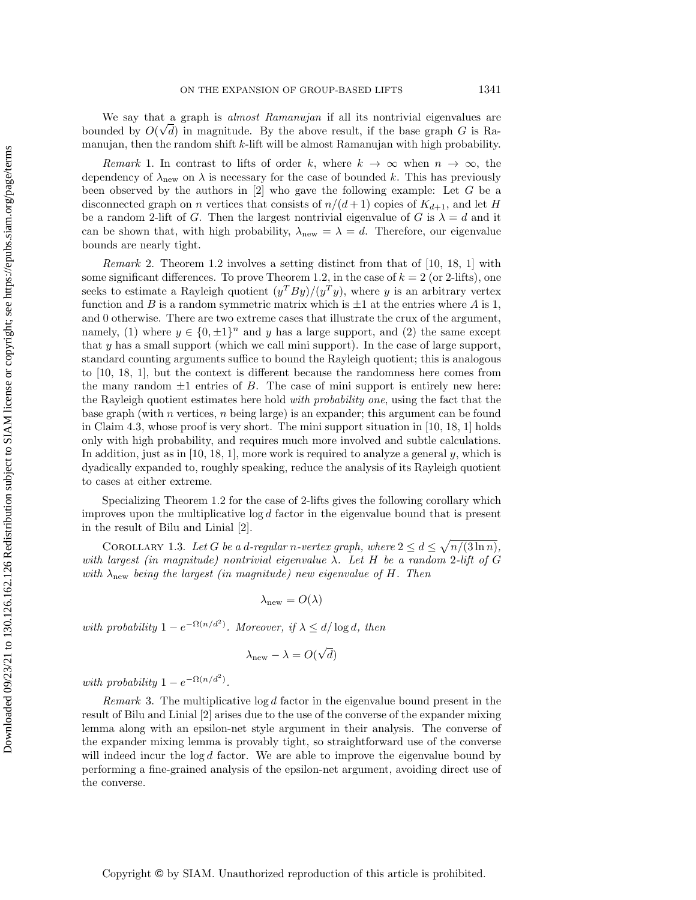We say that a graph is *almost Ramanujan* if all its nontrivial eigenvalues are bounded by $O(\sqrt{d})$ in magnitude. By the above result, if the base graph $G$ is Ramanujan, then the random shift $k$-lift will be almost Ramanujan with high probability.

*Remark* 1. In contrast to lifts of order $k$, where $k \to \infty$ when $n \to \infty$, the dependency of $\lambda_{\text{new}}$ on $\lambda$ is necessary for the case of bounded $k$. This has previously been observed by the authors in [2] who gave the following example: Let $G$ be a disconnected graph on $n$ vertices that consists of $n/(d+1)$ copies of $K_{d+1}$, and let $H$ be a random 2-lift of $G$. Then the largest nontrivial eigenvalue of $G$ is $\lambda = d$ and it can be shown that, with high probability, $\lambda_{\text{new}} = \lambda = d$. Therefore, our eigenvalue bounds are nearly tight.

*Remark* 2. Theorem 1.2 involves a setting distinct from that of [10, 18, 1] with some significant differences. To prove Theorem 1.2, in the case of $k = 2$ (or 2-lifts), one seeks to estimate a Rayleigh quotient $(y^T By)/(y^T y)$, where $y$ is an arbitrary vertex function and $B$ is a random symmetric matrix which is $\pm 1$ at the entries where $A$ is 1, and 0 otherwise. There are two extreme cases that illustrate the crux of the argument, namely, (1) where $y \in \{0, \pm 1\}^n$ and $y$ has a large support, and (2) the same except that $y$ has a small support (which we call mini support). In the case of large support, standard counting arguments suffice to bound the Rayleigh quotient; this is analogous to [10, 18, 1], but the context is different because the randomness here comes from the many random $\pm 1$ entries of $B$. The case of mini support is entirely new here: the Rayleigh quotient estimates here hold *with probability one*, using the fact that the base graph (with $n$ vertices, $n$ being large) is an expander; this argument can be found in Claim 4.3, whose proof is very short. The mini support situation in [10, 18, 1] holds only with high probability, and requires much more involved and subtle calculations. In addition, just as in [10, 18, 1], more work is required to analyze a general $y$, which is dyadically expanded to, roughly speaking, reduce the analysis of its Rayleigh quotient to cases at either extreme.

Specializing Theorem 1.2 for the case of 2-lifts gives the following corollary which improves upon the multiplicative $\log d$ factor in the eigenvalue bound that is present in the result of Bilu and Linial [2].

Corollary 1.3. *Let $G$ be a $d$-regular $n$-vertex graph, where $2 \le d \le \sqrt{n/(3 \ln n)}$, with largest (in magnitude) nontrivial eigenvalue $\lambda$. Let $H$ be a random 2-lift of $G$ with $\lambda_{\text{new}}$ being the largest (in magnitude) new eigenvalue of $H$. Then*

$$\lambda_{\text{new}} = O(\lambda)$$

*with probability $1 - e^{-\Omega(n/d^2)}$. Moreover, if $\lambda \le d/\log d$, then*

$$\lambda_{\text{new}} - \lambda = O(\sqrt{d})$$

*with probability $1 - e^{-\Omega(n/d^2)}$.*

*Remark* 3. The multiplicative $\log d$ factor in the eigenvalue bound present in the result of Bilu and Linial [2] arises due to the use of the converse of the expander mixing lemma along with an epsilon-net style argument in their analysis. The converse of the expander mixing lemma is provably tight, so straightforward use of the converse will indeed incur the $\log d$ factor. We are able to improve the eigenvalue bound by performing a fine-grained analysis of the epsilon-net argument, avoiding direct use of the converse.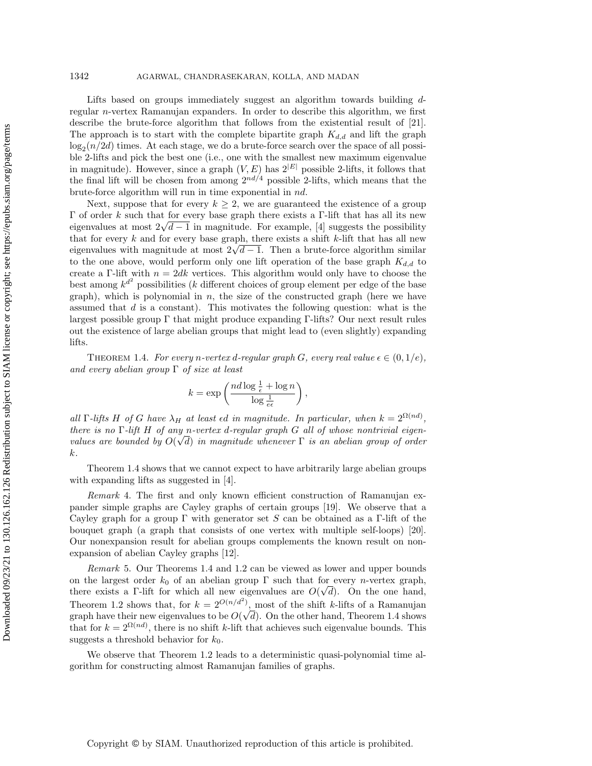Lifts based on groups immediately suggest an algorithm towards building $d$-regular $n$-vertex Ramanujan expanders. In order to describe this algorithm, we first describe the brute-force algorithm that follows from the existential result of [21]. The approach is to start with the complete bipartite graph $K_{d,d}$ and lift the graph $\log_2(n/2d)$ times. At each stage, we do a brute-force search over the space of all possible 2-lifts and pick the best one (i.e., one with the smallest new maximum eigenvalue in magnitude). However, since a graph $(V, E)$ has $2^{|E|}$ possible 2-lifts, it follows that the final lift will be chosen from among $2^{nd/4}$ possible 2-lifts, which means that the brute-force algorithm will run in time exponential in $nd$.

Next, suppose that for every $k \geq 2$, we are guaranteed the existence of a group $\Gamma$ of order $k$ such that for every base graph there exists a $\Gamma$-lift that has all its new eigenvalues at most $2\sqrt{d-1}$ in magnitude. For example, [4] suggests the possibility that for every $k$ and for every base graph, there exists a shift $k$-lift that has all new eigenvalues with magnitude at most $2\sqrt{d-1}$. Then a brute-force algorithm similar to the one above, would perform only one lift operation of the base graph $K_{d,d}$ to create a $\Gamma$-lift with $n = 2dk$ vertices. This algorithm would only have to choose the best among $k^{d^2}$ possibilities ($k$ different choices of group element per edge of the base graph), which is polynomial in $n$, the size of the constructed graph (here we have assumed that $d$ is a constant). This motivates the following question: what is the largest possible group $\Gamma$ that might produce expanding $\Gamma$-lifts? Our next result rules out the existence of large abelian groups that might lead to (even slightly) expanding lifts.

THEOREM 1.4. *For every $n$-vertex $d$-regular graph $G$, every real value $\epsilon \in (0, 1/e)$, and every abelian group $\Gamma$ of size at least*

$$k = \exp\left(\frac{nd\log\frac{1}{\epsilon} + \log n}{\log\frac{1}{e\epsilon}}\right),$$

*all $\Gamma$-lifts $H$ of $G$ have $\lambda_H$ at least $\epsilon d$ in magnitude. In particular, when $k = 2^{\Omega(nd)}$, there is no $\Gamma$-lift $H$ of any $n$-vertex $d$-regular graph $G$ all of whose nontrivial eigenvalues are bounded by $O(\sqrt{d})$ in magnitude whenever $\Gamma$ is an abelian group of order $k$.*

Theorem 1.4 shows that we cannot expect to have arbitrarily large abelian groups with expanding lifts as suggested in [4].

*Remark* 4. The first and only known efficient construction of Ramanujan expander simple graphs are Cayley graphs of certain groups [19]. We observe that a Cayley graph for a group $\Gamma$ with generator set $S$ can be obtained as a $\Gamma$-lift of the bouquet graph (a graph that consists of one vertex with multiple self-loops) [20]. Our nonexpansion result for abelian groups complements the known result on nonexpansion of abelian Cayley graphs [12].

*Remark* 5. Our Theorems 1.4 and 1.2 can be viewed as lower and upper bounds on the largest order $k_0$ of an abelian group $\Gamma$ such that for every $n$-vertex graph, there exists a $\Gamma$-lift for which all new eigenvalues are $O(\sqrt{d})$. On the one hand, Theorem 1.2 shows that, for $k = 2^{O(n/d^2)}$, most of the shift $k$-lifts of a Ramanujan graph have their new eigenvalues to be $O(\sqrt{d})$. On the other hand, Theorem 1.4 shows that for $k = 2^{\Omega(nd)}$, there is no shift $k$-lift that achieves such eigenvalue bounds. This suggests a threshold behavior for $k_0$.

We observe that Theorem 1.2 leads to a deterministic quasi-polynomial time algorithm for constructing almost Ramanujan families of graphs.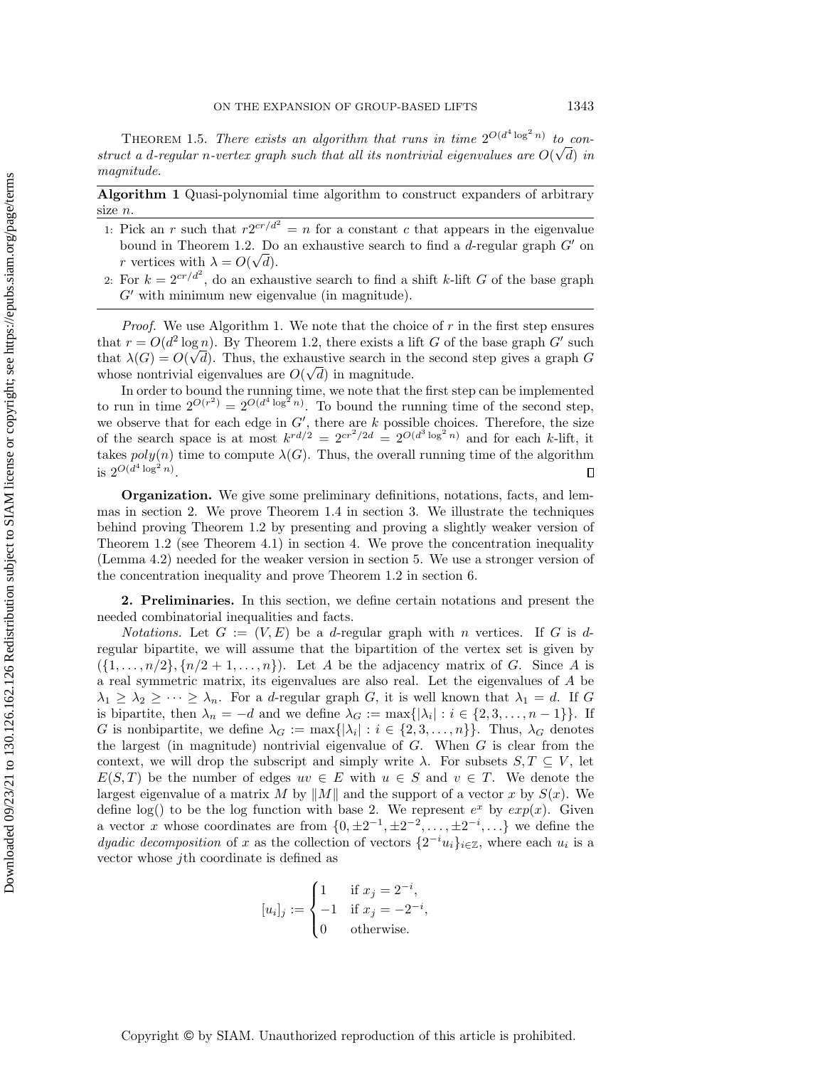THEOREM 1.5. *There exists an algorithm that runs in time $2^{O(d^4 \log^2 n)}$ to construct a d-regular n-vertex graph such that all its nontrivial eigenvalues are $O(\sqrt{d})$ in magnitude.*

**Algorithm 1** Quasi-polynomial time algorithm to construct expanders of arbitrary size $n$.

1: Pick an $r$ such that $r2^{cr/d^2} = n$ for a constant $c$ that appears in the eigenvalue bound in Theorem 1.2. Do an exhaustive search to find a $d$-regular graph $G'$ on $r$ vertices with $\lambda = O(\sqrt{d})$.

2: For $k = 2^{cr/d^2}$, do an exhaustive search to find a shift $k$-lift $G$ of the base graph $G'$ with minimum new eigenvalue (in magnitude).

*Proof.* We use Algorithm 1. We note that the choice of $r$ in the first step ensures that $r = O(d^2 \log n)$. By Theorem 1.2, there exists a lift $G$ of the base graph $G'$ such that $\lambda(G) = O(\sqrt{d})$. Thus, the exhaustive search in the second step gives a graph $G$ whose nontrivial eigenvalues are $O(\sqrt{d})$ in magnitude.

In order to bound the running time, we note that the first step can be implemented to run in time $2^{O(r^2)} = 2^{O(d^4 \log^2 n)}$. To bound the running time of the second step, we observe that for each edge in $G'$, there are $k$ possible choices. Therefore, the size of the search space is at most $k^{rd/2} = 2^{cr^2/2d} = 2^{O(d^3 \log^2 n)}$ and for each $k$-lift, it takes $poly(n)$ time to compute $\lambda(G)$. Thus, the overall running time of the algorithm is $2^{O(d^4 \log^2 n)}$. ∎

**Organization.** We give some preliminary definitions, notations, facts, and lemmas in section 2. We prove Theorem 1.4 in section 3. We illustrate the techniques behind proving Theorem 1.2 by presenting and proving a slightly weaker version of Theorem 1.2 (see Theorem 4.1) in section 4. We prove the concentration inequality (Lemma 4.2) needed for the weaker version in section 5. We use a stronger version of the concentration inequality and prove Theorem 1.2 in section 6.

## 2. Preliminaries.

In this section, we define certain notations and present the needed combinatorial inequalities and facts.

*Notations.* Let $G := (V, E)$ be a $d$-regular graph with $n$ vertices. If $G$ is $d$-regular bipartite, we will assume that the bipartition of the vertex set is given by $(\{1, \ldots, n/2\}, \{n/2+1, \ldots, n\})$. Let $A$ be the adjacency matrix of $G$. Since $A$ is a real symmetric matrix, its eigenvalues are also real. Let the eigenvalues of $A$ be $\lambda_1 \geq \lambda_2 \geq \cdots \geq \lambda_n$. For a $d$-regular graph $G$, it is well known that $\lambda_1 = d$. If $G$ is bipartite, then $\lambda_n = -d$ and we define $\lambda_G := \max\{|\lambda_i| : i \in \{2, 3, \ldots, n-1\}\}$. If $G$ is nonbipartite, we define $\lambda_G := \max\{|\lambda_i| : i \in \{2, 3, \ldots, n\}\}$. Thus, $\lambda_G$ denotes the largest (in magnitude) nontrivial eigenvalue of $G$. When $G$ is clear from the context, we will drop the subscript and simply write $\lambda$. For subsets $S, T \subseteq V$, let $E(S, T)$ be the number of edges $uv \in E$ with $u \in S$ and $v \in T$. We denote the largest eigenvalue of a matrix $M$ by $\|M\|$ and the support of a vector $x$ by $S(x)$. We define log() to be the log function with base 2. We represent $e^x$ by $exp(x)$. Given a vector $x$ whose coordinates are from $\{0, \pm 2^{-1}, \pm 2^{-2}, \ldots, \pm 2^{-i}, \ldots\}$ we define the *dyadic decomposition* of $x$ as the collection of vectors $\{2^{-i} u_i\}_{i \in \mathbb{Z}}$, where each $u_i$ is a vector whose $j$th coordinate is defined as

$$[u_i]_j := \begin{cases} 1 & \text{if } x_j = 2^{-i}, \\ -1 & \text{if } x_j = -2^{-i}, \\ 0 & \text{otherwise.} \end{cases}$$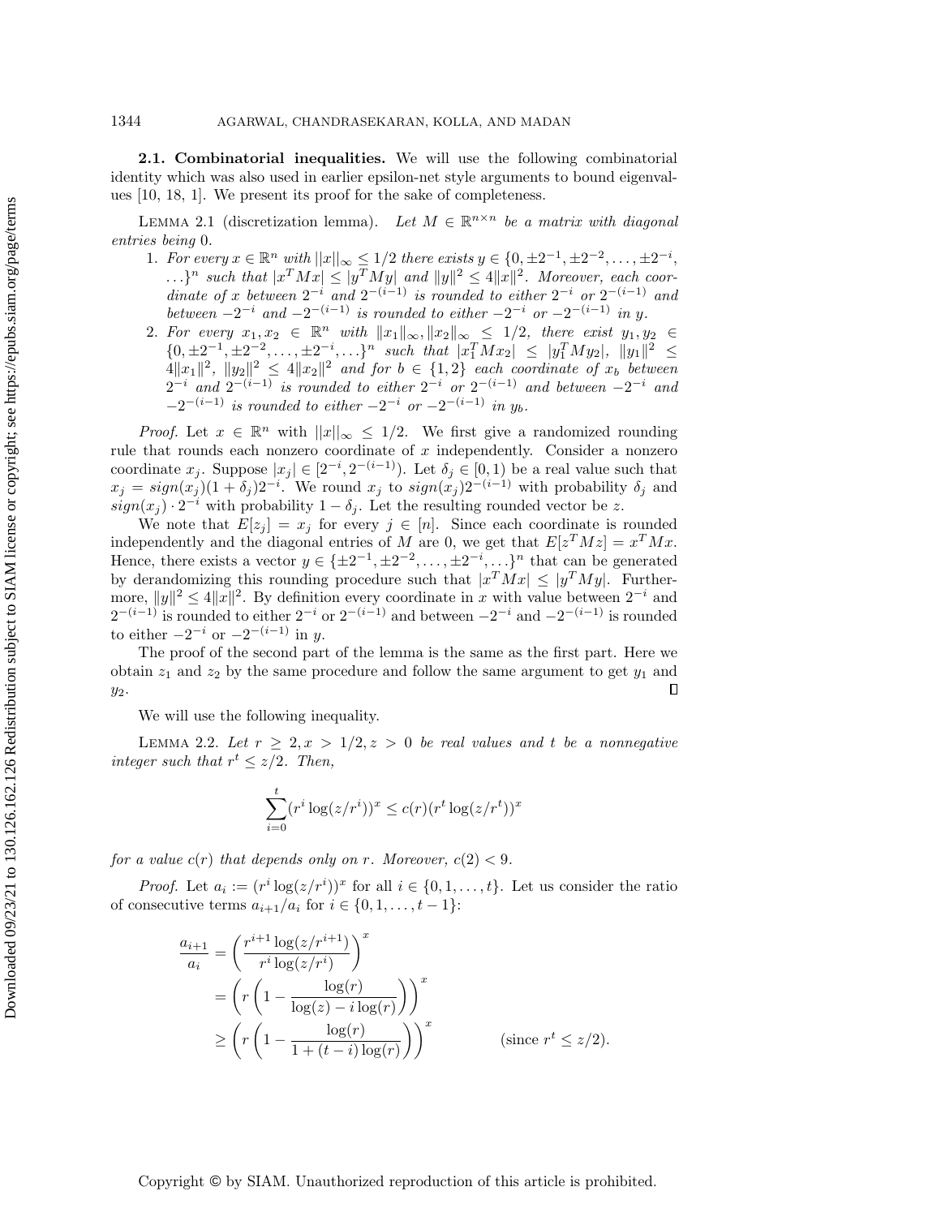**2.1. Combinatorial inequalities.** We will use the following combinatorial identity which was also used in earlier epsilon-net style arguments to bound eigenvalues [10, 18, 1]. We present its proof for the sake of completeness.

LEMMA 2.1 (discretization lemma). *Let $M \in \mathbb{R}^{n\times n}$ be a matrix with diagonal entries being 0.*

1. *For every $x \in \mathbb{R}^n$ with $||x||_\infty \leq 1/2$ there exists $y \in \{0, \pm 2^{-1}, \pm 2^{-2}, \ldots, \pm 2^{-i}, \ldots\}^n$ such that $|x^T M x| \leq |y^T M y|$ and $\|y\|^2 \leq 4\|x\|^2$. Moreover, each coordinate of $x$ between $2^{-i}$ and $2^{-(i-1)}$ is rounded to either $2^{-i}$ or $2^{-(i-1)}$ and between $-2^{-i}$ and $-2^{-(i-1)}$ is rounded to either $-2^{-i}$ or $-2^{-(i-1)}$ in $y$.*
2. *For every $x_1, x_2 \in \mathbb{R}^n$ with $\|x_1\|_\infty, \|x_2\|_\infty \leq 1/2$, there exist $y_1, y_2 \in \{0, \pm 2^{-1}, \pm 2^{-2}, \ldots, \pm 2^{-i}, \ldots\}^n$ such that $|x_1^T M x_2| \leq |y_1^T M y_2|$, $\|y_1\|^2 \leq 4\|x_1\|^2$, $\|y_2\|^2 \leq 4\|x_2\|^2$ and for $b \in \{1, 2\}$ each coordinate of $x_b$ between $2^{-i}$ and $2^{-(i-1)}$ is rounded to either $2^{-i}$ or $2^{-(i-1)}$ and between $-2^{-i}$ and $-2^{-(i-1)}$ is rounded to either $-2^{-i}$ or $-2^{-(i-1)}$ in $y_b$.*

*Proof.* Let $x \in \mathbb{R}^n$ with $||x||_\infty \leq 1/2$. We first give a randomized rounding rule that rounds each nonzero coordinate of $x$ independently. Consider a nonzero coordinate $x_j$. Suppose $|x_j| \in [2^{-i}, 2^{-(i-1)})$. Let $\delta_j \in [0, 1)$ be a real value such that $x_j = sign(x_j)(1 + \delta_j)2^{-i}$. We round $x_j$ to $sign(x_j)2^{-(i-1)}$ with probability $\delta_j$ and $sign(x_j) \cdot 2^{-i}$ with probability $1 - \delta_j$. Let the resulting rounded vector be $z$.

We note that $E[z_j] = x_j$ for every $j \in [n]$. Since each coordinate is rounded independently and the diagonal entries of $M$ are 0, we get that $E[z^T M z] = x^T M x$. Hence, there exists a vector $y \in \{\pm 2^{-1}, \pm 2^{-2}, \ldots, \pm 2^{-i}, \ldots\}^n$ that can be generated by derandomizing this rounding procedure such that $|x^T M x| \leq |y^T M y|$. Furthermore, $\|y\|^2 \leq 4\|x\|^2$. By definition every coordinate in $x$ with value between $2^{-i}$ and $2^{-(i-1)}$ is rounded to either $2^{-i}$ or $2^{-(i-1)}$ and between $-2^{-i}$ and $-2^{-(i-1)}$ is rounded to either $-2^{-i}$ or $-2^{-(i-1)}$ in $y$.

The proof of the second part of the lemma is the same as the first part. Here we obtain $z_1$ and $z_2$ by the same procedure and follow the same argument to get $y_1$ and $y_2$. ∎

We will use the following inequality.

LEMMA 2.2. *Let $r \geq 2, x > 1/2, z > 0$ be real values and $t$ be a nonnegative integer such that $r^t \leq z/2$. Then,*

$$\sum_{i=0}^{t} (r^i \log(z/r^i))^x \leq c(r)(r^t \log(z/r^t))^x$$

*for a value $c(r)$ that depends only on $r$. Moreover, $c(2) < 9$.*

*Proof.* Let $a_i := (r^i \log(z/r^i))^x$ for all $i \in \{0, 1, \ldots, t\}$. Let us consider the ratio of consecutive terms $a_{i+1}/a_i$ for $i \in \{0, 1, \ldots, t-1\}$:

$$\begin{aligned}
\frac{a_{i+1}}{a_i} &= \left(\frac{r^{i+1}\log(z/r^{i+1})}{r^i \log(z/r^i)}\right)^x \\
&= \left(r\left(1 - \frac{\log(r)}{\log(z) - i\log(r)}\right)\right)^x \\
&\geq \left(r\left(1 - \frac{\log(r)}{1 + (t-i)\log(r)}\right)\right)^x \qquad \text{(since } r^t \leq z/2\text{).}
\end{aligned}$$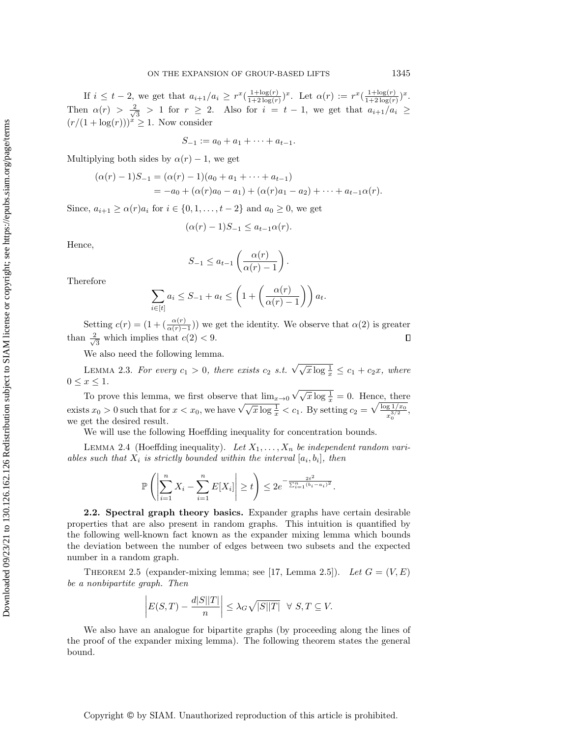If $i \le t-2$, we get that $a_{i+1}/a_i \ge r^x(\frac{1+\log(r)}{1+2\log(r)})^x$. Let $\alpha(r) := r^x(\frac{1+\log(r)}{1+2\log(r)})^x$. Then $\alpha(r) > \frac{2}{\sqrt{3}} > 1$ for $r \ge 2$. Also for $i = t-1$, we get that $a_{i+1}/a_i \ge (r/(1+\log(r)))^x \ge 1$. Now consider

$$S_{-1} := a_0 + a_1 + \cdots + a_{t-1}.$$

Multiplying both sides by $\alpha(r) - 1$, we get

$$\begin{aligned}(\alpha(r)-1)S_{-1} &= (\alpha(r)-1)(a_0 + a_1 + \cdots + a_{t-1}) \\ &= -a_0 + (\alpha(r)a_0 - a_1) + (\alpha(r)a_1 - a_2) + \cdots + a_{t-1}\alpha(r).\end{aligned}$$

Since, $a_{i+1} \ge \alpha(r)a_i$ for $i \in \{0, 1, \dots, t-2\}$ and $a_0 \ge 0$, we get

$$(\alpha(r)-1)S_{-1} \le a_{t-1}\alpha(r).$$

Hence,

$$S_{-1} \le a_{t-1}\left(\frac{\alpha(r)}{\alpha(r)-1}\right).$$

Therefore

$$\sum_{i\in[t]} a_i \le S_{-1} + a_t \le \left(1 + \left(\frac{\alpha(r)}{\alpha(r)-1}\right)\right)a_t.$$

Setting $c(r) = (1 + (\frac{\alpha(r)}{\alpha(r)-1}))$ we get the identity. We observe that $\alpha(2)$ is greater than $\frac{2}{\sqrt{3}}$ which implies that $c(2) < 9$. □

We also need the following lemma.

Lemma 2.3. *For every $c_1 > 0$, there exists $c_2$ s.t. $\sqrt{\sqrt{x}\log\frac{1}{x}} \le c_1 + c_2 x$, where $0 \le x \le 1$.*

To prove this lemma, we first observe that $\lim_{x\to 0}\sqrt{\sqrt{x}\log\frac{1}{x}} = 0$. Hence, there exists $x_0 > 0$ such that for $x < x_0$, we have $\sqrt{\sqrt{x}\log\frac{1}{x}} < c_1$. By setting $c_2 = \sqrt{\frac{\log 1/x_0}{x_0^{3/2}}}$, we get the desired result.

We will use the following Hoeffding inequality for concentration bounds.

Lemma 2.4 (Hoeffding inequality). *Let $X_1, \dots, X_n$ be independent random variables such that $X_i$ is strictly bounded within the interval $[a_i, b_i]$, then*

$$\mathbb{P}\left(\left|\sum_{i=1}^n X_i - \sum_{i=1}^n E[X_i]\right| \ge t\right) \le 2e^{-\frac{2t^2}{\sum_{i=1}^n (b_i - a_i)^2}}.$$

**2.2. Spectral graph theory basics.** Expander graphs have certain desirable properties that are also present in random graphs. This intuition is quantified by the following well-known fact known as the expander mixing lemma which bounds the deviation between the number of edges between two subsets and the expected number in a random graph.

Theorem 2.5 (expander-mixing lemma; see [17, Lemma 2.5]). *Let $G = (V, E)$ be a nonbipartite graph. Then*

$$\left|E(S,T) - \frac{d|S||T|}{n}\right| \le \lambda_G\sqrt{|S||T|} \quad \forall\ S, T \subseteq V.$$

We also have an analogue for bipartite graphs (by proceeding along the lines of the proof of the expander mixing lemma). The following theorem states the general bound.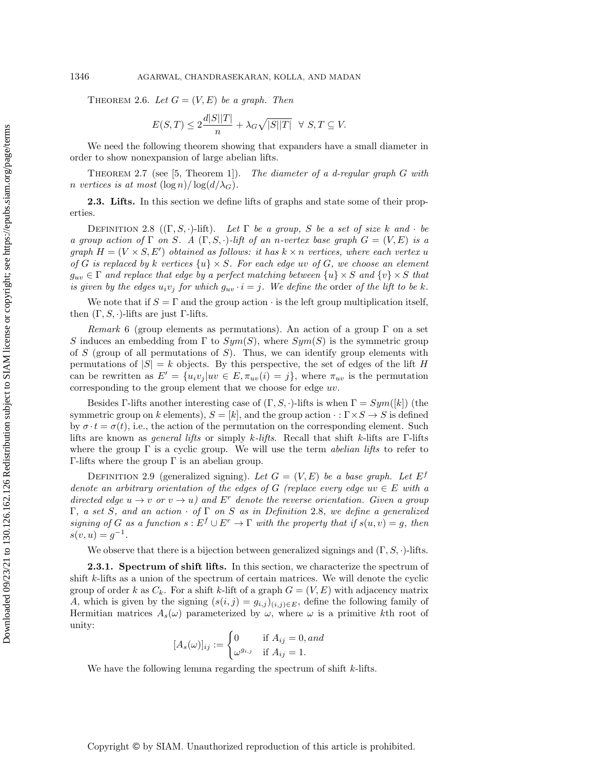THEOREM 2.6. *Let $G = (V, E)$ be a graph. Then*

$$E(S,T) \leq 2\frac{d|S||T|}{n} + \lambda_G \sqrt{|S||T|} \quad \forall\ S, T \subseteq V.$$

We need the following theorem showing that expanders have a small diameter in order to show nonexpansion of large abelian lifts.

THEOREM 2.7 (see [5, Theorem 1]). *The diameter of a d-regular graph $G$ with $n$ vertices is at most $(\log n)/\log(d/\lambda_G)$.*

### 2.3. Lifts.

In this section we define lifts of graphs and state some of their properties.

DEFINITION 2.8 ($(\Gamma, S, \cdot)$-lift). *Let $\Gamma$ be a group, $S$ be a set of size $k$ and $\cdot$ be a group action of $\Gamma$ on $S$. A $(\Gamma, S, \cdot)$-lift of an $n$-vertex base graph $G = (V, E)$ is a graph $H = (V \times S, E')$ obtained as follows: it has $k \times n$ vertices, where each vertex $u$ of $G$ is replaced by $k$ vertices $\{u\} \times S$. For each edge $uv$ of $G$, we choose an element $g_{uv} \in \Gamma$ and replace that edge by a perfect matching between $\{u\} \times S$ and $\{v\} \times S$ that is given by the edges $u_i v_j$ for which $g_{uv} \cdot i = j$. We define the* order *of the lift to be $k$.*

We note that if $S = \Gamma$ and the group action $\cdot$ is the left group multiplication itself, then $(\Gamma, S, \cdot)$-lifts are just $\Gamma$-lifts.

*Remark* 6 (group elements as permutations). An action of a group $\Gamma$ on a set $S$ induces an embedding from $\Gamma$ to $Sym(S)$, where $Sym(S)$ is the symmetric group of $S$ (group of all permutations of $S$). Thus, we can identify group elements with permutations of $|S| = k$ objects. By this perspective, the set of edges of the lift $H$ can be rewritten as $E' = \{u_i v_j | uv \in E, \pi_{uv}(i) = j\}$, where $\pi_{uv}$ is the permutation corresponding to the group element that we choose for edge $uv$.

Besides $\Gamma$-lifts another interesting case of $(\Gamma, S, \cdot)$-lifts is when $\Gamma = Sym([k])$ (the symmetric group on $k$ elements), $S = [k]$, and the group action $\cdot : \Gamma \times S \to S$ is defined by $\sigma \cdot t = \sigma(t)$, i.e., the action of the permutation on the corresponding element. Such lifts are known as *general lifts* or simply *k-lifts*. Recall that shift $k$-lifts are $\Gamma$-lifts where the group $\Gamma$ is a cyclic group. We will use the term *abelian lifts* to refer to $\Gamma$-lifts where the group $\Gamma$ is an abelian group.

DEFINITION 2.9 (generalized signing). *Let $G = (V, E)$ be a base graph. Let $E^f$ denote an arbitrary orientation of the edges of $G$ (replace every edge $uv \in E$ with a directed edge $u \to v$ or $v \to u$) and $E^r$ denote the reverse orientation. Given a group $\Gamma$, a set $S$, and an action $\cdot$ of $\Gamma$ on $S$ as in Definition* 2.8*, we define a generalized signing of $G$ as a function $s : E^f \cup E^r \to \Gamma$ with the property that if $s(u, v) = g$, then $s(v, u) = g^{-1}$.*

We observe that there is a bijection between generalized signings and $(\Gamma, S, \cdot)$-lifts.

#### 2.3.1. Spectrum of shift lifts.

In this section, we characterize the spectrum of shift $k$-lifts as a union of the spectrum of certain matrices. We will denote the cyclic group of order $k$ as $C_k$. For a shift $k$-lift of a graph $G = (V, E)$ with adjacency matrix $A$, which is given by the signing $(s(i, j) = g_{i,j})_{(i,j) \in E}$, define the following family of Hermitian matrices $A_s(\omega)$ parameterized by $\omega$, where $\omega$ is a primitive $k$th root of unity:

$$[A_s(\omega)]_{ij} := \begin{cases} 0 & \text{if } A_{ij} = 0, and \\ \omega^{g_{i,j}} & \text{if } A_{ij} = 1. \end{cases}$$

We have the following lemma regarding the spectrum of shift $k$-lifts.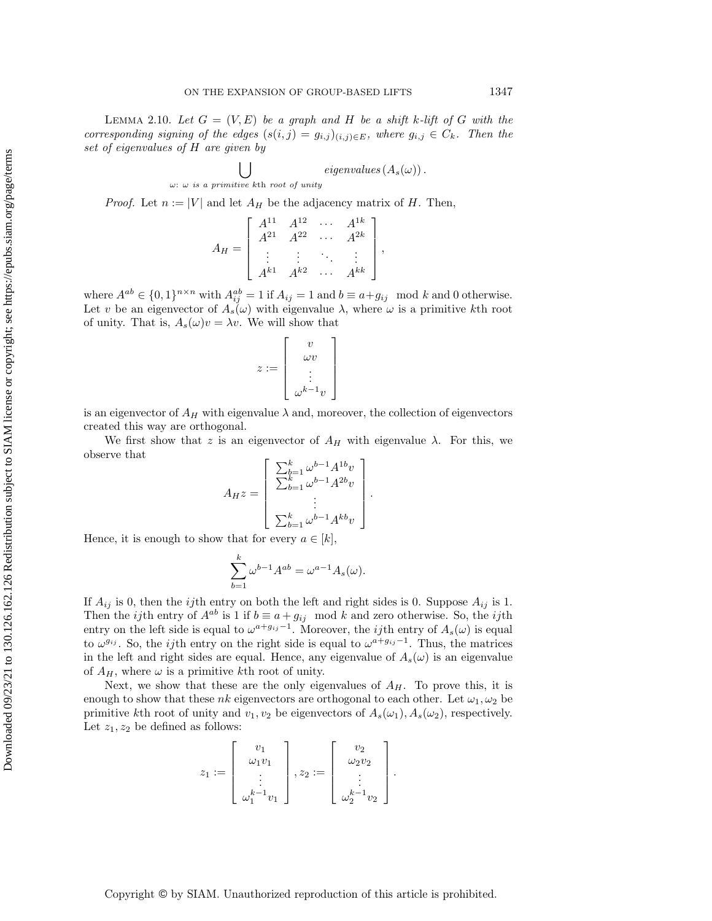LEMMA 2.10. *Let $G = (V, E)$ be a graph and $H$ be a shift $k$-lift of $G$ with the corresponding signing of the edges $(s(i,j) = g_{i,j})_{(i,j)\in E}$, where $g_{i,j} \in C_k$. Then the set of eigenvalues of $H$ are given by*

$$\bigcup_{\omega:\ \omega \text{ is a primitive } k\text{th root of unity}} eigenvalues\left(A_s(\omega)\right).$$

*Proof.* Let $n := |V|$ and let $A_H$ be the adjacency matrix of $H$. Then,

$$A_H = \begin{bmatrix} A^{11} & A^{12} & \cdots & A^{1k} \\ A^{21} & A^{22} & \cdots & A^{2k} \\ \vdots & \vdots & \ddots & \vdots \\ A^{k1} & A^{k2} & \cdots & A^{kk} \end{bmatrix},$$

where $A^{ab} \in \{0,1\}^{n\times n}$ with $A^{ab}_{ij} = 1$ if $A_{ij} = 1$ and $b \equiv a + g_{ij} \mod k$ and 0 otherwise. Let $v$ be an eigenvector of $A_s(\omega)$ with eigenvalue $\lambda$, where $\omega$ is a primitive $k$th root of unity. That is, $A_s(\omega)v = \lambda v$. We will show that

$$z := \begin{bmatrix} v \\ \omega v \\ \vdots \\ \omega^{k-1} v \end{bmatrix}$$

is an eigenvector of $A_H$ with eigenvalue $\lambda$ and, moreover, the collection of eigenvectors created this way are orthogonal.

We first show that $z$ is an eigenvector of $A_H$ with eigenvalue $\lambda$. For this, we observe that

$$A_H z = \begin{bmatrix} \sum_{b=1}^k \omega^{b-1} A^{1b} v \\ \sum_{b=1}^k \omega^{b-1} A^{2b} v \\ \vdots \\ \sum_{b=1}^k \omega^{b-1} A^{kb} v \end{bmatrix}.$$

Hence, it is enough to show that for every $a \in [k]$,

$$\sum_{b=1}^k \omega^{b-1} A^{ab} = \omega^{a-1} A_s(\omega).$$

If $A_{ij}$ is 0, then the $ij$th entry on both the left and right sides is 0. Suppose $A_{ij}$ is 1. Then the $ij$th entry of $A^{ab}$ is 1 if $b \equiv a + g_{ij} \mod k$ and zero otherwise. So, the $ij$th entry on the left side is equal to $\omega^{a+g_{ij}-1}$. Moreover, the $ij$th entry of $A_s(\omega)$ is equal to $\omega^{g_{ij}}$. So, the $ij$th entry on the right side is equal to $\omega^{a+g_{ij}-1}$. Thus, the matrices in the left and right sides are equal. Hence, any eigenvalue of $A_s(\omega)$ is an eigenvalue of $A_H$, where $\omega$ is a primitive $k$th root of unity.

Next, we show that these are the only eigenvalues of $A_H$. To prove this, it is enough to show that these $nk$ eigenvectors are orthogonal to each other. Let $\omega_1, \omega_2$ be primitive $k$th root of unity and $v_1, v_2$ be eigenvectors of $A_s(\omega_1), A_s(\omega_2)$, respectively. Let $z_1, z_2$ be defined as follows:

$$z_1 := \begin{bmatrix} v_1 \\ \omega_1 v_1 \\ \vdots \\ \omega_1^{k-1} v_1 \end{bmatrix}, z_2 := \begin{bmatrix} v_2 \\ \omega_2 v_2 \\ \vdots \\ \omega_2^{k-1} v_2 \end{bmatrix}.$$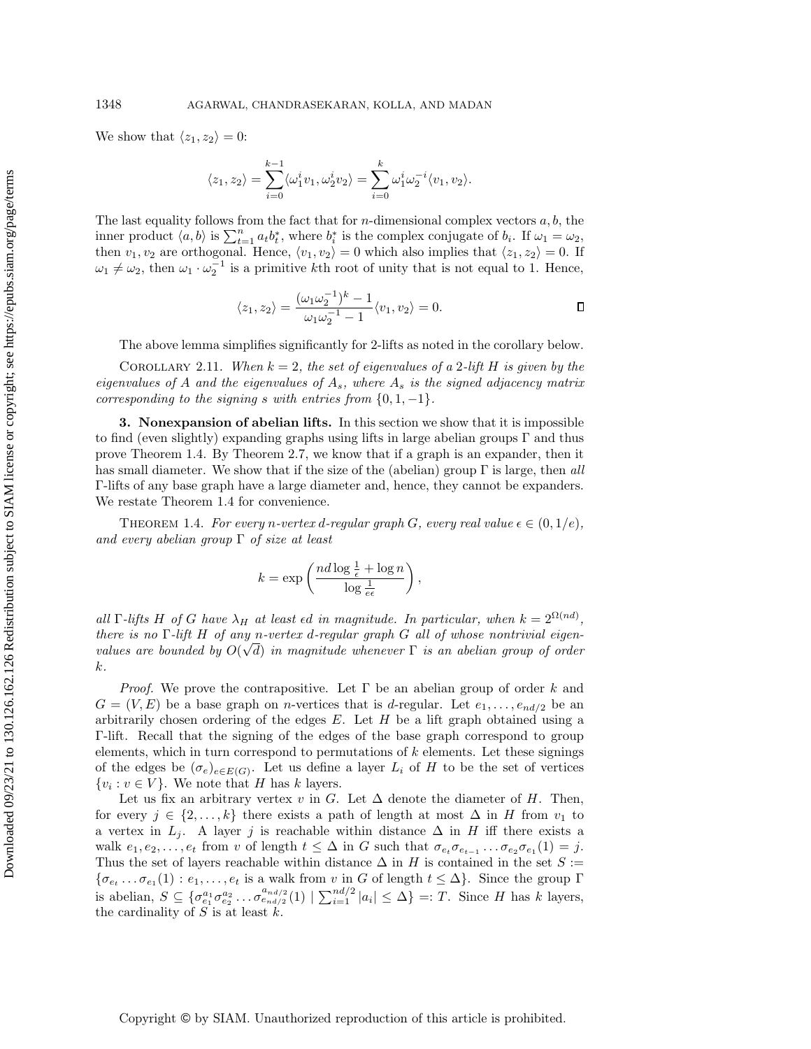We show that $\langle z_1, z_2 \rangle = 0$:

$$\langle z_1, z_2 \rangle = \sum_{i=0}^{k-1} \langle \omega_1^i v_1, \omega_2^i v_2 \rangle = \sum_{i=0}^{k} \omega_1^i \omega_2^{-i} \langle v_1, v_2 \rangle.$$

The last equality follows from the fact that for $n$-dimensional complex vectors $a, b$, the inner product $\langle a, b \rangle$ is $\sum_{t=1}^{n} a_t b_t^*$, where $b_i^*$ is the complex conjugate of $b_i$. If $\omega_1 = \omega_2$, then $v_1, v_2$ are orthogonal. Hence, $\langle v_1, v_2 \rangle = 0$ which also implies that $\langle z_1, z_2 \rangle = 0$. If $\omega_1 \neq \omega_2$, then $\omega_1 \cdot \omega_2^{-1}$ is a primitive $k$th root of unity that is not equal to 1. Hence,

$$\langle z_1, z_2 \rangle = \frac{(\omega_1 \omega_2^{-1})^k - 1}{\omega_1 \omega_2^{-1} - 1} \langle v_1, v_2 \rangle = 0. \qquad \square$$

The above lemma simplifies significantly for 2-lifts as noted in the corollary below.

Corollary 2.11. *When $k = 2$, the set of eigenvalues of a 2-lift $H$ is given by the eigenvalues of $A$ and the eigenvalues of $A_s$, where $A_s$ is the signed adjacency matrix corresponding to the signing $s$ with entries from $\{0, 1, -1\}$.*

## 3. Nonexpansion of abelian lifts.

In this section we show that it is impossible to find (even slightly) expanding graphs using lifts in large abelian groups $\Gamma$ and thus prove Theorem 1.4. By Theorem 2.7, we know that if a graph is an expander, then it has small diameter. We show that if the size of the (abelian) group $\Gamma$ is large, then *all* $\Gamma$-lifts of any base graph have a large diameter and, hence, they cannot be expanders. We restate Theorem 1.4 for convenience.

Theorem 1.4. *For every $n$-vertex $d$-regular graph $G$, every real value $\epsilon \in (0, 1/e)$, and every abelian group $\Gamma$ of size at least*

$$k = \exp\left( \frac{nd \log \frac{1}{\epsilon} + \log n}{\log \frac{1}{e\epsilon}} \right),$$

*all $\Gamma$-lifts $H$ of $G$ have $\lambda_H$ at least $\epsilon d$ in magnitude. In particular, when $k = 2^{\Omega(nd)}$, there is no $\Gamma$-lift $H$ of any $n$-vertex $d$-regular graph $G$ all of whose nontrivial eigenvalues are bounded by $O(\sqrt{d})$ in magnitude whenever $\Gamma$ is an abelian group of order $k$.*

*Proof.* We prove the contrapositive. Let $\Gamma$ be an abelian group of order $k$ and $G = (V, E)$ be a base graph on $n$-vertices that is $d$-regular. Let $e_1, \ldots, e_{nd/2}$ be an arbitrarily chosen ordering of the edges $E$. Let $H$ be a lift graph obtained using a $\Gamma$-lift. Recall that the signing of the edges of the base graph correspond to group elements, which in turn correspond to permutations of $k$ elements. Let these signings of the edges be $(\sigma_e)_{e \in E(G)}$. Let us define a layer $L_i$ of $H$ to be the set of vertices $\{v_i : v \in V\}$. We note that $H$ has $k$ layers.

Let us fix an arbitrary vertex $v$ in $G$. Let $\Delta$ denote the diameter of $H$. Then, for every $j \in \{2, \ldots, k\}$ there exists a path of length at most $\Delta$ in $H$ from $v_1$ to a vertex in $L_j$. A layer $j$ is reachable within distance $\Delta$ in $H$ iff there exists a walk $e_1, e_2, \ldots, e_t$ from $v$ of length $t \leq \Delta$ in $G$ such that $\sigma_{e_t} \sigma_{e_{t-1}} \ldots \sigma_{e_2} \sigma_{e_1}(1) = j$. Thus the set of layers reachable within distance $\Delta$ in $H$ is contained in the set $S := \{\sigma_{e_t} \ldots \sigma_{e_1}(1) : e_1, \ldots, e_t \text{ is a walk from } v \text{ in } G \text{ of length } t \leq \Delta\}$. Since the group $\Gamma$ is abelian, $S \subseteq \{\sigma_{e_1}^{a_1} \sigma_{e_2}^{a_2} \ldots \sigma_{e_{nd/2}}^{a_{nd/2}}(1) \mid \sum_{i=1}^{nd/2} |a_i| \leq \Delta\} =: T$. Since $H$ has $k$ layers, the cardinality of $S$ is at least $k$.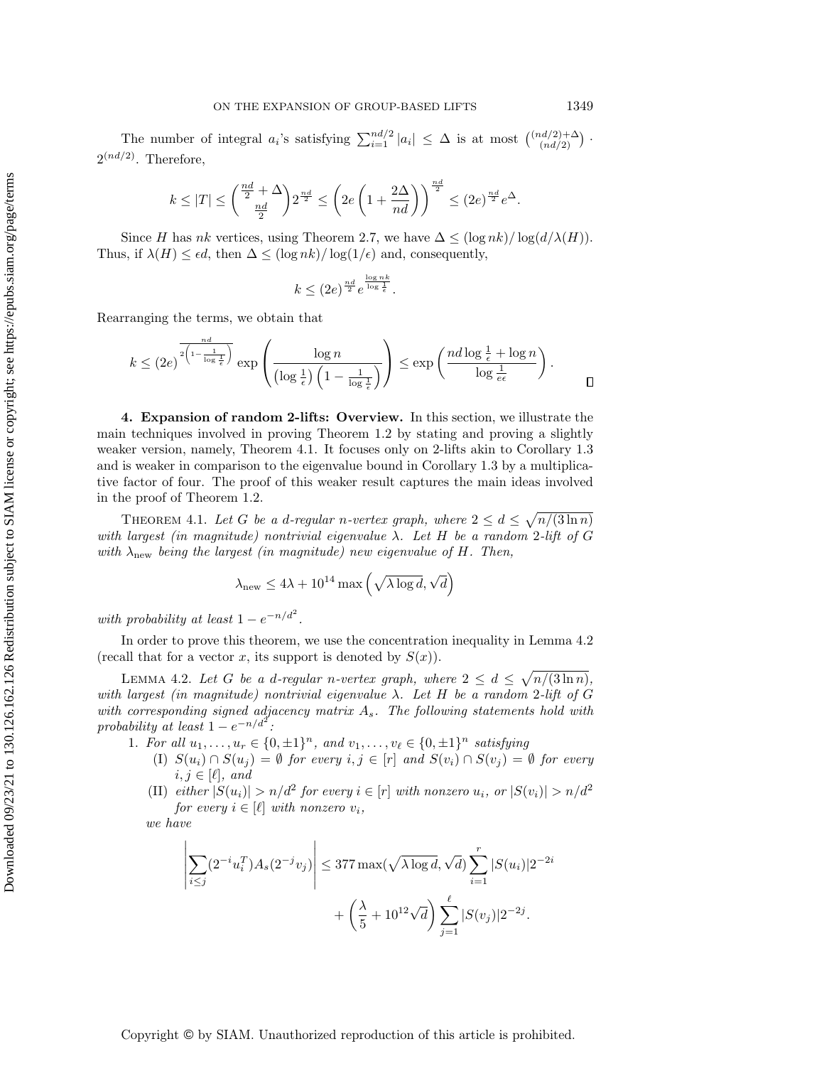The number of integral $a_i$'s satisfying $\sum_{i=1}^{nd/2} |a_i| \leq \Delta$ is at most $\binom{(nd/2)+\Delta}{(nd/2)} \cdot 2^{(nd/2)}$. Therefore,

$$k \leq |T| \leq \binom{\frac{nd}{2} + \Delta}{\frac{nd}{2}} 2^{\frac{nd}{2}} \leq \left(2e\left(1 + \frac{2\Delta}{nd}\right)\right)^{\frac{nd}{2}} \leq (2e)^{\frac{nd}{2}} e^{\Delta}.$$

Since $H$ has $nk$ vertices, using Theorem 2.7, we have $\Delta \leq (\log nk)/\log(d/\lambda(H))$. Thus, if $\lambda(H) \leq \epsilon d$, then $\Delta \leq (\log nk)/\log(1/\epsilon)$ and, consequently,

$$k \leq (2e)^{\frac{nd}{2}} e^{\frac{\log nk}{\log \frac{1}{\epsilon}}}.$$

Rearranging the terms, we obtain that

$$k \leq (2e)^{\frac{nd}{2\left(1 - \frac{1}{\log \frac{1}{\epsilon}}\right)}} \exp\left(\frac{\log n}{\left(\log \frac{1}{\epsilon}\right)\left(1 - \frac{1}{\log \frac{1}{\epsilon}}\right)}\right) \leq \exp\left(\frac{nd \log \frac{1}{\epsilon} + \log n}{\log \frac{1}{e\epsilon}}\right).$$

□

**4. Expansion of random 2-lifts: Overview.** In this section, we illustrate the main techniques involved in proving Theorem 1.2 by stating and proving a slightly weaker version, namely, Theorem 4.1. It focuses only on 2-lifts akin to Corollary 1.3 and is weaker in comparison to the eigenvalue bound in Corollary 1.3 by a multiplicative factor of four. The proof of this weaker result captures the main ideas involved in the proof of Theorem 1.2.

THEOREM 4.1. *Let $G$ be a $d$-regular $n$-vertex graph, where $2 \leq d \leq \sqrt{n/(3\ln n)}$ with largest (in magnitude) nontrivial eigenvalue $\lambda$. Let $H$ be a random 2-lift of $G$ with $\lambda_{\text{new}}$ being the largest (in magnitude) new eigenvalue of $H$. Then,*

$$\lambda_{\text{new}} \leq 4\lambda + 10^{14} \max\left(\sqrt{\lambda \log d}, \sqrt{d}\right)$$

*with probability at least $1 - e^{-n/d^2}$.*

In order to prove this theorem, we use the concentration inequality in Lemma 4.2 (recall that for a vector $x$, its support is denoted by $S(x)$).

LEMMA 4.2. *Let $G$ be a $d$-regular $n$-vertex graph, where $2 \leq d \leq \sqrt{n/(3\ln n)}$, with largest (in magnitude) nontrivial eigenvalue $\lambda$. Let $H$ be a random 2-lift of $G$ with corresponding signed adjacency matrix $A_s$. The following statements hold with probability at least $1 - e^{-n/d^2}$:*

1. *For all $u_1, \ldots, u_r \in \{0, \pm 1\}^n$, and $v_1, \ldots, v_\ell \in \{0, \pm 1\}^n$ satisfying*
   - (I) *$S(u_i) \cap S(u_j) = \emptyset$ for every $i, j \in [r]$ and $S(v_i) \cap S(v_j) = \emptyset$ for every $i, j \in [\ell]$, and*
   - (II) *either $|S(u_i)| > n/d^2$ for every $i \in [r]$ with nonzero $u_i$, or $|S(v_i)| > n/d^2$ for every $i \in [\ell]$ with nonzero $v_i$,*

   *we have*

$$\left|\sum_{i \leq j} (2^{-i} u_i^T) A_s (2^{-j} v_j)\right| \leq 377 \max(\sqrt{\lambda \log d}, \sqrt{d}) \sum_{i=1}^{r} |S(u_i)| 2^{-2i}$$
$$+ \left(\frac{\lambda}{5} + 10^{12}\sqrt{d}\right) \sum_{j=1}^{\ell} |S(v_j)| 2^{-2j}.$$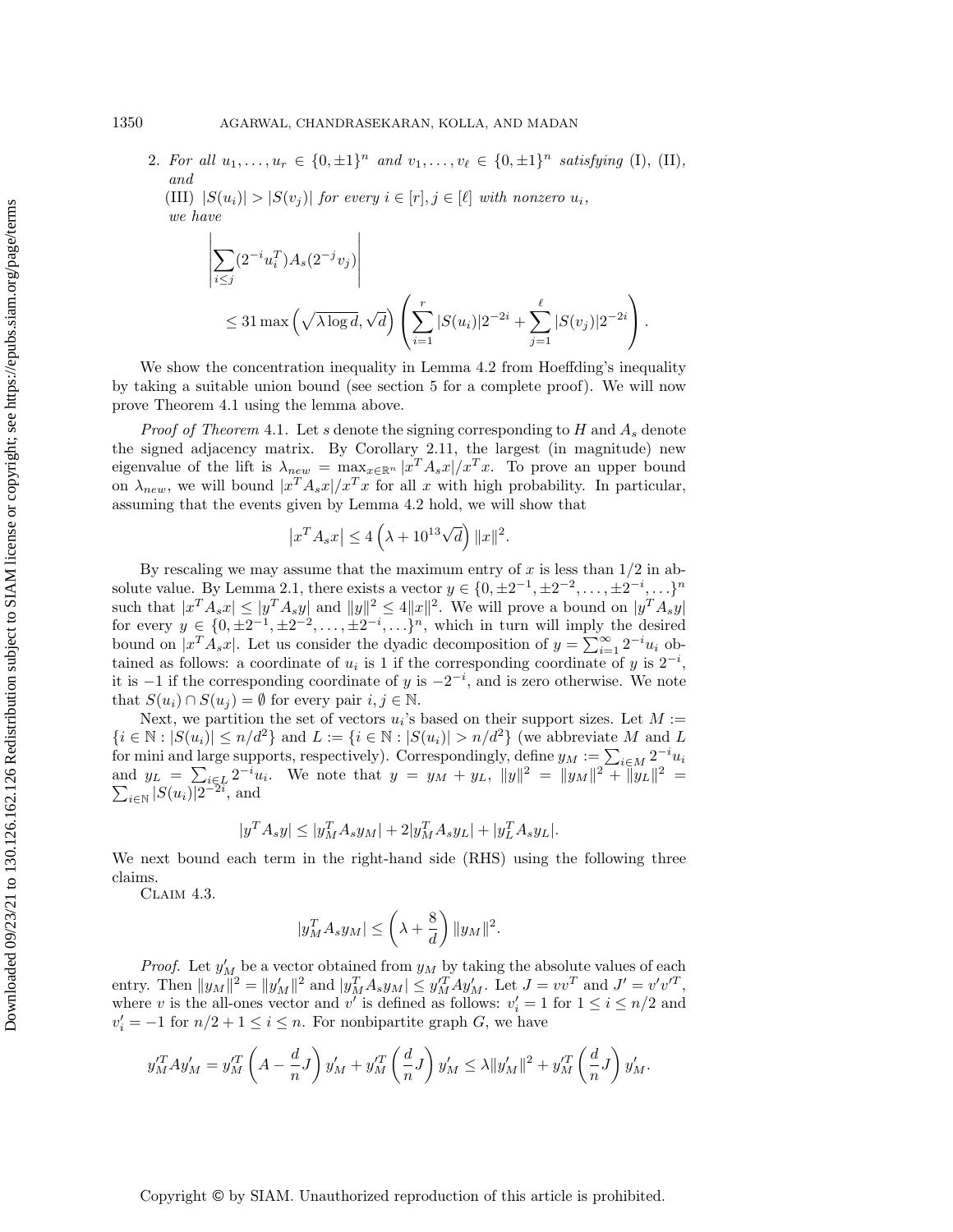2. *For all $u_1, \ldots, u_r \in \{0, \pm 1\}^n$ and $v_1, \ldots, v_\ell \in \{0, \pm 1\}^n$ satisfying* (I), (II), *and*

   (III) $|S(u_i)| > |S(v_j)|$ *for every $i \in [r], j \in [\ell]$ with nonzero $u_i$,*

   *we have*

$$\left|\sum_{i \le j} (2^{-i} u_i^T) A_s (2^{-j} v_j)\right|$$
$$\le 31 \max\left(\sqrt{\lambda \log d}, \sqrt{d}\right) \left(\sum_{i=1}^{r} |S(u_i)| 2^{-2i} + \sum_{j=1}^{\ell} |S(v_j)| 2^{-2i}\right).$$

We show the concentration inequality in Lemma 4.2 from Hoeffding's inequality by taking a suitable union bound (see section 5 for a complete proof). We will now prove Theorem 4.1 using the lemma above.

*Proof of Theorem* 4.1. Let $s$ denote the signing corresponding to $H$ and $A_s$ denote the signed adjacency matrix. By Corollary 2.11, the largest (in magnitude) new eigenvalue of the lift is $\lambda_{new} = \max_{x \in \mathbb{R}^n} |x^T A_s x| / x^T x$. To prove an upper bound on $\lambda_{new}$, we will bound $|x^T A_s x| / x^T x$ for all $x$ with high probability. In particular, assuming that the events given by Lemma 4.2 hold, we will show that

$$\left|x^T A_s x\right| \le 4\left(\lambda + 10^{13}\sqrt{d}\right) \|x\|^2.$$

By rescaling we may assume that the maximum entry of $x$ is less than $1/2$ in absolute value. By Lemma 2.1, there exists a vector $y \in \{0, \pm 2^{-1}, \pm 2^{-2}, \ldots, \pm 2^{-i}, \ldots\}^n$ such that $|x^T A_s x| \le |y^T A_s y|$ and $\|y\|^2 \le 4\|x\|^2$. We will prove a bound on $|y^T A_s y|$ for every $y \in \{0, \pm 2^{-1}, \pm 2^{-2}, \ldots, \pm 2^{-i}, \ldots\}^n$, which in turn will imply the desired bound on $|x^T A_s x|$. Let us consider the dyadic decomposition of $y = \sum_{i=1}^{\infty} 2^{-i} u_i$ obtained as follows: a coordinate of $u_i$ is 1 if the corresponding coordinate of $y$ is $2^{-i}$, it is $-1$ if the corresponding coordinate of $y$ is $-2^{-i}$, and is zero otherwise. We note that $S(u_i) \cap S(u_j) = \emptyset$ for every pair $i, j \in \mathbb{N}$.

Next, we partition the set of vectors $u_i$'s based on their support sizes. Let $M := \{i \in \mathbb{N} : |S(u_i)| \le n/d^2\}$ and $L := \{i \in \mathbb{N} : |S(u_i)| > n/d^2\}$ (we abbreviate $M$ and $L$ for mini and large supports, respectively). Correspondingly, define $y_M := \sum_{i \in M} 2^{-i} u_i$ and $y_L = \sum_{i \in L} 2^{-i} u_i$. We note that $y = y_M + y_L$, $\|y\|^2 = \|y_M\|^2 + \|y_L\|^2 = \sum_{i \in \mathbb{N}} |S(u_i)| 2^{-2i}$, and

$$|y^T A_s y| \le |y_M^T A_s y_M| + 2|y_M^T A_s y_L| + |y_L^T A_s y_L|.$$

We next bound each term in the right-hand side (RHS) using the following three claims.

Claim 4.3.

$$|y_M^T A_s y_M| \le \left(\lambda + \frac{8}{d}\right) \|y_M\|^2.$$

*Proof.* Let $y'_M$ be a vector obtained from $y_M$ by taking the absolute values of each entry. Then $\|y_M\|^2 = \|y'_M\|^2$ and $|y_M^T A_s y_M| \le y'^T_M A y'_M$. Let $J = vv^T$ and $J' = v'v'^T$, where $v$ is the all-ones vector and $v'$ is defined as follows: $v'_i = 1$ for $1 \le i \le n/2$ and $v'_i = -1$ for $n/2 + 1 \le i \le n$. For nonbipartite graph $G$, we have

$$y'^T_M A y'_M = y'^T_M \left(A - \frac{d}{n} J\right) y'_M + y'^T_M \left(\frac{d}{n} J\right) y'_M \le \lambda \|y'_M\|^2 + y'^T_M \left(\frac{d}{n} J\right) y'_M.$$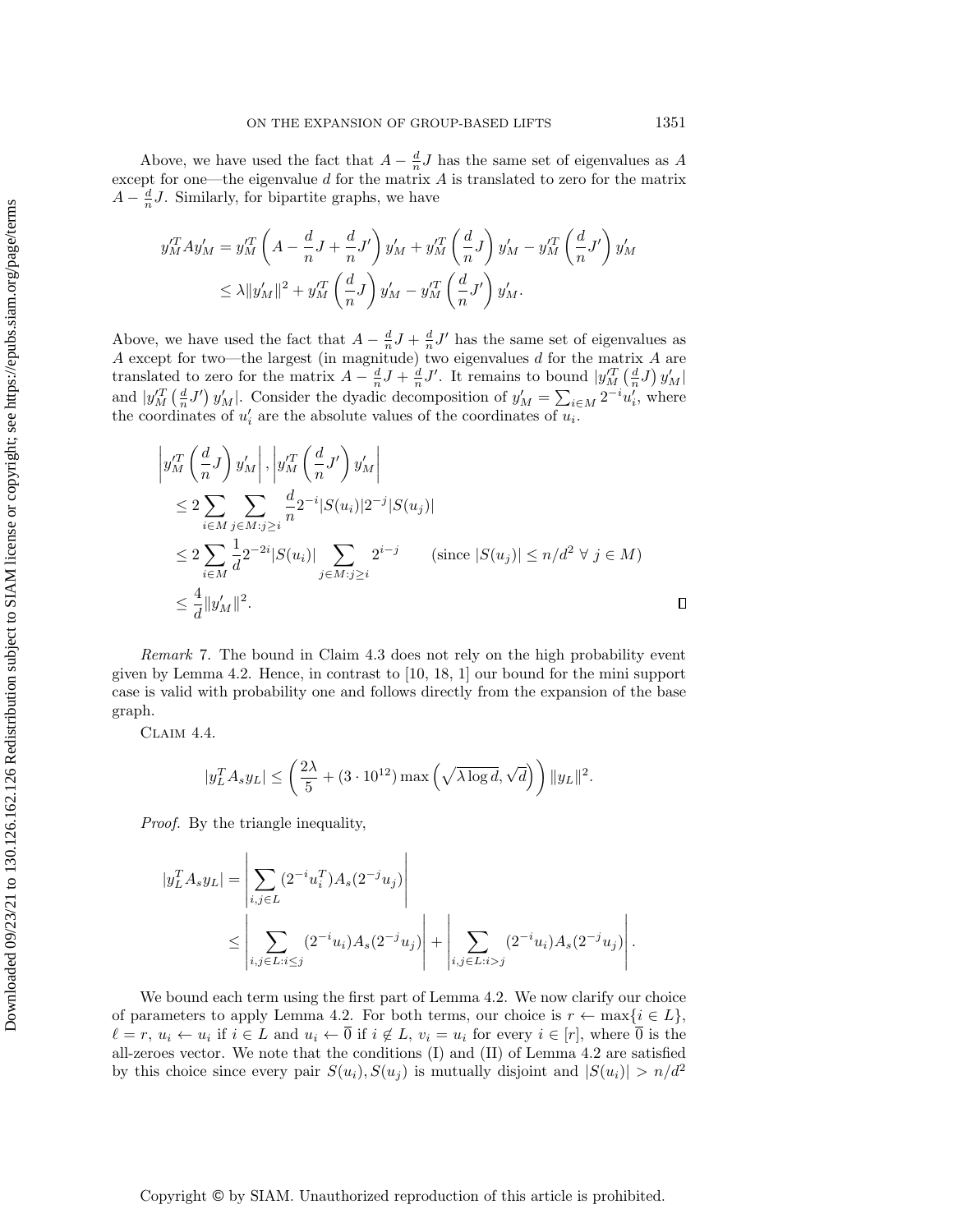Above, we have used the fact that $A - \frac{d}{n}J$ has the same set of eigenvalues as $A$ except for one—the eigenvalue $d$ for the matrix $A$ is translated to zero for the matrix $A - \frac{d}{n}J$. Similarly, for bipartite graphs, we have

$$
\begin{aligned}
y_M'^T A y_M' &= y_M'^T \left( A - \frac{d}{n}J + \frac{d}{n}J' \right) y_M' + y_M'^T \left( \frac{d}{n}J \right) y_M' - y_M'^T \left( \frac{d}{n}J' \right) y_M' \\
&\le \lambda \|y_M'\|^2 + y_M'^T \left( \frac{d}{n}J \right) y_M' - y_M'^T \left( \frac{d}{n}J' \right) y_M'.
\end{aligned}
$$

Above, we have used the fact that $A - \frac{d}{n}J + \frac{d}{n}J'$ has the same set of eigenvalues as $A$ except for two—the largest (in magnitude) two eigenvalues $d$ for the matrix $A$ are translated to zero for the matrix $A - \frac{d}{n}J + \frac{d}{n}J'$. It remains to bound $|y_M'^T \left(\frac{d}{n}J\right) y_M'|$ and $|y_M'^T \left(\frac{d}{n}J'\right) y_M'|$. Consider the dyadic decomposition of $y_M' = \sum_{i \in M} 2^{-i} u_i'$, where the coordinates of $u_i'$ are the absolute values of the coordinates of $u_i$.

$$
\begin{aligned}
&\left| y_M'^T \left( \frac{d}{n}J \right) y_M' \right|, \left| y_M'^T \left( \frac{d}{n}J' \right) y_M' \right| \\
&\quad \le 2 \sum_{i \in M} \sum_{j \in M : j \ge i} \frac{d}{n} 2^{-i} |S(u_i)| 2^{-j} |S(u_j)| \\
&\quad \le 2 \sum_{i \in M} \frac{1}{d} 2^{-2i} |S(u_i)| \sum_{j \in M : j \ge i} 2^{i-j} \qquad (\text{since } |S(u_j)| \le n/d^2 \ \forall\ j \in M) \\
&\quad \le \frac{4}{d} \|y_M'\|^2.
\end{aligned}
$$

∎

*Remark* 7. The bound in Claim 4.3 does not rely on the high probability event given by Lemma 4.2. Hence, in contrast to [10, 18, 1] our bound for the mini support case is valid with probability one and follows directly from the expansion of the base graph.

Claim 4.4.

$$
|y_L^T A_s y_L| \le \left( \frac{2\lambda}{5} + (3 \cdot 10^{12}) \max\left( \sqrt{\lambda \log d}, \sqrt{d} \right) \right) \|y_L\|^2.
$$

*Proof.* By the triangle inequality,

$$
\begin{aligned}
|y_L^T A_s y_L| &= \left| \sum_{i,j \in L} (2^{-i} u_i^T) A_s (2^{-j} u_j) \right| \\
&\le \left| \sum_{i,j \in L : i \le j} (2^{-i} u_i) A_s (2^{-j} u_j) \right| + \left| \sum_{i,j \in L : i > j} (2^{-i} u_i) A_s (2^{-j} u_j) \right|.
\end{aligned}
$$

We bound each term using the first part of Lemma 4.2. We now clarify our choice of parameters to apply Lemma 4.2. For both terms, our choice is $r \leftarrow \max\{i \in L\}$, $\ell = r$, $u_i \leftarrow u_i$ if $i \in L$ and $u_i \leftarrow \overline{0}$ if $i \notin L$, $v_i = u_i$ for every $i \in [r]$, where $\overline{0}$ is the all-zeroes vector. We note that the conditions (I) and (II) of Lemma 4.2 are satisfied by this choice since every pair $S(u_i), S(u_j)$ is mutually disjoint and $|S(u_i)| > n/d^2$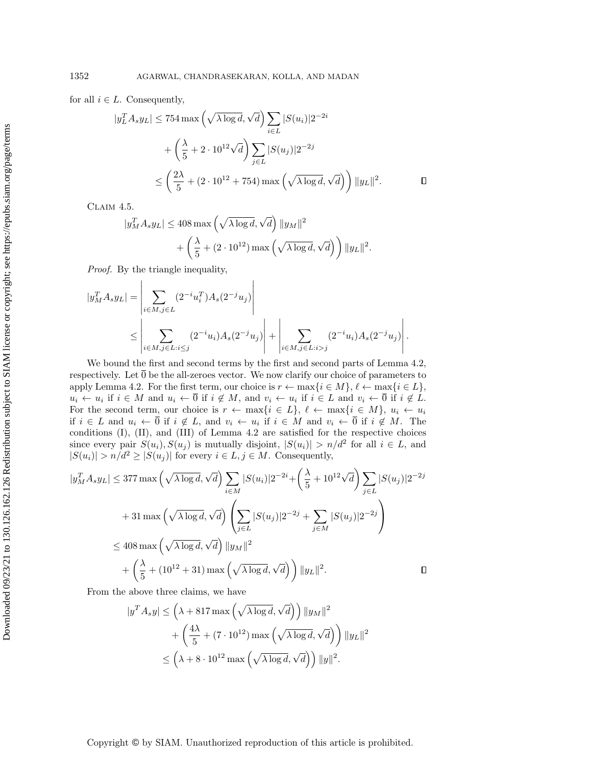for all $i \in L$. Consequently,

$$
\begin{aligned}
|y_L^T A_s y_L| &\le 754 \max\left(\sqrt{\lambda \log d}, \sqrt{d}\right) \sum_{i \in L} |S(u_i)| 2^{-2i} \\
&\quad + \left(\frac{\lambda}{5} + 2 \cdot 10^{12} \sqrt{d}\right) \sum_{j \in L} |S(u_j)| 2^{-2j} \\
&\le \left(\frac{2\lambda}{5} + (2 \cdot 10^{12} + 754) \max\left(\sqrt{\lambda \log d}, \sqrt{d}\right)\right) \|y_L\|^2. \qquad \square
\end{aligned}
$$

Claim 4.5.

$$
\begin{aligned}
|y_M^T A_s y_L| &\le 408 \max\left(\sqrt{\lambda \log d}, \sqrt{d}\right) \|y_M\|^2 \\
&\quad + \left(\frac{\lambda}{5} + (2 \cdot 10^{12}) \max\left(\sqrt{\lambda \log d}, \sqrt{d}\right)\right) \|y_L\|^2.
\end{aligned}
$$

*Proof.* By the triangle inequality,

$$
\begin{aligned}
|y_M^T A_s y_L| &= \left| \sum_{i \in M, j \in L} (2^{-i} u_i^T) A_s (2^{-j} u_j) \right| \\
&\le \left| \sum_{i \in M, j \in L : i \le j} (2^{-i} u_i) A_s (2^{-j} u_j) \right| + \left| \sum_{i \in M, j \in L : i > j} (2^{-i} u_i) A_s (2^{-j} u_j) \right|.
\end{aligned}
$$

We bound the first and second terms by the first and second parts of Lemma 4.2, respectively. Let $\overline{0}$ be the all-zeroes vector. We now clarify our choice of parameters to apply Lemma 4.2. For the first term, our choice is $r \leftarrow \max\{i \in M\}$, $\ell \leftarrow \max\{i \in L\}$, $u_i \leftarrow u_i$ if $i \in M$ and $u_i \leftarrow \overline{0}$ if $i \notin M$, and $v_i \leftarrow u_i$ if $i \in L$ and $v_i \leftarrow \overline{0}$ if $i \notin L$. For the second term, our choice is $r \leftarrow \max\{i \in L\}$, $\ell \leftarrow \max\{i \in M\}$, $u_i \leftarrow u_i$ if $i \in L$ and $u_i \leftarrow \overline{0}$ if $i \notin L$, and $v_i \leftarrow u_i$ if $i \in M$ and $v_i \leftarrow \overline{0}$ if $i \notin M$. The conditions (I), (II), and (III) of Lemma 4.2 are satisfied for the respective choices since every pair $S(u_i), S(u_j)$ is mutually disjoint, $|S(u_i)| > n/d^2$ for all $i \in L$, and $|S(u_i)| > n/d^2 \ge |S(u_j)|$ for every $i \in L, j \in M$. Consequently,

$$
\begin{aligned}
|y_M^T A_s y_L| &\le 377 \max\left(\sqrt{\lambda \log d}, \sqrt{d}\right) \sum_{i \in M} |S(u_i)| 2^{-2i} + \left(\frac{\lambda}{5} + 10^{12} \sqrt{d}\right) \sum_{j \in L} |S(u_j)| 2^{-2j} \\
&\quad + 31 \max\left(\sqrt{\lambda \log d}, \sqrt{d}\right) \left( \sum_{j \in L} |S(u_j)| 2^{-2j} + \sum_{j \in M} |S(u_j)| 2^{-2j} \right) \\
&\le 408 \max\left(\sqrt{\lambda \log d}, \sqrt{d}\right) \|y_M\|^2 \\
&\quad + \left(\frac{\lambda}{5} + (10^{12} + 31) \max\left(\sqrt{\lambda \log d}, \sqrt{d}\right)\right) \|y_L\|^2. \qquad \square
\end{aligned}
$$

From the above three claims, we have

$$
\begin{aligned}
|y^T A_s y| &\le \left(\lambda + 817 \max\left(\sqrt{\lambda \log d}, \sqrt{d}\right)\right) \|y_M\|^2 \\
&\quad + \left(\frac{4\lambda}{5} + (7 \cdot 10^{12}) \max\left(\sqrt{\lambda \log d}, \sqrt{d}\right)\right) \|y_L\|^2 \\
&\le \left(\lambda + 8 \cdot 10^{12} \max\left(\sqrt{\lambda \log d}, \sqrt{d}\right)\right) \|y\|^2.
\end{aligned}
$$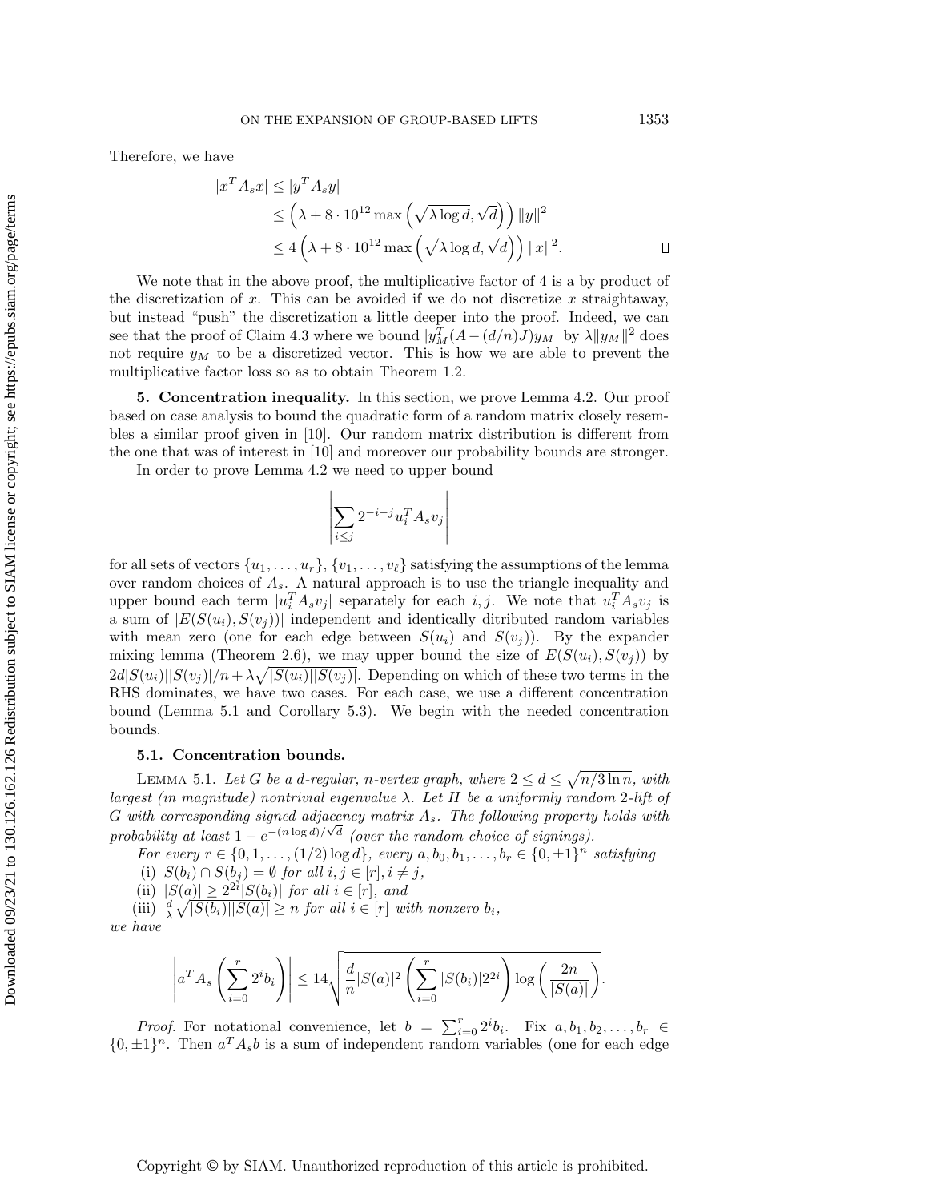Therefore, we have

$$
\begin{aligned}
|x^T A_s x| &\le |y^T A_s y| \\
&\le \left(\lambda + 8\cdot 10^{12} \max\left(\sqrt{\lambda \log d}, \sqrt{d}\right)\right) \|y\|^2 \\
&\le 4\left(\lambda + 8\cdot 10^{12} \max\left(\sqrt{\lambda \log d}, \sqrt{d}\right)\right) \|x\|^2. \qquad \square
\end{aligned}
$$

We note that in the above proof, the multiplicative factor of 4 is a by product of the discretization of $x$. This can be avoided if we do not discretize $x$ straightaway, but instead "push" the discretization a little deeper into the proof. Indeed, we can see that the proof of Claim 4.3 where we bound $|y_M^T(A-(d/n)J)y_M|$ by $\lambda\|y_M\|^2$ does not require $y_M$ to be a discretized vector. This is how we are able to prevent the multiplicative factor loss so as to obtain Theorem 1.2.

**5. Concentration inequality.** In this section, we prove Lemma 4.2. Our proof based on case analysis to bound the quadratic form of a random matrix closely resembles a similar proof given in [10]. Our random matrix distribution is different from the one that was of interest in [10] and moreover our probability bounds are stronger.

In order to prove Lemma 4.2 we need to upper bound

$$
\left|\sum_{i\le j} 2^{-i-j} u_i^T A_s v_j\right|
$$

for all sets of vectors $\{u_1,\ldots,u_r\}$, $\{v_1,\ldots,v_\ell\}$ satisfying the assumptions of the lemma over random choices of $A_s$. A natural approach is to use the triangle inequality and upper bound each term $|u_i^T A_s v_j|$ separately for each $i,j$. We note that $u_i^T A_s v_j$ is a sum of $|E(S(u_i),S(v_j))|$ independent and identically ditributed random variables with mean zero (one for each edge between $S(u_i)$ and $S(v_j)$). By the expander mixing lemma (Theorem 2.6), we may upper bound the size of $E(S(u_i),S(v_j))$ by $2d|S(u_i)||S(v_j)|/n + \lambda\sqrt{|S(u_i)||S(v_j)|}$. Depending on which of these two terms in the RHS dominates, we have two cases. For each case, we use a different concentration bound (Lemma 5.1 and Corollary 5.3). We begin with the needed concentration bounds.

**5.1. Concentration bounds.**

LEMMA 5.1. *Let $G$ be a $d$-regular, $n$-vertex graph, where $2\le d\le \sqrt{n/3\ln n}$, with largest (in magnitude) nontrivial eigenvalue $\lambda$. Let $H$ be a uniformly random 2-lift of $G$ with corresponding signed adjacency matrix $A_s$. The following property holds with probability at least $1-e^{-(n\log d)/\sqrt{d}}$ (over the random choice of signings).*

*For every $r\in\{0,1,\ldots,(1/2)\log d\}$, every $a,b_0,b_1,\ldots,b_r\in\{0,\pm1\}^n$ satisfying*

(i) *$S(b_i)\cap S(b_j)=\emptyset$ for all $i,j\in[r], i\ne j$,*

(ii) *$|S(a)|\ge 2^{2i}|S(b_i)|$ for all $i\in[r]$, and*

(iii) *$\frac{d}{\lambda}\sqrt{|S(b_i)||S(a)|}\ge n$ for all $i\in[r]$ with nonzero $b_i$,*

*we have*

$$
\left|a^T A_s\left(\sum_{i=0}^r 2^i b_i\right)\right| \le 14\sqrt{\frac{d}{n}|S(a)|^2\left(\sum_{i=0}^r |S(b_i)|2^{2i}\right)\log\left(\frac{2n}{|S(a)|}\right)}.
$$

*Proof.* For notational convenience, let $b=\sum_{i=0}^r 2^i b_i$. Fix $a,b_1,b_2,\ldots,b_r\in\{0,\pm1\}^n$. Then $a^T A_s b$ is a sum of independent random variables (one for each edge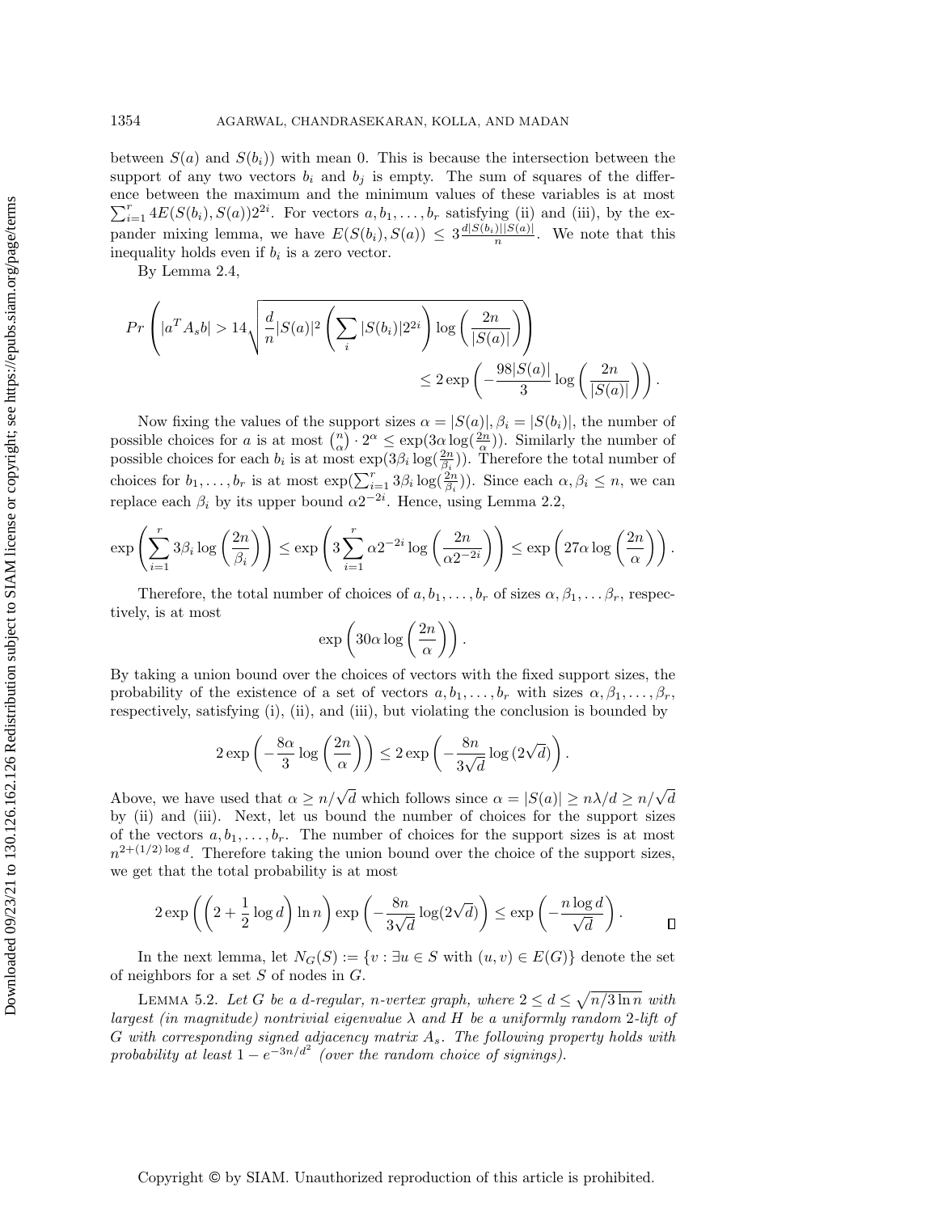between $S(a)$ and $S(b_i)$) with mean 0. This is because the intersection between the support of any two vectors $b_i$ and $b_j$ is empty. The sum of squares of the difference between the maximum and the minimum values of these variables is at most $\sum_{i=1}^{r} 4E(S(b_i), S(a))2^{2i}$. For vectors $a, b_1, \dots, b_r$ satisfying (ii) and (iii), by the expander mixing lemma, we have $E(S(b_i), S(a)) \leq 3\frac{d|S(b_i)||S(a)|}{n}$. We note that this inequality holds even if $b_i$ is a zero vector.

By Lemma 2.4,

$$
Pr\left(|a^T A_s b| > 14\sqrt{\frac{d}{n}|S(a)|^2\left(\sum_i |S(b_i)|2^{2i}\right)\log\left(\frac{2n}{|S(a)|}\right)}\right)
\leq 2\exp\left(-\frac{98|S(a)|}{3}\log\left(\frac{2n}{|S(a)|}\right)\right).
$$

Now fixing the values of the support sizes $\alpha = |S(a)|, \beta_i = |S(b_i)|$, the number of possible choices for $a$ is at most $\binom{n}{\alpha} \cdot 2^{\alpha} \leq \exp(3\alpha \log(\frac{2n}{\alpha}))$. Similarly the number of possible choices for each $b_i$ is at most $\exp(3\beta_i \log(\frac{2n}{\beta_i}))$. Therefore the total number of choices for $b_1, \dots, b_r$ is at most $\exp(\sum_{i=1}^{r} 3\beta_i \log(\frac{2n}{\beta_i}))$. Since each $\alpha, \beta_i \leq n$, we can replace each $\beta_i$ by its upper bound $\alpha 2^{-2i}$. Hence, using Lemma 2.2,

$$
\exp\left(\sum_{i=1}^{r} 3\beta_i \log\left(\frac{2n}{\beta_i}\right)\right) \leq \exp\left(3\sum_{i=1}^{r} \alpha 2^{-2i} \log\left(\frac{2n}{\alpha 2^{-2i}}\right)\right) \leq \exp\left(27\alpha \log\left(\frac{2n}{\alpha}\right)\right).
$$

Therefore, the total number of choices of $a, b_1, \dots, b_r$ of sizes $\alpha, \beta_1, \dots \beta_r$, respectively, is at most

$$
\exp\left(30\alpha \log\left(\frac{2n}{\alpha}\right)\right).
$$

By taking a union bound over the choices of vectors with the fixed support sizes, the probability of the existence of a set of vectors $a, b_1, \dots, b_r$ with sizes $\alpha, \beta_1, \dots, \beta_r$, respectively, satisfying (i), (ii), and (iii), but violating the conclusion is bounded by

$$
2\exp\left(-\frac{8\alpha}{3}\log\left(\frac{2n}{\alpha}\right)\right) \leq 2\exp\left(-\frac{8n}{3\sqrt{d}}\log\left(2\sqrt{d}\right)\right).
$$

Above, we have used that $\alpha \geq n/\sqrt{d}$ which follows since $\alpha = |S(a)| \geq n\lambda/d \geq n/\sqrt{d}$ by (ii) and (iii). Next, let us bound the number of choices for the support sizes of the vectors $a, b_1, \dots, b_r$. The number of choices for the support sizes is at most $n^{2+(1/2)\log d}$. Therefore taking the union bound over the choice of the support sizes, we get that the total probability is at most

$$
2\exp\left(\left(2 + \frac{1}{2}\log d\right)\ln n\right)\exp\left(-\frac{8n}{3\sqrt{d}}\log(2\sqrt{d})\right) \leq \exp\left(-\frac{n\log d}{\sqrt{d}}\right). \qquad \square
$$

In the next lemma, let $N_G(S) := \{v : \exists u \in S \text{ with } (u, v) \in E(G)\}$ denote the set of neighbors for a set $S$ of nodes in $G$.

Lemma 5.2. *Let $G$ be a $d$-regular, $n$-vertex graph, where $2 \leq d \leq \sqrt{n/3\ln n}$ with largest (in magnitude) nontrivial eigenvalue $\lambda$ and $H$ be a uniformly random 2-lift of $G$ with corresponding signed adjacency matrix $A_s$. The following property holds with probability at least $1 - e^{-3n/d^2}$ (over the random choice of signings).*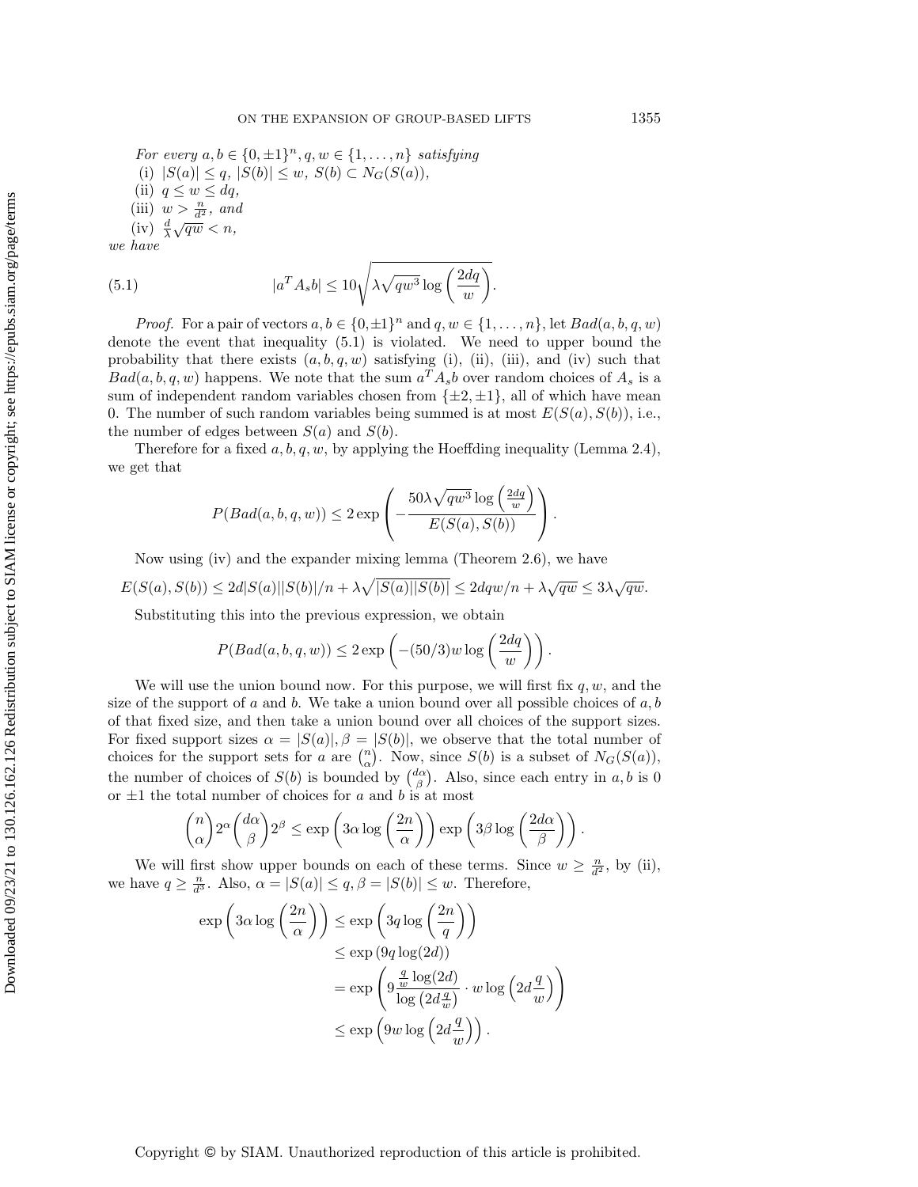*For every* $a, b \in \{0, \pm 1\}^n, q, w \in \{1, \ldots, n\}$ *satisfying*

(i) $|S(a)| \leq q$, $|S(b)| \leq w$, $S(b) \subset N_G(S(a))$,

(ii) $q \leq w \leq dq$,

(iii) $w > \frac{n}{d^2}$, *and*

(iv) $\frac{d}{\lambda}\sqrt{qw} < n$,

*we have*

$$|a^T A_s b| \leq 10\sqrt{\lambda\sqrt{qw^3}\log\left(\frac{2dq}{w}\right)}. \tag{5.1}$$

*Proof.* For a pair of vectors $a, b \in \{0, \pm 1\}^n$ and $q, w \in \{1, \ldots, n\}$, let $Bad(a, b, q, w)$ denote the event that inequality (5.1) is violated. We need to upper bound the probability that there exists $(a, b, q, w)$ satisfying (i), (ii), (iii), and (iv) such that $Bad(a, b, q, w)$ happens. We note that the sum $a^T A_s b$ over random choices of $A_s$ is a sum of independent random variables chosen from $\{\pm 2, \pm 1\}$, all of which have mean 0. The number of such random variables being summed is at most $E(S(a), S(b))$, i.e., the number of edges between $S(a)$ and $S(b)$.

Therefore for a fixed $a, b, q, w$, by applying the Hoeffding inequality (Lemma 2.4), we get that

$$P(Bad(a, b, q, w)) \leq 2\exp\left(-\frac{50\lambda\sqrt{qw^3}\log\left(\frac{2dq}{w}\right)}{E(S(a), S(b))}\right).$$

Now using (iv) and the expander mixing lemma (Theorem 2.6), we have

$$E(S(a), S(b)) \leq 2d|S(a)||S(b)|/n + \lambda\sqrt{|S(a)||S(b)|} \leq 2dqw/n + \lambda\sqrt{qw} \leq 3\lambda\sqrt{qw}.$$

Substituting this into the previous expression, we obtain

$$P(Bad(a, b, q, w)) \leq 2\exp\left(-(50/3)w\log\left(\frac{2dq}{w}\right)\right).$$

We will use the union bound now. For this purpose, we will first fix $q, w$, and the size of the support of $a$ and $b$. We take a union bound over all possible choices of $a, b$ of that fixed size, and then take a union bound over all choices of the support sizes. For fixed support sizes $\alpha = |S(a)|, \beta = |S(b)|$, we observe that the total number of choices for the support sets for $a$ are $\binom{n}{\alpha}$. Now, since $S(b)$ is a subset of $N_G(S(a))$, the number of choices of $S(b)$ is bounded by $\binom{d\alpha}{\beta}$. Also, since each entry in $a, b$ is 0 or $\pm 1$ the total number of choices for $a$ and $b$ is at most

$$\binom{n}{\alpha}2^\alpha\binom{d\alpha}{\beta}2^\beta \leq \exp\left(3\alpha\log\left(\frac{2n}{\alpha}\right)\right)\exp\left(3\beta\log\left(\frac{2d\alpha}{\beta}\right)\right).$$

We will first show upper bounds on each of these terms. Since $w \geq \frac{n}{d^2}$, by (ii), we have $q \geq \frac{n}{d^3}$. Also, $\alpha = |S(a)| \leq q, \beta = |S(b)| \leq w$. Therefore,

$$\begin{aligned}
\exp\left(3\alpha\log\left(\frac{2n}{\alpha}\right)\right) &\leq \exp\left(3q\log\left(\frac{2n}{q}\right)\right) \\
&\leq \exp\left(9q\log(2d)\right) \\
&= \exp\left(9\frac{\frac{q}{w}\log(2d)}{\log\left(2d\frac{q}{w}\right)} \cdot w\log\left(2d\frac{q}{w}\right)\right) \\
&\leq \exp\left(9w\log\left(2d\frac{q}{w}\right)\right).
\end{aligned}$$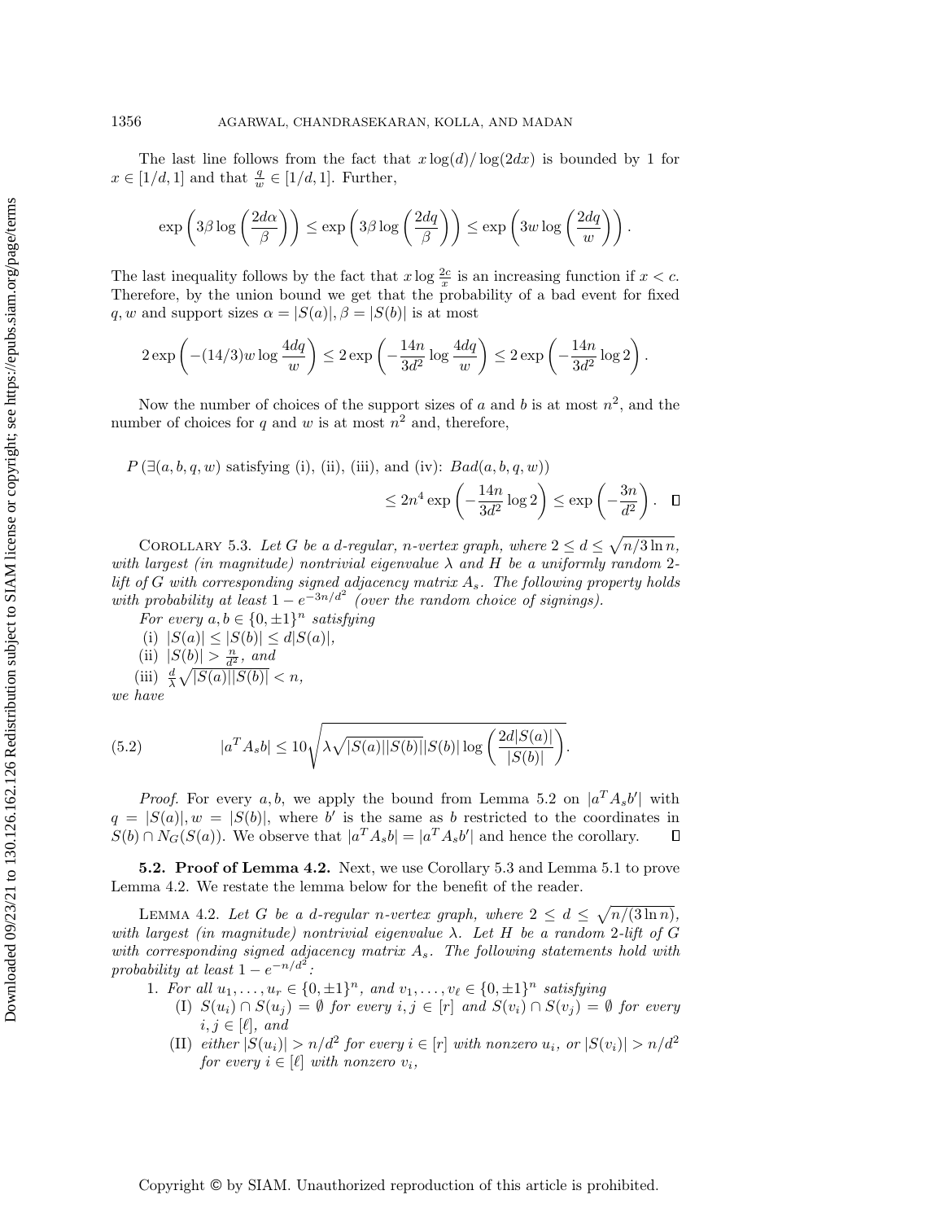The last line follows from the fact that $x \log(d)/\log(2dx)$ is bounded by 1 for $x \in [1/d, 1]$ and that $\frac{q}{w} \in [1/d, 1]$. Further,

$$\exp\left(3\beta \log\left(\frac{2d\alpha}{\beta}\right)\right) \leq \exp\left(3\beta \log\left(\frac{2dq}{\beta}\right)\right) \leq \exp\left(3w \log\left(\frac{2dq}{w}\right)\right).$$

The last inequality follows by the fact that $x \log \frac{2c}{x}$ is an increasing function if $x < c$. Therefore, by the union bound we get that the probability of a bad event for fixed $q, w$ and support sizes $\alpha = |S(a)|, \beta = |S(b)|$ is at most

$$2 \exp\left(-(14/3) w \log \frac{4dq}{w}\right) \leq 2 \exp\left(-\frac{14n}{3d^2} \log \frac{4dq}{w}\right) \leq 2 \exp\left(-\frac{14n}{3d^2} \log 2\right).$$

Now the number of choices of the support sizes of $a$ and $b$ is at most $n^2$, and the number of choices for $q$ and $w$ is at most $n^2$ and, therefore,

$$P\left(\exists (a, b, q, w) \text{ satisfying (i), (ii), (iii), and (iv): } Bad(a, b, q, w)\right)$$
$$\leq 2n^4 \exp\left(-\frac{14n}{3d^2} \log 2\right) \leq \exp\left(-\frac{3n}{d^2}\right). \quad \square$$

COROLLARY 5.3. *Let $G$ be a $d$-regular, $n$-vertex graph, where $2 \leq d \leq \sqrt{n/3 \ln n}$, with largest (in magnitude) nontrivial eigenvalue $\lambda$ and $H$ be a uniformly random 2-lift of $G$ with corresponding signed adjacency matrix $A_s$. The following property holds with probability at least $1 - e^{-3n/d^2}$ (over the random choice of signings).*

*For every $a, b \in \{0, \pm 1\}^n$ satisfying*

(i) $|S(a)| \leq |S(b)| \leq d|S(a)|$,

(ii) $|S(b)| > \frac{n}{d^2}$, *and*

(iii) $\frac{d}{\lambda}\sqrt{|S(a)||S(b)|} < n$,

*we have*

$$|a^T A_s b| \leq 10 \sqrt{\lambda \sqrt{|S(a)||S(b)|}|S(b)| \log\left(\frac{2d|S(a)|}{|S(b)|}\right)}. \tag{5.2}$$

*Proof.* For every $a, b$, we apply the bound from Lemma 5.2 on $|a^T A_s b'|$ with $q = |S(a)|, w = |S(b)|$, where $b'$ is the same as $b$ restricted to the coordinates in $S(b) \cap N_G(S(a))$. We observe that $|a^T A_s b| = |a^T A_s b'|$ and hence the corollary. $\square$

**5.2. Proof of Lemma 4.2.** Next, we use Corollary 5.3 and Lemma 5.1 to prove Lemma 4.2. We restate the lemma below for the benefit of the reader.

LEMMA 4.2. *Let $G$ be a $d$-regular $n$-vertex graph, where $2 \leq d \leq \sqrt{n/(3 \ln n)}$, with largest (in magnitude) nontrivial eigenvalue $\lambda$. Let $H$ be a random 2-lift of $G$ with corresponding signed adjacency matrix $A_s$. The following statements hold with probability at least $1 - e^{-n/d^2}$:*

1. *For all $u_1, \ldots, u_r \in \{0, \pm 1\}^n$, and $v_1, \ldots, v_\ell \in \{0, \pm 1\}^n$ satisfying*
   (I) $S(u_i) \cap S(u_j) = \emptyset$ *for every $i, j \in [r]$ and $S(v_i) \cap S(v_j) = \emptyset$ for every $i, j \in [\ell]$, and*
   (II) *either $|S(u_i)| > n/d^2$ for every $i \in [r]$ with nonzero $u_i$, or $|S(v_i)| > n/d^2$ for every $i \in [\ell]$ with nonzero $v_i$,*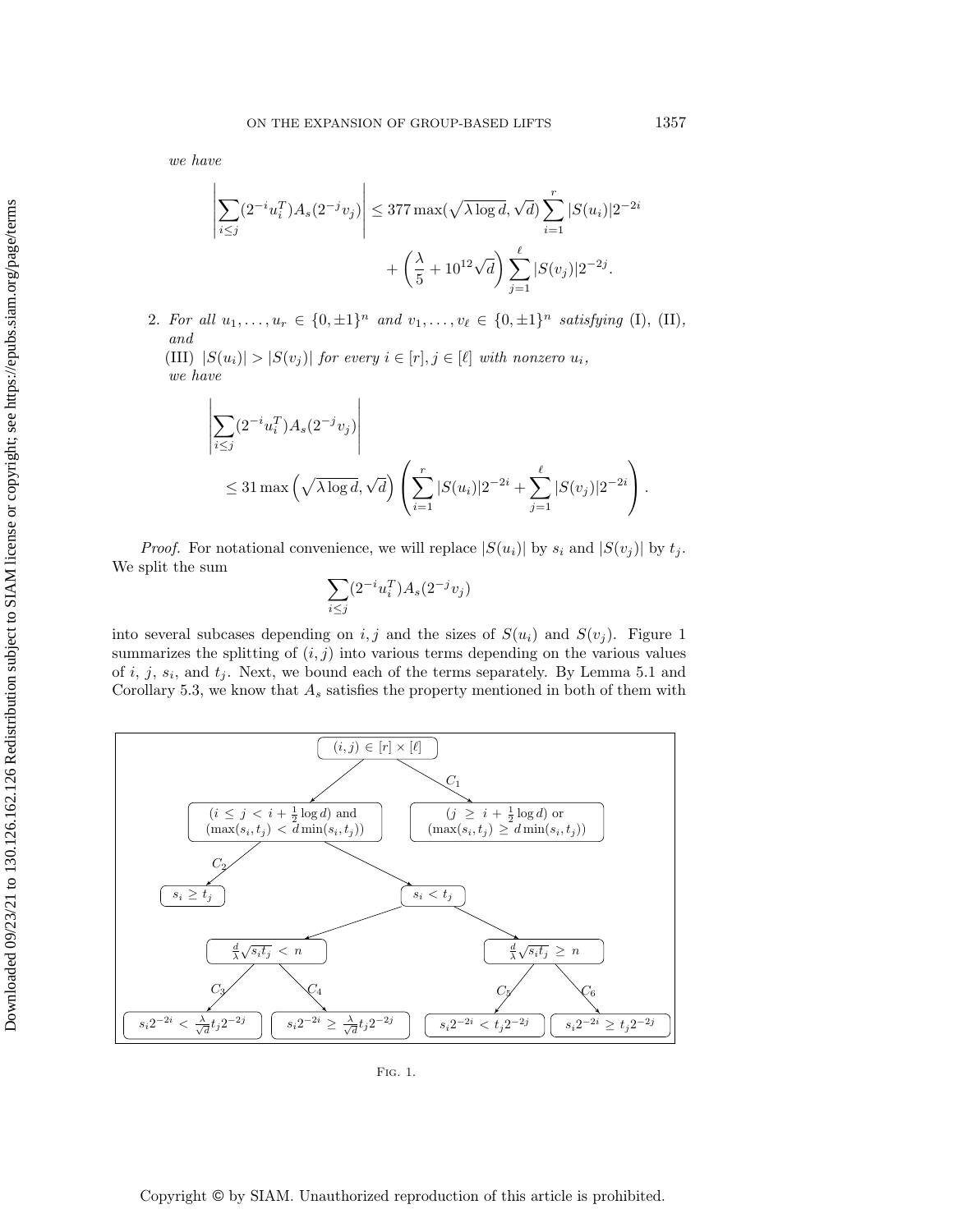*we have*

$$\left|\sum_{i\le j}(2^{-i}u_i^T)A_s(2^{-j}v_j)\right| \le 377\max(\sqrt{\lambda\log d},\sqrt{d})\sum_{i=1}^{r}|S(u_i)|2^{-2i} + \left(\frac{\lambda}{5}+10^{12}\sqrt{d}\right)\sum_{j=1}^{\ell}|S(v_j)|2^{-2j}.$$

2. *For all* $u_1,\ldots,u_r \in \{0,\pm1\}^n$ *and* $v_1,\ldots,v_\ell \in \{0,\pm1\}^n$ *satisfying* (I), (II), *and*
   (III) $|S(u_i)| > |S(v_j)|$ *for every* $i\in[r], j\in[\ell]$ *with nonzero* $u_i$,
   *we have*

$$\left|\sum_{i\le j}(2^{-i}u_i^T)A_s(2^{-j}v_j)\right| \le 31\max\left(\sqrt{\lambda\log d},\sqrt{d}\right)\left(\sum_{i=1}^{r}|S(u_i)|2^{-2i}+\sum_{j=1}^{\ell}|S(v_j)|2^{-2i}\right).$$

*Proof.* For notational convenience, we will replace $|S(u_i)|$ by $s_i$ and $|S(v_j)|$ by $t_j$. We split the sum

$$\sum_{i\le j}(2^{-i}u_i^T)A_s(2^{-j}v_j)$$

into several subcases depending on $i,j$ and the sizes of $S(u_i)$ and $S(v_j)$. Figure 1 summarizes the splitting of $(i,j)$ into various terms depending on the various values of $i$, $j$, $s_i$, and $t_j$. Next, we bound each of the terms separately. By Lemma 5.1 and Corollary 5.3, we know that $A_s$ satisfies the property mentioned in both of them with

- $(i,j)\in[r]\times[\ell]$
  - $(i \le j < i+\frac{1}{2}\log d)$ and $(\max(s_i,t_j) < d\min(s_i,t_j))$
    - $C_2$: $s_i \ge t_j$
    - $s_i < t_j$
      - $\frac{d}{\lambda}\sqrt{s_it_j} < n$
        - $C_3$: $s_i2^{-2i} < \frac{\lambda}{\sqrt{d}}t_j2^{-2j}$
        - $C_4$: $s_i2^{-2i} \ge \frac{\lambda}{\sqrt{d}}t_j2^{-2j}$
      - $\frac{d}{\lambda}\sqrt{s_it_j} \ge n$
        - $C_5$: $s_i2^{-2i} < t_j2^{-2j}$
        - $C_6$: $s_i2^{-2i} \ge t_j2^{-2j}$
  - $C_1$: $(j \ge i+\frac{1}{2}\log d)$ or $(\max(s_i,t_j) \ge d\min(s_i,t_j))$

Fig. 1.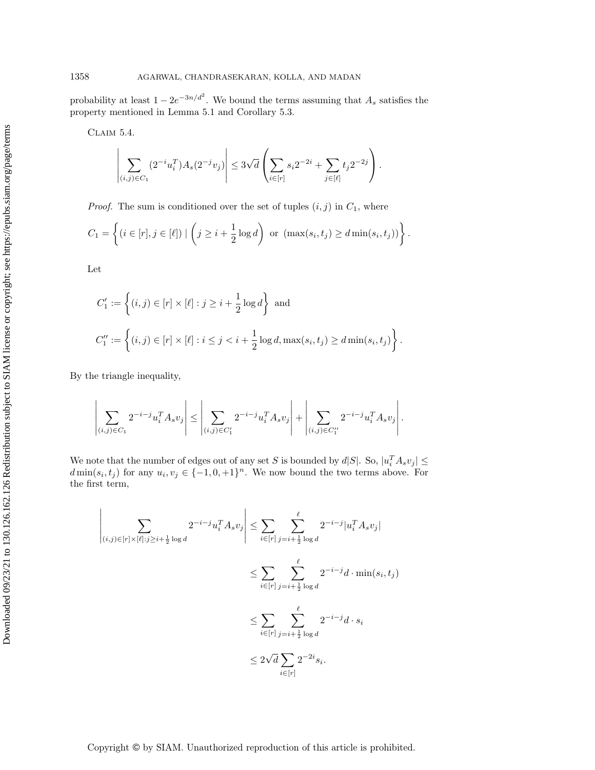probability at least $1 - 2e^{-3n/d^2}$. We bound the terms assuming that $A_s$ satisfies the property mentioned in Lemma 5.1 and Corollary 5.3.

CLAIM 5.4.

$$\left| \sum_{(i,j)\in C_1} (2^{-i} u_i^T) A_s (2^{-j} v_j) \right| \leq 3\sqrt{d} \left( \sum_{i\in[r]} s_i 2^{-2i} + \sum_{j\in[\ell]} t_j 2^{-2j} \right).$$

*Proof.* The sum is conditioned over the set of tuples $(i, j)$ in $C_1$, where

$$C_1 = \left\{ (i \in [r], j \in [\ell]) \mid \left( j \geq i + \frac{1}{2}\log d \right) \text{ or } \left( \max(s_i, t_j) \geq d \min(s_i, t_j) \right) \right\}.$$

Let

$$C_1' := \left\{ (i, j) \in [r] \times [\ell] : j \geq i + \frac{1}{2}\log d \right\} \text{ and}$$

$$C_1'' := \left\{ (i, j) \in [r] \times [\ell] : i \leq j < i + \frac{1}{2}\log d, \max(s_i, t_j) \geq d \min(s_i, t_j) \right\}.$$

By the triangle inequality,

$$\left| \sum_{(i,j)\in C_1} 2^{-i-j} u_i^T A_s v_j \right| \leq \left| \sum_{(i,j)\in C_1'} 2^{-i-j} u_i^T A_s v_j \right| + \left| \sum_{(i,j)\in C_1''} 2^{-i-j} u_i^T A_s v_j \right|.$$

We note that the number of edges out of any set $S$ is bounded by $d|S|$. So, $|u_i^T A_s v_j| \leq d \min(s_i, t_j)$ for any $u_i, v_j \in \{-1, 0, +1\}^n$. We now bound the two terms above. For the first term,

$$\begin{aligned}
\left| \sum_{(i,j)\in[r]\times[\ell]: j\geq i+\frac{1}{2}\log d} 2^{-i-j} u_i^T A_s v_j \right| &\leq \sum_{i\in[r]} \sum_{j=i+\frac{1}{2}\log d}^{\ell} 2^{-i-j} |u_i^T A_s v_j| \\
&\leq \sum_{i\in[r]} \sum_{j=i+\frac{1}{2}\log d}^{\ell} 2^{-i-j} d \cdot \min(s_i, t_j) \\
&\leq \sum_{i\in[r]} \sum_{j=i+\frac{1}{2}\log d}^{\ell} 2^{-i-j} d \cdot s_i \\
&\leq 2\sqrt{d} \sum_{i\in[r]} 2^{-2i} s_i.
\end{aligned}$$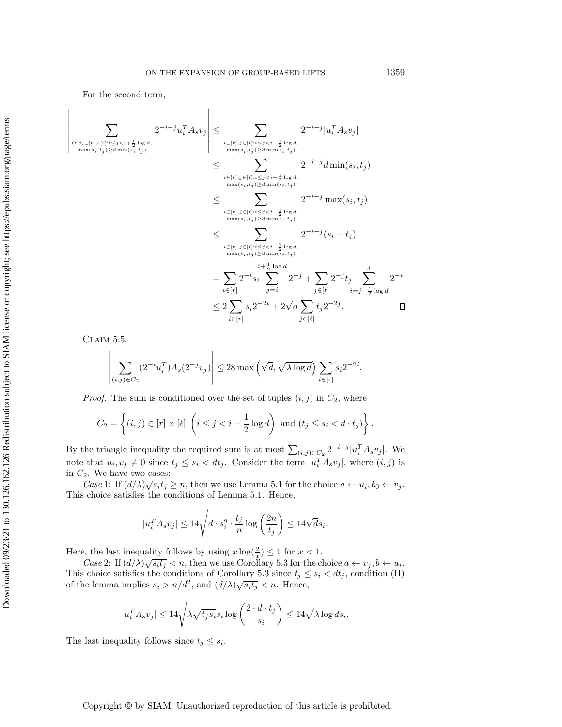For the second term,

$$
\begin{aligned}
\left| \sum_{\substack{(i,j)\in[r]\times[\ell]:i\le j<i+\frac{1}{2}\log d,\\ \max(s_i,t_j)\ge d\min(s_i,t_j)}} 2^{-i-j} u_i^T A_s v_j \right| &\le \sum_{\substack{i\in[r],j\in[\ell]:i\le j<i+\frac{1}{2}\log d,\\ \max(s_i,t_j)\ge d\min(s_i,t_j)}} 2^{-i-j} |u_i^T A_s v_j| \\
&\le \sum_{\substack{i\in[r],j\in[\ell]:i\le j<i+\frac{1}{2}\log d,\\ \max(s_i,t_j)\ge d\min(s_i,t_j)}} 2^{-i-j} d \min(s_i,t_j) \\
&\le \sum_{\substack{i\in[r],j\in[\ell]:i\le j<i+\frac{1}{2}\log d,\\ \max(s_i,t_j)\ge d\min(s_i,t_j)}} 2^{-i-j} \max(s_i,t_j) \\
&\le \sum_{\substack{i\in[r],j\in[\ell]:i\le j<i+\frac{1}{2}\log d,\\ \max(s_i,t_j)\ge d\min(s_i,t_j)}} 2^{-i-j} (s_i+t_j) \\
&= \sum_{i\in[r]} 2^{-i} s_i \sum_{j=i}^{i+\frac{1}{2}\log d} 2^{-j} + \sum_{j\in[\ell]} 2^{-j} t_j \sum_{i=j-\frac{1}{2}\log d}^{j} 2^{-i} \\
&\le 2\sum_{i\in[r]} s_i 2^{-2i} + 2\sqrt{d}\sum_{j\in[\ell]} t_j 2^{-2j}. \qquad \square
\end{aligned}
$$

Claim 5.5.

$$
\left| \sum_{(i,j)\in C_2} (2^{-i}u_i^T) A_s (2^{-j} v_j) \right| \le 28 \max\left(\sqrt{d}, \sqrt{\lambda \log d}\right) \sum_{i\in[r]} s_i 2^{-2i}.
$$

*Proof.* The sum is conditioned over the set of tuples $(i,j)$ in $C_2$, where

$$
C_2 = \left\{ (i,j) \in [r]\times[\ell] \middle| \left(i \le j < i + \frac{1}{2}\log d\right) \text{ and } (t_j \le s_i < d\cdot t_j) \right\}.
$$

By the triangle inequality the required sum is at most $\sum_{(i,j)\in C_2} 2^{-i-j}|u_i^T A_s v_j|$. We note that $u_i, v_j \ne \overline{0}$ since $t_j \le s_i < dt_j$. Consider the term $|u_i^T A_s v_j|$, where $(i,j)$ is in $C_2$. We have two cases:

*Case* 1: If $(d/\lambda)\sqrt{s_i t_j} \ge n$, then we use Lemma 5.1 for the choice $a \leftarrow u_i, b_0 \leftarrow v_j$. This choice satisfies the conditions of Lemma 5.1. Hence,

$$
|u_i^T A_s v_j| \le 14\sqrt{d\cdot s_i^2 \cdot \frac{t_j}{n}\log\left(\frac{2n}{t_j}\right)} \le 14\sqrt{d}s_i.
$$

Here, the last inequality follows by using $x\log(\frac{2}{x}) \le 1$ for $x < 1$.

*Case* 2: If $(d/\lambda)\sqrt{s_i t_j} < n$, then we use Corollary 5.3 for the choice $a \leftarrow v_j, b \leftarrow u_i$. This choice satisfies the conditions of Corollary 5.3 since $t_j \le s_i < dt_j$, condition (II) of the lemma implies $s_i > n/d^2$, and $(d/\lambda)\sqrt{s_i t_j} < n$. Hence,

$$
|u_i^T A_s v_j| \le 14\sqrt{\lambda\sqrt{t_j s_i} s_i \log\left(\frac{2\cdot d\cdot t_j}{s_i}\right)} \le 14\sqrt{\lambda \log d} s_i.
$$

The last inequality follows since $t_j \le s_i$.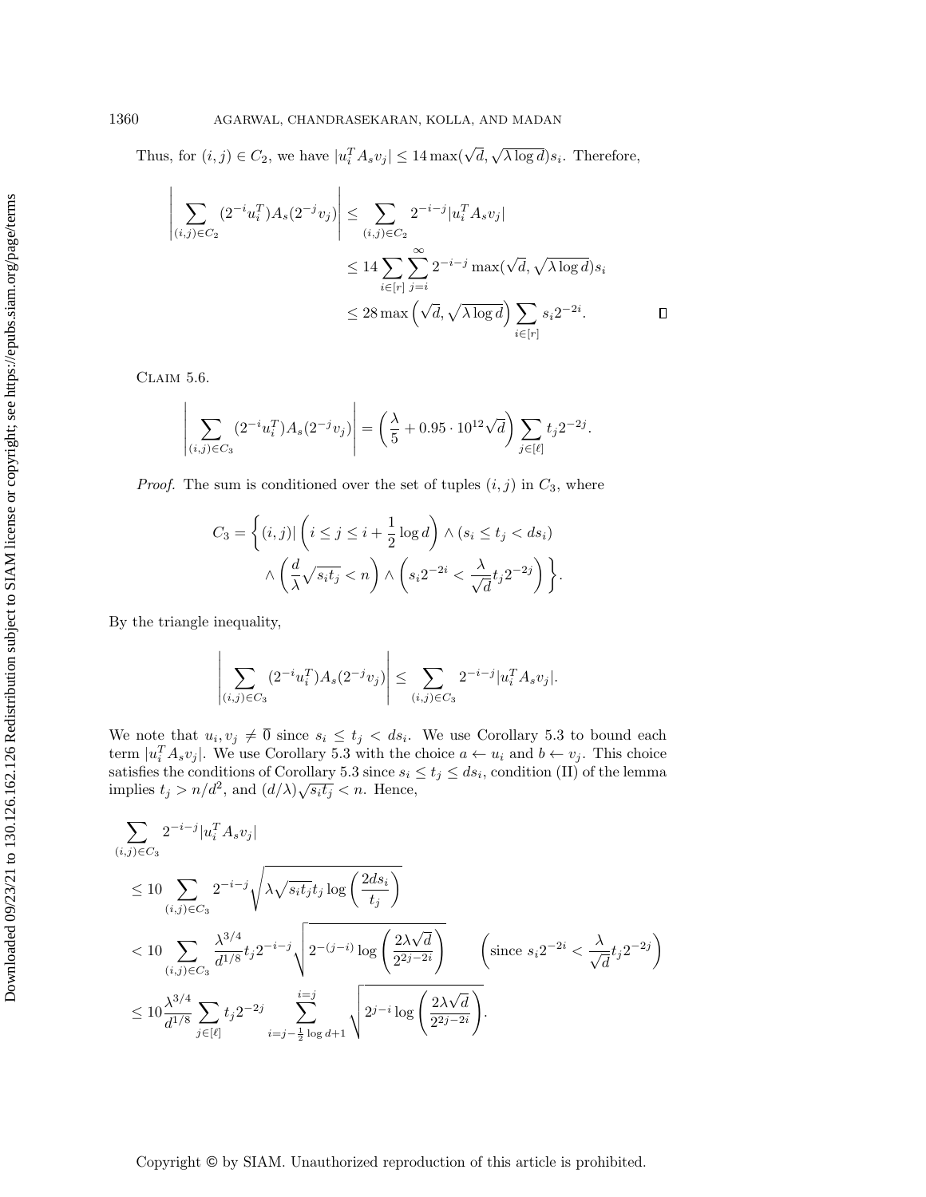Thus, for $(i,j) \in C_2$, we have $|u_i^T A_s v_j| \le 14 \max(\sqrt{d}, \sqrt{\lambda \log d}) s_i$. Therefore,

$$
\begin{aligned}
\left| \sum_{(i,j) \in C_2} (2^{-i} u_i^T) A_s (2^{-j} v_j) \right| &\le \sum_{(i,j)\in C_2} 2^{-i-j} |u_i^T A_s v_j| \\
&\le 14 \sum_{i \in [r]} \sum_{j=i}^{\infty} 2^{-i-j} \max(\sqrt{d}, \sqrt{\lambda \log d}) s_i \\
&\le 28 \max\left(\sqrt{d}, \sqrt{\lambda \log d}\right) \sum_{i \in [r]} s_i 2^{-2i}. \qquad \square
\end{aligned}
$$

Claim 5.6.

$$
\left| \sum_{(i,j) \in C_3} (2^{-i} u_i^T) A_s (2^{-j} v_j) \right| = \left( \frac{\lambda}{5} + 0.95 \cdot 10^{12} \sqrt{d} \right) \sum_{j \in [\ell]} t_j 2^{-2j}.
$$

*Proof.* The sum is conditioned over the set of tuples $(i,j)$ in $C_3$, where

$$
C_3 = \left\{ (i,j) | \left( i \le j \le i + \frac{1}{2} \log d \right) \wedge (s_i \le t_j < d s_i) \wedge \left( \frac{d}{\lambda} \sqrt{s_i t_j} < n \right) \wedge \left( s_i 2^{-2i} < \frac{\lambda}{\sqrt{d}} t_j 2^{-2j} \right) \right\}.
$$

By the triangle inequality,

$$
\left| \sum_{(i,j) \in C_3} (2^{-i} u_i^T) A_s (2^{-j} v_j) \right| \le \sum_{(i,j)\in C_3} 2^{-i-j} |u_i^T A_s v_j|.
$$

We note that $u_i, v_j \ne \overline{0}$ since $s_i \le t_j < d s_i$. We use Corollary 5.3 to bound each term $|u_i^T A_s v_j|$. We use Corollary 5.3 with the choice $a \leftarrow u_i$ and $b \leftarrow v_j$. This choice satisfies the conditions of Corollary 5.3 since $s_i \le t_j \le d s_i$, condition (II) of the lemma implies $t_j > n/d^2$, and $(d/\lambda)\sqrt{s_i t_j} < n$. Hence,

$$
\begin{aligned}
&\sum_{(i,j) \in C_3} 2^{-i-j} |u_i^T A_s v_j| \\
&\le 10 \sum_{(i,j)\in C_3} 2^{-i-j} \sqrt{\lambda \sqrt{s_i t_j} t_j \log\left( \frac{2 d s_i}{t_j} \right)} \\
&< 10 \sum_{(i,j)\in C_3} \frac{\lambda^{3/4}}{d^{1/8}} t_j 2^{-i-j} \sqrt{2^{-(j-i)} \log\left( \frac{2\lambda\sqrt{d}}{2^{2j-2i}} \right)} \qquad \left( \text{since } s_i 2^{-2i} < \frac{\lambda}{\sqrt{d}} t_j 2^{-2j} \right) \\
&\le 10 \frac{\lambda^{3/4}}{d^{1/8}} \sum_{j \in [\ell]} t_j 2^{-2j} \sum_{i=j-\frac{1}{2}\log d + 1}^{i=j} \sqrt{2^{j-i} \log\left( \frac{2\lambda\sqrt{d}}{2^{2j-2i}} \right)}.
\end{aligned}
$$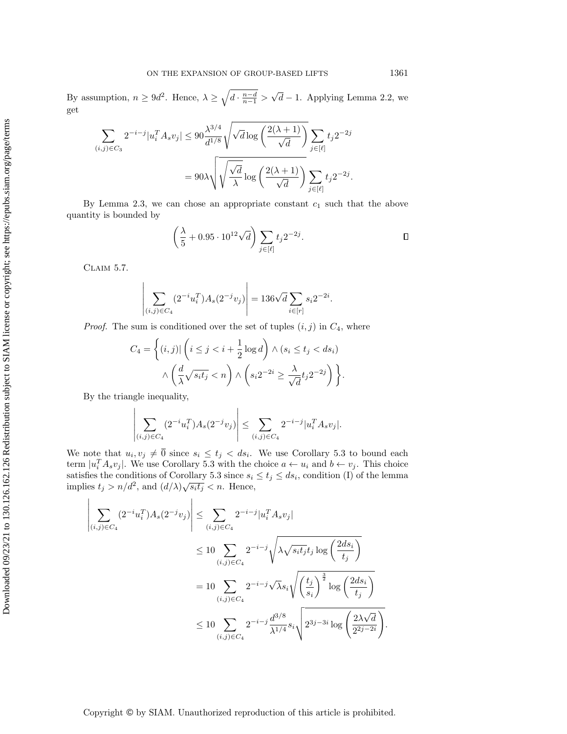By assumption, $n \geq 9d^2$. Hence, $\lambda \geq \sqrt{d \cdot \frac{n-d}{n-1}} > \sqrt{d} - 1$. Applying Lemma 2.2, we get

$$\sum_{(i,j)\in C_3} 2^{-i-j}|u_i^T A_s v_j| \leq 90\frac{\lambda^{3/4}}{d^{1/8}}\sqrt{\sqrt{d}\log\left(\frac{2(\lambda+1)}{\sqrt{d}}\right)}\sum_{j\in[\ell]} t_j 2^{-2j}$$

$$= 90\lambda\sqrt{\sqrt{\frac{\sqrt{d}}{\lambda}}\log\left(\frac{2(\lambda+1)}{\sqrt{d}}\right)}\sum_{j\in[\ell]} t_j 2^{-2j}.$$

By Lemma 2.3, we can chose an appropriate constant $c_1$ such that the above quantity is bounded by

$$\left(\frac{\lambda}{5} + 0.95 \cdot 10^{12}\sqrt{d}\right)\sum_{j\in[\ell]} t_j 2^{-2j}.$$

∎

Claim 5.7.

$$\left|\sum_{(i,j)\in C_4}(2^{-i}u_i^T)A_s(2^{-j}v_j)\right| = 136\sqrt{d}\sum_{i\in[r]} s_i 2^{-2i}.$$

*Proof.* The sum is conditioned over the set of tuples $(i,j)$ in $C_4$, where

$$C_4 = \left\{(i,j)|\left(i \leq j < i + \frac{1}{2}\log d\right) \wedge (s_i \leq t_j < ds_i) \right.$$
$$\left. \wedge \left(\frac{d}{\lambda}\sqrt{s_i t_j} < n\right) \wedge \left(s_i 2^{-2i} \geq \frac{\lambda}{\sqrt{d}} t_j 2^{-2j}\right)\right\}.$$

By the triangle inequality,

$$\left|\sum_{(i,j)\in C_4}(2^{-i}u_i^T)A_s(2^{-j}v_j)\right| \leq \sum_{(i,j)\in C_4} 2^{-i-j}|u_i^T A_s v_j|.$$

We note that $u_i, v_j \neq \overline{0}$ since $s_i \leq t_j < ds_i$. We use Corollary 5.3 to bound each term $|u_i^T A_s v_j|$. We use Corollary 5.3 with the choice $a \leftarrow u_i$ and $b \leftarrow v_j$. This choice satisfies the conditions of Corollary 5.3 since $s_i \leq t_j \leq ds_i$, condition (I) of the lemma implies $t_j > n/d^2$, and $(d/\lambda)\sqrt{s_i t_j} < n$. Hence,

$$\left|\sum_{(i,j)\in C_4}(2^{-i}u_i^T)A_s(2^{-j}v_j)\right| \leq \sum_{(i,j)\in C_4} 2^{-i-j}|u_i^T A_s v_j|$$

$$\leq 10\sum_{(i,j)\in C_4} 2^{-i-j}\sqrt{\lambda\sqrt{s_i t_j}t_j \log\left(\frac{2ds_i}{t_j}\right)}$$

$$= 10\sum_{(i,j)\in C_4} 2^{-i-j}\sqrt{\lambda}s_i\sqrt{\left(\frac{t_j}{s_i}\right)^{\frac{3}{2}}\log\left(\frac{2ds_i}{t_j}\right)}$$

$$\leq 10\sum_{(i,j)\in C_4} 2^{-i-j}\frac{d^{3/8}}{\lambda^{1/4}}s_i\sqrt{2^{3j-3i}\log\left(\frac{2\lambda\sqrt{d}}{2^{2j-2i}}\right)}.$$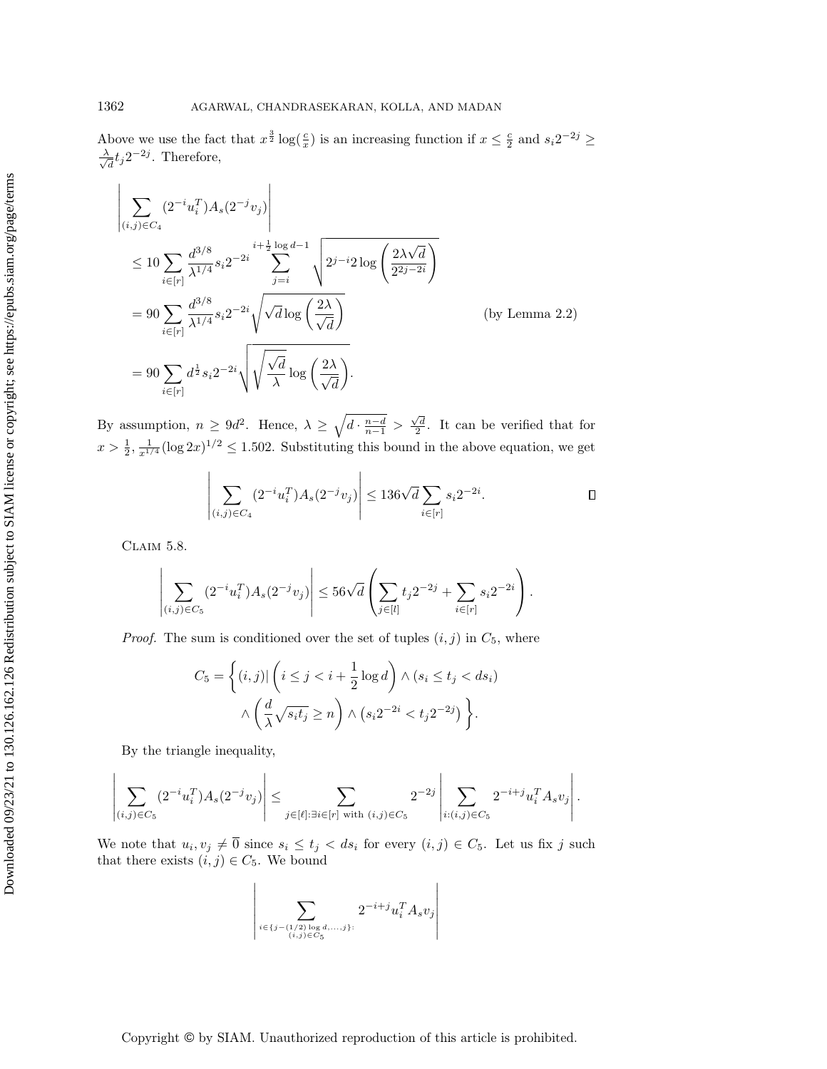Above we use the fact that $x^{\frac{3}{2}}\log(\frac{c}{x})$ is an increasing function if $x \leq \frac{c}{2}$ and $s_i 2^{-2j} \geq \frac{\lambda}{\sqrt{d}} t_j 2^{-2j}$. Therefore,

$$
\begin{aligned}
&\left|\sum_{(i,j)\in C_4} (2^{-i}u_i^T)A_s(2^{-j}v_j)\right| \\
&\quad \leq 10 \sum_{i\in[r]} \frac{d^{3/8}}{\lambda^{1/4}} s_i 2^{-2i} \sum_{j=i}^{i+\frac{1}{2}\log d - 1} \sqrt{2^{j-i} 2 \log\left(\frac{2\lambda\sqrt{d}}{2^{2j-2i}}\right)} \\
&\quad = 90 \sum_{i\in[r]} \frac{d^{3/8}}{\lambda^{1/4}} s_i 2^{-2i} \sqrt{\sqrt{d}\log\left(\frac{2\lambda}{\sqrt{d}}\right)} \qquad \text{(by Lemma 2.2)} \\
&\quad = 90 \sum_{i\in[r]} d^{\frac{1}{2}} s_i 2^{-2i} \sqrt{\sqrt{\frac{\sqrt{d}}{\lambda}}\log\left(\frac{2\lambda}{\sqrt{d}}\right)}.
\end{aligned}
$$

By assumption, $n \geq 9d^2$. Hence, $\lambda \geq \sqrt{d \cdot \frac{n-d}{n-1}} > \frac{\sqrt{d}}{2}$. It can be verified that for $x > \frac{1}{2}$, $\frac{1}{x^{1/4}}(\log 2x)^{1/2} \leq 1.502$. Substituting this bound in the above equation, we get

$$
\left|\sum_{(i,j)\in C_4} (2^{-i}u_i^T)A_s(2^{-j}v_j)\right| \leq 136\sqrt{d}\sum_{i\in[r]} s_i 2^{-2i}. \qquad \square
$$

Claim 5.8.

$$
\left|\sum_{(i,j)\in C_5} (2^{-i}u_i^T)A_s(2^{-j}v_j)\right| \leq 56\sqrt{d}\left(\sum_{j\in[l]} t_j 2^{-2j} + \sum_{i\in[r]} s_i 2^{-2i}\right).
$$

*Proof.* The sum is conditioned over the set of tuples $(i,j)$ in $C_5$, where

$$
\begin{aligned}
C_5 = \Bigg\{(i,j) \mid \left(i \leq j < i + \frac{1}{2}\log d\right) \wedge (s_i \leq t_j < ds_i) \\
\wedge \left(\frac{d}{\lambda}\sqrt{s_i t_j} \geq n\right) \wedge \left(s_i 2^{-2i} < t_j 2^{-2j}\right)\Bigg\}.
\end{aligned}
$$

By the triangle inequality,

$$
\left|\sum_{(i,j)\in C_5} (2^{-i}u_i^T)A_s(2^{-j}v_j)\right| \leq \sum_{j\in[\ell]:\exists i\in[r] \text{ with } (i,j)\in C_5} 2^{-2j}\left|\sum_{i:(i,j)\in C_5} 2^{-i+j}u_i^T A_s v_j\right|.
$$

We note that $u_i, v_j \neq \overline{0}$ since $s_i \leq t_j < ds_i$ for every $(i,j) \in C_5$. Let us fix $j$ such that there exists $(i,j) \in C_5$. We bound

$$
\left|\sum_{\substack{i\in\{j-(1/2)\log d,\ldots,j\}: \\ (i,j)\in C_5}} 2^{-i+j}u_i^T A_s v_j\right|
$$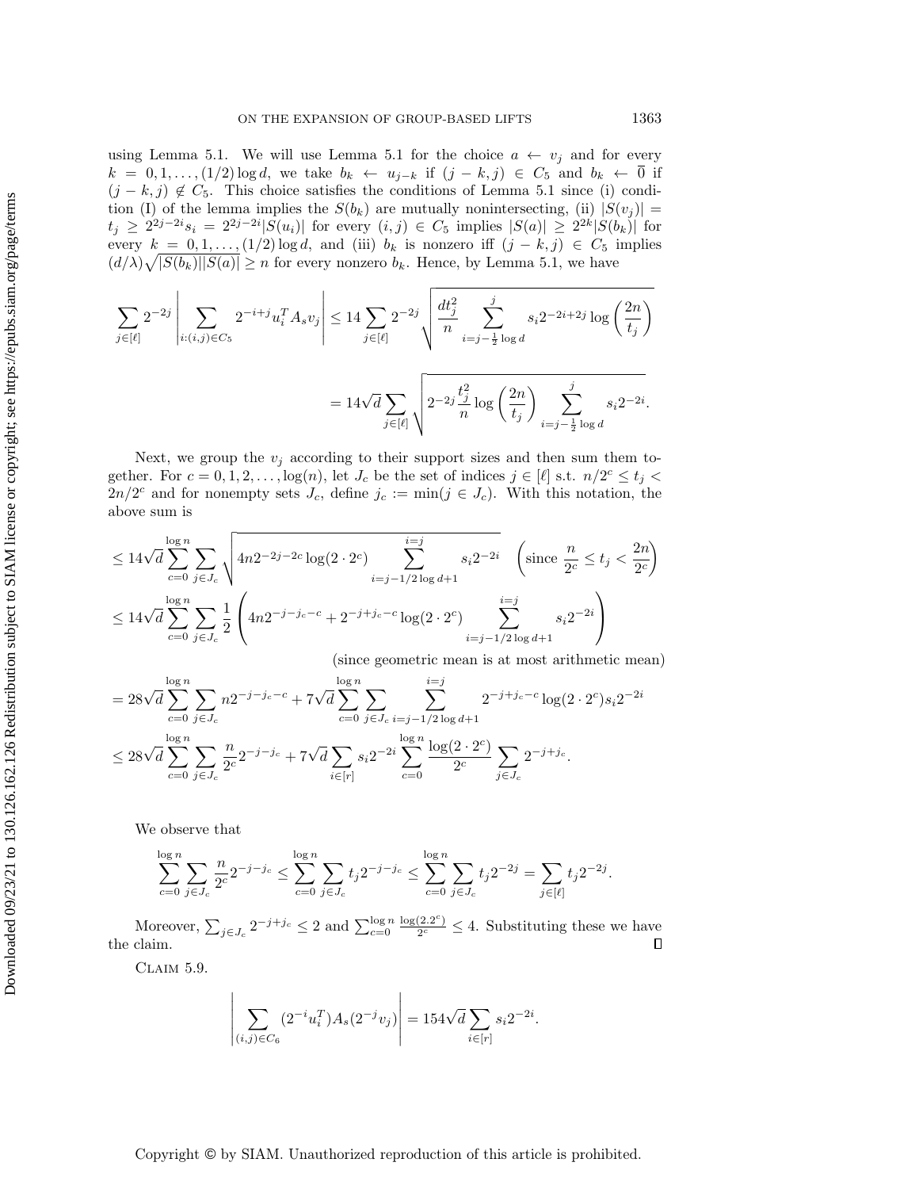using Lemma 5.1. We will use Lemma 5.1 for the choice $a \leftarrow v_j$ and for every $k = 0, 1, \ldots, (1/2)\log d$, we take $b_k \leftarrow u_{j-k}$ if $(j-k, j) \in C_5$ and $b_k \leftarrow \overline{0}$ if $(j-k, j) \notin C_5$. This choice satisfies the conditions of Lemma 5.1 since (i) condition (I) of the lemma implies the $S(b_k)$ are mutually nonintersecting, (ii) $|S(v_j)| = t_j \geq 2^{2j-2i}s_i = 2^{2j-2i}|S(u_i)|$ for every $(i,j) \in C_5$ implies $|S(a)| \geq 2^{2k}|S(b_k)|$ for every $k = 0, 1, \ldots, (1/2)\log d$, and (iii) $b_k$ is nonzero iff $(j-k, j) \in C_5$ implies $(d/\lambda)\sqrt{|S(b_k)||S(a)|} \geq n$ for every nonzero $b_k$. Hence, by Lemma 5.1, we have

$$\sum_{j \in [\ell]} 2^{-2j} \left| \sum_{i:(i,j) \in C_5} 2^{-i+j} u_i^T A_s v_j \right| \leq 14 \sum_{j \in [\ell]} 2^{-2j} \sqrt{\frac{dt_j^2}{n} \sum_{i=j-\frac{1}{2}\log d}^{j} s_i 2^{-2i+2j} \log\left(\frac{2n}{t_j}\right)}$$

$$= 14\sqrt{d} \sum_{j \in [\ell]} \sqrt{2^{-2j}\frac{t_j^2}{n} \log\left(\frac{2n}{t_j}\right) \sum_{i=j-\frac{1}{2}\log d}^{j} s_i 2^{-2i}}.$$

Next, we group the $v_j$ according to their support sizes and then sum them together. For $c = 0, 1, 2, \ldots, \log(n)$, let $J_c$ be the set of indices $j \in [\ell]$ s.t. $n/2^c \leq t_j < 2n/2^c$ and for nonempty sets $J_c$, define $j_c := \min(j \in J_c)$. With this notation, the above sum is

$$\leq 14\sqrt{d} \sum_{c=0}^{\log n} \sum_{j \in J_c} \sqrt{4n 2^{-2j-2c} \log(2 \cdot 2^c) \sum_{i=j-1/2\log d+1}^{i=j} s_i 2^{-2i}} \quad \left(\text{since } \frac{n}{2^c} \leq t_j < \frac{2n}{2^c}\right)$$

$$\leq 14\sqrt{d} \sum_{c=0}^{\log n} \sum_{j \in J_c} \frac{1}{2}\left(4n 2^{-j-j_c-c} + 2^{-j+j_c-c}\log(2 \cdot 2^c) \sum_{i=j-1/2\log d+1}^{i=j} s_i 2^{-2i}\right)$$

(since geometric mean is at most arithmetic mean)

$$= 28\sqrt{d} \sum_{c=0}^{\log n} \sum_{j \in J_c} n 2^{-j-j_c-c} + 7\sqrt{d} \sum_{c=0}^{\log n} \sum_{j \in J_c} \sum_{i=j-1/2\log d+1}^{i=j} 2^{-j+j_c-c}\log(2 \cdot 2^c) s_i 2^{-2i}$$

$$\leq 28\sqrt{d} \sum_{c=0}^{\log n} \sum_{j \in J_c} \frac{n}{2^c} 2^{-j-j_c} + 7\sqrt{d} \sum_{i \in [r]} s_i 2^{-2i} \sum_{c=0}^{\log n} \frac{\log(2 \cdot 2^c)}{2^c} \sum_{j \in J_c} 2^{-j+j_c}.$$

We observe that

$$\sum_{c=0}^{\log n} \sum_{j \in J_c} \frac{n}{2^c} 2^{-j-j_c} \leq \sum_{c=0}^{\log n} \sum_{j \in J_c} t_j 2^{-j-j_c} \leq \sum_{c=0}^{\log n} \sum_{j \in J_c} t_j 2^{-2j} = \sum_{j \in [\ell]} t_j 2^{-2j}.$$

Moreover, $\sum_{j \in J_c} 2^{-j+j_c} \leq 2$ and $\sum_{c=0}^{\log n} \frac{\log(2.2^c)}{2^c} \leq 4$. Substituting these we have the claim. $\square$

Claim 5.9.

$$\left| \sum_{(i,j) \in C_6} (2^{-i}u_i^T) A_s (2^{-j}v_j) \right| = 154\sqrt{d} \sum_{i \in [r]} s_i 2^{-2i}.$$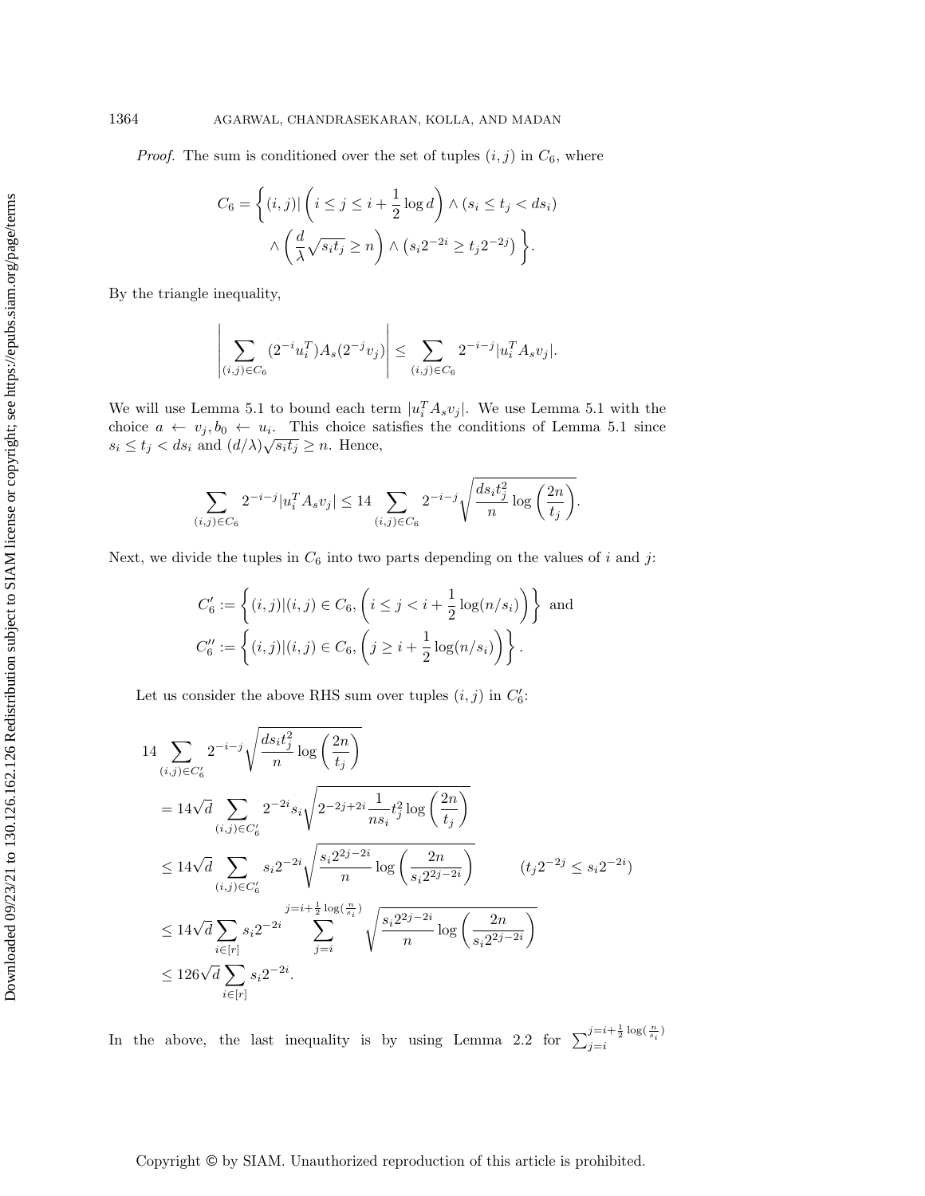*Proof.* The sum is conditioned over the set of tuples $(i, j)$ in $C_6$, where

$$C_6 = \left\{ (i,j) | \left( i \leq j \leq i + \frac{1}{2}\log d \right) \wedge (s_i \leq t_j < ds_i) \right. \\ \left. \wedge \left( \frac{d}{\lambda}\sqrt{s_i t_j} \geq n \right) \wedge \left( s_i 2^{-2i} \geq t_j 2^{-2j} \right) \right\}.$$

By the triangle inequality,

$$\left| \sum_{(i,j) \in C_6} (2^{-i} u_i^T) A_s (2^{-j} v_j) \right| \leq \sum_{(i,j) \in C_6} 2^{-i-j} |u_i^T A_s v_j|.$$

We will use Lemma 5.1 to bound each term $|u_i^T A_s v_j|$. We use Lemma 5.1 with the choice $a \leftarrow v_j, b_0 \leftarrow u_i$. This choice satisfies the conditions of Lemma 5.1 since $s_i \leq t_j < ds_i$ and $(d/\lambda)\sqrt{s_i t_j} \geq n$. Hence,

$$\sum_{(i,j) \in C_6} 2^{-i-j} |u_i^T A_s v_j| \leq 14 \sum_{(i,j) \in C_6} 2^{-i-j} \sqrt{\frac{ds_i t_j^2}{n} \log \left( \frac{2n}{t_j} \right)}.$$

Next, we divide the tuples in $C_6$ into two parts depending on the values of $i$ and $j$:

$$C_6' := \left\{ (i,j) | (i,j) \in C_6, \left( i \leq j < i + \frac{1}{2}\log(n/s_i) \right) \right\} \text{ and}$$
$$C_6'' := \left\{ (i,j) | (i,j) \in C_6, \left( j \geq i + \frac{1}{2}\log(n/s_i) \right) \right\}.$$

Let us consider the above RHS sum over tuples $(i, j)$ in $C_6'$:

$$\begin{aligned}
&14 \sum_{(i,j) \in C_6'} 2^{-i-j} \sqrt{\frac{ds_i t_j^2}{n} \log \left( \frac{2n}{t_j} \right)} \\
&= 14\sqrt{d} \sum_{(i,j) \in C_6'} 2^{-2i} s_i \sqrt{2^{-2j+2i} \frac{1}{ns_i} t_j^2 \log \left( \frac{2n}{t_j} \right)} \\
&\leq 14\sqrt{d} \sum_{(i,j) \in C_6'} s_i 2^{-2i} \sqrt{\frac{s_i 2^{2j-2i}}{n} \log \left( \frac{2n}{s_i 2^{2j-2i}} \right)} \qquad (t_j 2^{-2j} \leq s_i 2^{-2i}) \\
&\leq 14\sqrt{d} \sum_{i \in [r]} s_i 2^{-2i} \sum_{j=i}^{j=i+\frac{1}{2}\log(\frac{n}{s_i})} \sqrt{\frac{s_i 2^{2j-2i}}{n} \log \left( \frac{2n}{s_i 2^{2j-2i}} \right)} \\
&\leq 126\sqrt{d} \sum_{i \in [r]} s_i 2^{-2i}.
\end{aligned}$$

In the above, the last inequality is by using Lemma 2.2 for $\sum_{j=i}^{j=i+\frac{1}{2}\log(\frac{n}{s_i})}$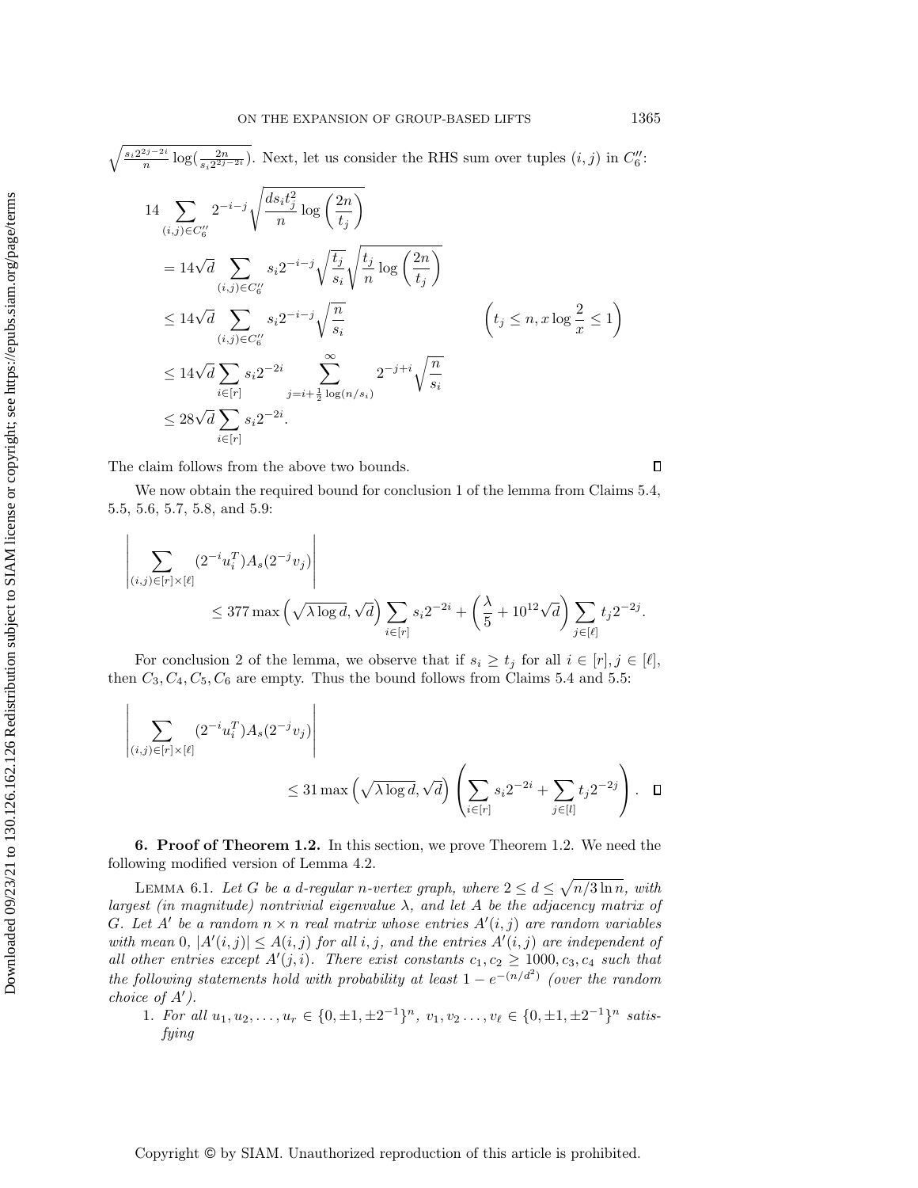$\sqrt{\frac{s_i 2^{2j-2i}}{n}\log(\frac{2n}{s_i 2^{2j-2i}})}$. Next, let us consider the RHS sum over tuples $(i,j)$ in $C_6''$:

$$
\begin{aligned}
14 &\sum_{(i,j)\in C_6''} 2^{-i-j}\sqrt{\frac{d s_i t_j^2}{n}\log\left(\frac{2n}{t_j}\right)} \\
&= 14\sqrt{d}\sum_{(i,j)\in C_6''} s_i 2^{-i-j}\sqrt{\frac{t_j}{s_i}}\sqrt{\frac{t_j}{n}\log\left(\frac{2n}{t_j}\right)} \\
&\le 14\sqrt{d}\sum_{(i,j)\in C_6''} s_i 2^{-i-j}\sqrt{\frac{n}{s_i}} \qquad\qquad \left(t_j \le n, x\log\frac{2}{x}\le 1\right) \\
&\le 14\sqrt{d}\sum_{i\in[r]} s_i 2^{-2i}\sum_{j=i+\frac{1}{2}\log(n/s_i)}^{\infty} 2^{-j+i}\sqrt{\frac{n}{s_i}} \\
&\le 28\sqrt{d}\sum_{i\in[r]} s_i 2^{-2i}.
\end{aligned}
$$

The claim follows from the above two bounds. $\square$

We now obtain the required bound for conclusion 1 of the lemma from Claims 5.4, 5.5, 5.6, 5.7, 5.8, and 5.9:

$$
\left|\sum_{(i,j)\in[r]\times[\ell]}(2^{-i}u_i^T)A_s(2^{-j}v_j)\right| \le 377\max\left(\sqrt{\lambda\log d},\sqrt{d}\right)\sum_{i\in[r]} s_i 2^{-2i} + \left(\frac{\lambda}{5}+10^{12}\sqrt{d}\right)\sum_{j\in[\ell]} t_j 2^{-2j}.
$$

For conclusion 2 of the lemma, we observe that if $s_i \ge t_j$ for all $i\in[r], j\in[\ell]$, then $C_3, C_4, C_5, C_6$ are empty. Thus the bound follows from Claims 5.4 and 5.5:

$$
\left|\sum_{(i,j)\in[r]\times[\ell]}(2^{-i}u_i^T)A_s(2^{-j}v_j)\right| \le 31\max\left(\sqrt{\lambda\log d},\sqrt{d}\right)\left(\sum_{i\in[r]} s_i 2^{-2i} + \sum_{j\in[l]} t_j 2^{-2j}\right). \quad \square
$$

## 6. Proof of Theorem 1.2.

In this section, we prove Theorem 1.2. We need the following modified version of Lemma 4.2.

LEMMA 6.1. *Let $G$ be a $d$-regular $n$-vertex graph, where $2 \le d \le \sqrt{n/3\ln n}$, with largest (in magnitude) nontrivial eigenvalue $\lambda$, and let $A$ be the adjacency matrix of $G$. Let $A'$ be a random $n\times n$ real matrix whose entries $A'(i,j)$ are random variables with mean 0, $|A'(i,j)| \le A(i,j)$ for all $i,j$, and the entries $A'(i,j)$ are independent of all other entries except $A'(j,i)$. There exist constants $c_1, c_2 \ge 1000, c_3, c_4$ such that the following statements hold with probability at least $1-e^{-(n/d^2)}$ (over the random choice of $A'$).*

1. *For all $u_1, u_2, \ldots, u_r \in \{0,\pm1,\pm2^{-1}\}^n$, $v_1, v_2 \ldots, v_\ell \in \{0,\pm1,\pm2^{-1}\}^n$ satisfying*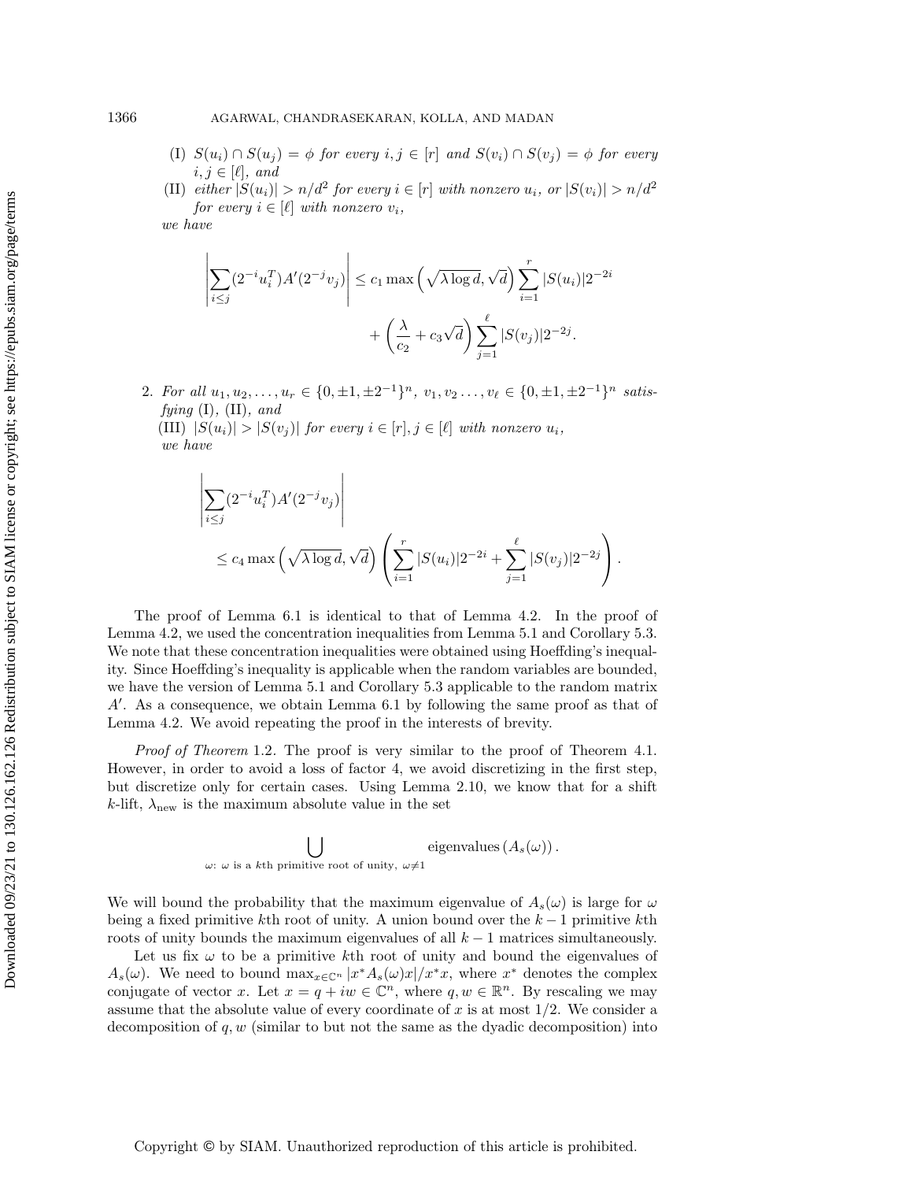(I) $S(u_i) \cap S(u_j) = \phi$ *for every* $i, j \in [r]$ *and* $S(v_i) \cap S(v_j) = \phi$ *for every* $i, j \in [\ell]$, *and*

(II) *either* $|S(u_i)| > n/d^2$ *for every* $i \in [r]$ *with nonzero* $u_i$, *or* $|S(v_i)| > n/d^2$ *for every* $i \in [\ell]$ *with nonzero* $v_i$,

*we have*

$$\left|\sum_{i \leq j}(2^{-i}u_i^T)A'(2^{-j}v_j)\right| \leq c_1 \max\left(\sqrt{\lambda \log d}, \sqrt{d}\right)\sum_{i=1}^{r}|S(u_i)|2^{-2i} + \left(\frac{\lambda}{c_2} + c_3\sqrt{d}\right)\sum_{j=1}^{\ell}|S(v_j)|2^{-2j}.$$

2. *For all* $u_1, u_2, \ldots, u_r \in \{0, \pm 1, \pm 2^{-1}\}^n$, $v_1, v_2 \ldots, v_\ell \in \{0, \pm 1, \pm 2^{-1}\}^n$ *satisfying* (I), (II), *and*

(III) $|S(u_i)| > |S(v_j)|$ *for every* $i \in [r], j \in [\ell]$ *with nonzero* $u_i$,

*we have*

$$\left|\sum_{i \leq j}(2^{-i}u_i^T)A'(2^{-j}v_j)\right| \leq c_4 \max\left(\sqrt{\lambda \log d}, \sqrt{d}\right)\left(\sum_{i=1}^{r}|S(u_i)|2^{-2i} + \sum_{j=1}^{\ell}|S(v_j)|2^{-2j}\right).$$

The proof of Lemma 6.1 is identical to that of Lemma 4.2. In the proof of Lemma 4.2, we used the concentration inequalities from Lemma 5.1 and Corollary 5.3. We note that these concentration inequalities were obtained using Hoeffding's inequality. Since Hoeffding's inequality is applicable when the random variables are bounded, we have the version of Lemma 5.1 and Corollary 5.3 applicable to the random matrix $A'$. As a consequence, we obtain Lemma 6.1 by following the same proof as that of Lemma 4.2. We avoid repeating the proof in the interests of brevity.

*Proof of Theorem* 1.2. The proof is very similar to the proof of Theorem 4.1. However, in order to avoid a loss of factor 4, we avoid discretizing in the first step, but discretize only for certain cases. Using Lemma 2.10, we know that for a shift $k$-lift, $\lambda_{\text{new}}$ is the maximum absolute value in the set

$$\bigcup_{\omega:\ \omega \text{ is a } k\text{th primitive root of unity},\ \omega \neq 1} \text{eigenvalues}\left(A_s(\omega)\right).$$

We will bound the probability that the maximum eigenvalue of $A_s(\omega)$ is large for $\omega$ being a fixed primitive $k$th root of unity. A union bound over the $k-1$ primitive $k$th roots of unity bounds the maximum eigenvalues of all $k-1$ matrices simultaneously.

Let us fix $\omega$ to be a primitive $k$th root of unity and bound the eigenvalues of $A_s(\omega)$. We need to bound $\max_{x \in \mathbb{C}^n} |x^* A_s(\omega) x|/x^* x$, where $x^*$ denotes the complex conjugate of vector $x$. Let $x = q + iw \in \mathbb{C}^n$, where $q, w \in \mathbb{R}^n$. By rescaling we may assume that the absolute value of every coordinate of $x$ is at most $1/2$. We consider a decomposition of $q, w$ (similar to but not the same as the dyadic decomposition) into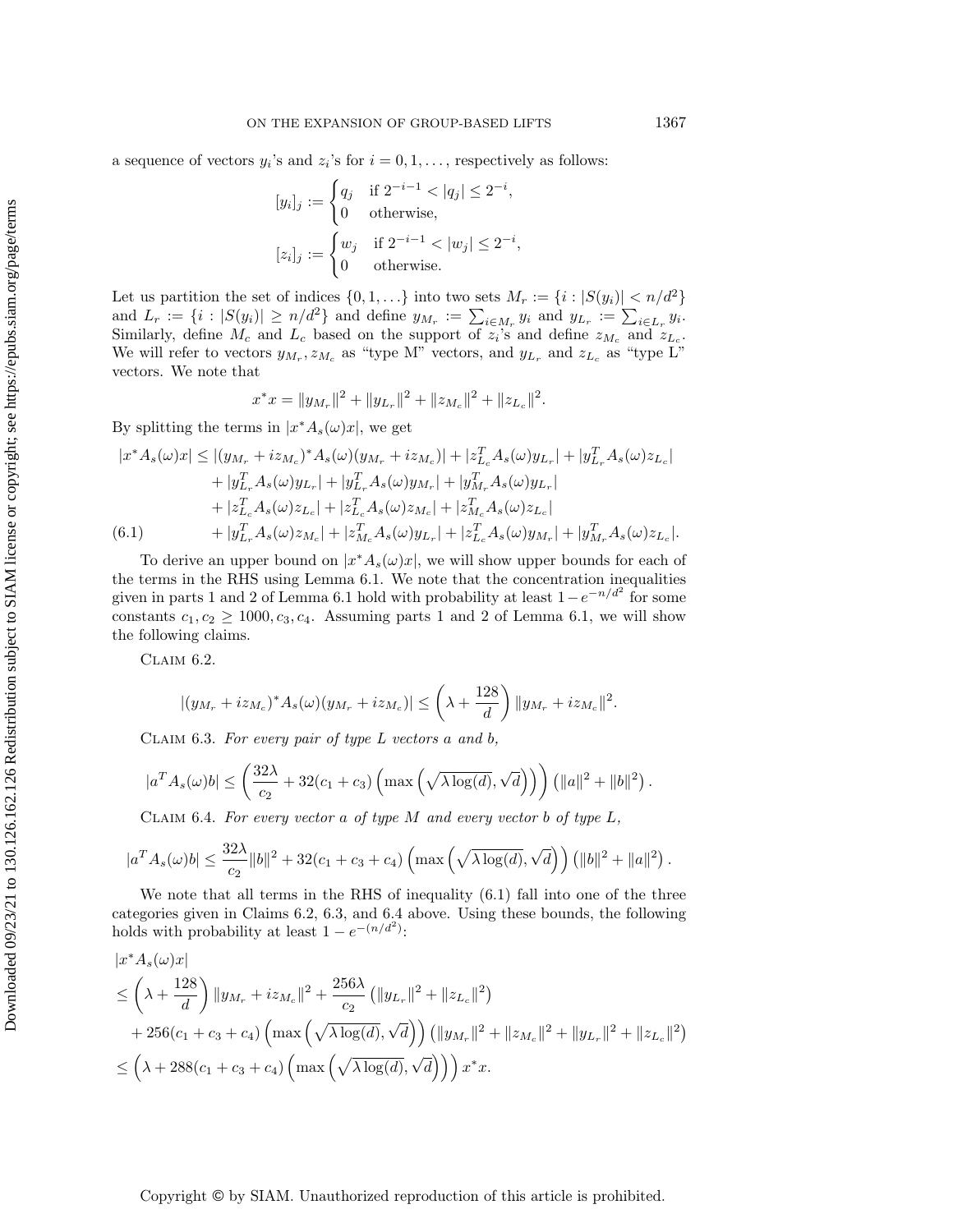a sequence of vectors $y_i$'s and $z_i$'s for $i = 0, 1, \ldots$, respectively as follows:

$$[y_i]_j := \begin{cases} q_j & \text{if } 2^{-i-1} < |q_j| \le 2^{-i}, \\ 0 & \text{otherwise,} \end{cases}$$

$$[z_i]_j := \begin{cases} w_j & \text{if } 2^{-i-1} < |w_j| \le 2^{-i}, \\ 0 & \text{otherwise.} \end{cases}$$

Let us partition the set of indices $\{0, 1, \ldots\}$ into two sets $M_r := \{i : |S(y_i)| < n/d^2\}$ and $L_r := \{i : |S(y_i)| \ge n/d^2\}$ and define $y_{M_r} := \sum_{i \in M_r} y_i$ and $y_{L_r} := \sum_{i \in L_r} y_i$. Similarly, define $M_c$ and $L_c$ based on the support of $z_i$'s and define $z_{M_c}$ and $z_{L_c}$. We will refer to vectors $y_{M_r}, z_{M_c}$ as "type M" vectors, and $y_{L_r}$ and $z_{L_c}$ as "type L" vectors. We note that

$$x^* x = \|y_{M_r}\|^2 + \|y_{L_r}\|^2 + \|z_{M_c}\|^2 + \|z_{L_c}\|^2.$$

By splitting the terms in $|x^* A_s(\omega) x|$, we get

$$\begin{aligned} |x^* A_s(\omega) x| \le{} & |(y_{M_r} + i z_{M_c})^* A_s(\omega)(y_{M_r} + i z_{M_c})| + |z_{L_c}^T A_s(\omega) y_{L_r}| + |y_{L_r}^T A_s(\omega) z_{L_c}| \\ & + |y_{L_r}^T A_s(\omega) y_{L_r}| + |y_{L_r}^T A_s(\omega) y_{M_r}| + |y_{M_r}^T A_s(\omega) y_{L_r}| \\ & + |z_{L_c}^T A_s(\omega) z_{L_c}| + |z_{L_c}^T A_s(\omega) z_{M_c}| + |z_{M_c}^T A_s(\omega) z_{L_c}| \\ & + |y_{L_r}^T A_s(\omega) z_{M_c}| + |z_{M_c}^T A_s(\omega) y_{L_r}| + |z_{L_c}^T A_s(\omega) y_{M_r}| + |y_{M_r}^T A_s(\omega) z_{L_c}|. \end{aligned} \tag{6.1}$$

To derive an upper bound on $|x^* A_s(\omega) x|$, we will show upper bounds for each of the terms in the RHS using Lemma 6.1. We note that the concentration inequalities given in parts 1 and 2 of Lemma 6.1 hold with probability at least $1 - e^{-n/d^2}$ for some constants $c_1, c_2 \ge 1000, c_3, c_4$. Assuming parts 1 and 2 of Lemma 6.1, we will show the following claims.

Claim 6.2.

$$|(y_{M_r} + i z_{M_c})^* A_s(\omega)(y_{M_r} + i z_{M_c})| \le \left(\lambda + \frac{128}{d}\right) \|y_{M_r} + i z_{M_c}\|^2.$$

Claim 6.3. *For every pair of type L vectors a and b,*

$$|a^T A_s(\omega) b| \le \left(\frac{32\lambda}{c_2} + 32(c_1 + c_3)\left(\max\left(\sqrt{\lambda \log(d)}, \sqrt{d}\right)\right)\right)\left(\|a\|^2 + \|b\|^2\right).$$

Claim 6.4. *For every vector a of type M and every vector b of type L,*

$$|a^T A_s(\omega) b| \le \frac{32\lambda}{c_2}\|b\|^2 + 32(c_1 + c_3 + c_4)\left(\max\left(\sqrt{\lambda \log(d)}, \sqrt{d}\right)\right)\left(\|b\|^2 + \|a\|^2\right).$$

We note that all terms in the RHS of inequality (6.1) fall into one of the three categories given in Claims 6.2, 6.3, and 6.4 above. Using these bounds, the following holds with probability at least $1 - e^{-(n/d^2)}$:

$$\begin{aligned} & |x^* A_s(\omega) x| \\ & \le \left(\lambda + \frac{128}{d}\right)\|y_{M_r} + i z_{M_c}\|^2 + \frac{256\lambda}{c_2}\left(\|y_{L_r}\|^2 + \|z_{L_c}\|^2\right) \\ & \quad + 256(c_1 + c_3 + c_4)\left(\max\left(\sqrt{\lambda \log(d)}, \sqrt{d}\right)\right)\left(\|y_{M_r}\|^2 + \|z_{M_c}\|^2 + \|y_{L_r}\|^2 + \|z_{L_c}\|^2\right) \\ & \le \left(\lambda + 288(c_1 + c_3 + c_4)\left(\max\left(\sqrt{\lambda \log(d)}, \sqrt{d}\right)\right)\right) x^* x. \end{aligned}$$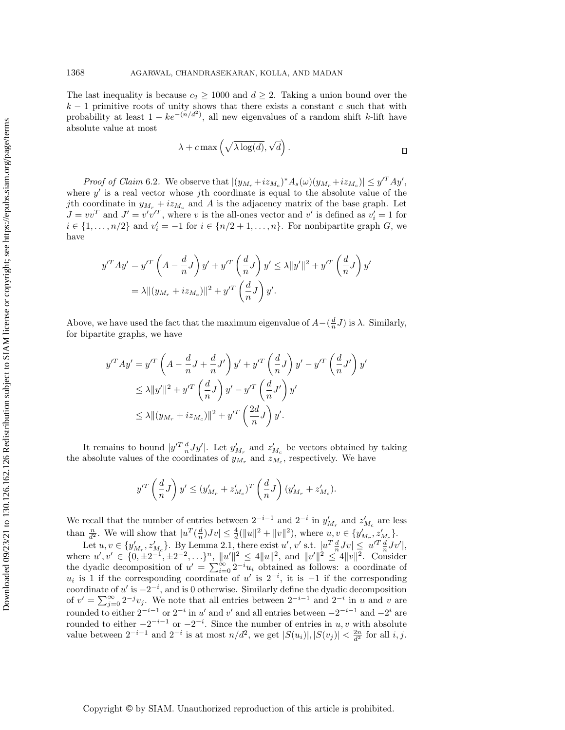The last inequality is because $c_2 \geq 1000$ and $d \geq 2$. Taking a union bound over the $k-1$ primitive roots of unity shows that there exists a constant $c$ such that with probability at least $1 - ke^{-(n/d^2)}$, all new eigenvalues of a random shift $k$-lift have absolute value at most

$$\lambda + c \max\left(\sqrt{\lambda \log(d)}, \sqrt{d}\right).$$

$\square$

*Proof of Claim* 6.2. We observe that $|(y_{M_r} + iz_{M_c})^* A_s(\omega)(y_{M_r} + iz_{M_c})| \leq y'^T A y'$, where $y'$ is a real vector whose $j$th coordinate is equal to the absolute value of the $j$th coordinate in $y_{M_r} + iz_{M_c}$ and $A$ is the adjacency matrix of the base graph. Let $J = vv^T$ and $J' = v'v'^T$, where $v$ is the all-ones vector and $v'$ is defined as $v'_i = 1$ for $i \in \{1, \ldots, n/2\}$ and $v'_i = -1$ for $i \in \{n/2+1, \ldots, n\}$. For nonbipartite graph $G$, we have

$$\begin{aligned}
y'^T A y' &= y'^T \left(A - \frac{d}{n}J\right) y' + y'^T \left(\frac{d}{n}J\right) y' \leq \lambda \|y'\|^2 + y'^T \left(\frac{d}{n}J\right) y' \\
&= \lambda \|(y_{M_r} + iz_{M_c})\|^2 + y'^T \left(\frac{d}{n}J\right) y'.
\end{aligned}$$

Above, we have used the fact that the maximum eigenvalue of $A - (\frac{d}{n}J)$ is $\lambda$. Similarly, for bipartite graphs, we have

$$\begin{aligned}
y'^T A y' &= y'^T \left(A - \frac{d}{n}J + \frac{d}{n}J'\right) y' + y'^T \left(\frac{d}{n}J\right) y' - y'^T \left(\frac{d}{n}J'\right) y' \\
&\leq \lambda \|y'\|^2 + y'^T \left(\frac{d}{n}J\right) y' - y'^T \left(\frac{d}{n}J'\right) y' \\
&\leq \lambda \|(y_{M_r} + iz_{M_c})\|^2 + y'^T \left(\frac{2d}{n}J\right) y'.
\end{aligned}$$

It remains to bound $|y'^T \frac{d}{n} J y'|$. Let $y'_{M_r}$ and $z'_{M_c}$ be vectors obtained by taking the absolute values of the coordinates of $y_{M_r}$ and $z_{M_c}$, respectively. We have

$$y'^T \left(\frac{d}{n}J\right) y' \leq (y'_{M_r} + z'_{M_c})^T \left(\frac{d}{n}J\right) (y'_{M_r} + z'_{M_c}).$$

We recall that the number of entries between $2^{-i-1}$ and $2^{-i}$ in $y'_{M_r}$ and $z'_{M_c}$ are less than $\frac{n}{d^2}$. We will show that $|u^T(\frac{d}{n})Jv| \leq \frac{4}{d}(\|u\|^2 + \|v\|^2)$, where $u, v \in \{y'_{M_r}, z'_{M_c}\}$.

Let $u, v \in \{y'_{M_r}, z'_{M_c}\}$. By Lemma 2.1, there exist $u', v'$ s.t. $|u^T \frac{d}{n} J v| \leq |u'^T \frac{d}{n} J v'|$, where $u', v' \in \{0, \pm 2^{-1}, \pm 2^{-2}, \ldots\}^n$, $\|u'\|^2 \leq 4\|u\|^2$, and $\|v'\|^2 \leq 4\|v\|^2$. Consider the dyadic decomposition of $u' = \sum_{i=0}^{\infty} 2^{-i} u_i$ obtained as follows: a coordinate of $u_i$ is 1 if the corresponding coordinate of $u'$ is $2^{-i}$, it is $-1$ if the corresponding coordinate of $u'$ is $-2^{-i}$, and is 0 otherwise. Similarly define the dyadic decomposition of $v' = \sum_{j=0}^{\infty} 2^{-j} v_j$. We note that all entries between $2^{-i-1}$ and $2^{-i}$ in $u$ and $v$ are rounded to either $2^{-i-1}$ or $2^{-i}$ in $u'$ and $v'$ and all entries between $-2^{-i-1}$ and $-2^i$ are rounded to either $-2^{-i-1}$ or $-2^{-i}$. Since the number of entries in $u, v$ with absolute value between $2^{-i-1}$ and $2^{-i}$ is at most $n/d^2$, we get $|S(u_i)|, |S(v_j)| < \frac{2n}{d^2}$ for all $i, j$.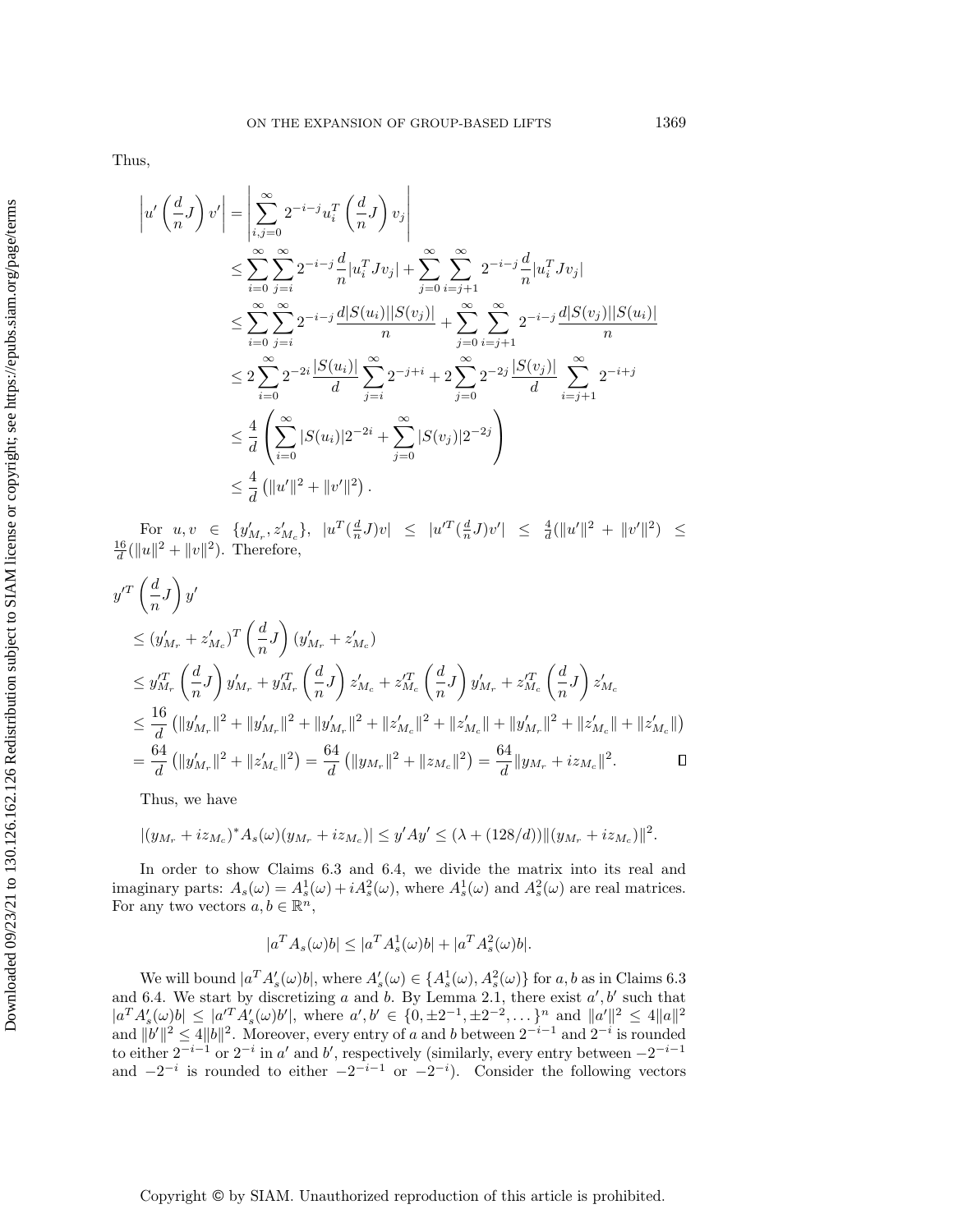Thus,

$$
\begin{aligned}
\left| u' \left( \frac{d}{n} J \right) v' \right| &= \left| \sum_{i,j=0}^{\infty} 2^{-i-j} u_i^T \left( \frac{d}{n} J \right) v_j \right| \\
&\leq \sum_{i=0}^{\infty} \sum_{j=i}^{\infty} 2^{-i-j} \frac{d}{n} |u_i^T J v_j| + \sum_{j=0}^{\infty} \sum_{i=j+1}^{\infty} 2^{-i-j} \frac{d}{n} |u_i^T J v_j| \\
&\leq \sum_{i=0}^{\infty} \sum_{j=i}^{\infty} 2^{-i-j} \frac{d|S(u_i)||S(v_j)|}{n} + \sum_{j=0}^{\infty} \sum_{i=j+1}^{\infty} 2^{-i-j} \frac{d|S(v_j)||S(u_i)|}{n} \\
&\leq 2 \sum_{i=0}^{\infty} 2^{-2i} \frac{|S(u_i)|}{d} \sum_{j=i}^{\infty} 2^{-j+i} + 2 \sum_{j=0}^{\infty} 2^{-2j} \frac{|S(v_j)|}{d} \sum_{i=j+1}^{\infty} 2^{-i+j} \\
&\leq \frac{4}{d} \left( \sum_{i=0}^{\infty} |S(u_i)| 2^{-2i} + \sum_{j=0}^{\infty} |S(v_j)| 2^{-2j} \right) \\
&\leq \frac{4}{d} \left( \|u'\|^2 + \|v'\|^2 \right).
\end{aligned}
$$

For $u, v \in \{y'_{M_r}, z'_{M_c}\}$, $|u^T(\frac{d}{n}J)v| \leq |u'^T(\frac{d}{n}J)v'| \leq \frac{4}{d}(\|u'\|^2 + \|v'\|^2) \leq \frac{16}{d}(\|u\|^2 + \|v\|^2)$. Therefore,

$$
\begin{aligned}
& y'^T \left( \frac{d}{n} J \right) y' \\
&\leq (y'_{M_r} + z'_{M_c})^T \left( \frac{d}{n} J \right) (y'_{M_r} + z'_{M_c}) \\
&\leq y'^T_{M_r} \left( \frac{d}{n} J \right) y'_{M_r} + y'^T_{M_r} \left( \frac{d}{n} J \right) z'_{M_c} + z'^T_{M_c} \left( \frac{d}{n} J \right) y'_{M_r} + z'^T_{M_c} \left( \frac{d}{n} J \right) z'_{M_c} \\
&\leq \frac{16}{d} \left( \|y'_{M_r}\|^2 + \|y'_{M_r}\|^2 + \|y'_{M_r}\|^2 + \|z'_{M_c}\|^2 + \|z'_{M_c}\| + \|y'_{M_r}\|^2 + \|z'_{M_c}\| + \|z'_{M_c}\| \right) \\
&= \frac{64}{d} \left( \|y'_{M_r}\|^2 + \|z'_{M_c}\|^2 \right) = \frac{64}{d} \left( \|y_{M_r}\|^2 + \|z_{M_c}\|^2 \right) = \frac{64}{d} \|y_{M_r} + iz_{M_c}\|^2. \qquad \square
\end{aligned}
$$

Thus, we have

$$
|(y_{M_r} + iz_{M_c})^* A_s(\omega)(y_{M_r} + iz_{M_c})| \leq y' A y' \leq (\lambda + (128/d)) \|(y_{M_r} + iz_{M_c})\|^2.
$$

In order to show Claims 6.3 and 6.4, we divide the matrix into its real and imaginary parts: $A_s(\omega) = A_s^1(\omega) + iA_s^2(\omega)$, where $A_s^1(\omega)$ and $A_s^2(\omega)$ are real matrices. For any two vectors $a, b \in \mathbb{R}^n$,

$$
|a^T A_s(\omega) b| \leq |a^T A_s^1(\omega) b| + |a^T A_s^2(\omega) b|.
$$

We will bound $|a^T A'_s(\omega) b|$, where $A'_s(\omega) \in \{A_s^1(\omega), A_s^2(\omega)\}$ for $a, b$ as in Claims 6.3 and 6.4. We start by discretizing $a$ and $b$. By Lemma 2.1, there exist $a', b'$ such that $|a^T A'_s(\omega) b| \leq |a'^T A'_s(\omega) b'|$, where $a', b' \in \{0, \pm 2^{-1}, \pm 2^{-2}, \dots\}^n$ and $\|a'\|^2 \leq 4\|a\|^2$ and $\|b'\|^2 \leq 4\|b\|^2$. Moreover, every entry of $a$ and $b$ between $2^{-i-1}$ and $2^{-i}$ is rounded to either $2^{-i-1}$ or $2^{-i}$ in $a'$ and $b'$, respectively (similarly, every entry between $-2^{-i-1}$ and $-2^{-i}$ is rounded to either $-2^{-i-1}$ or $-2^{-i}$). Consider the following vectors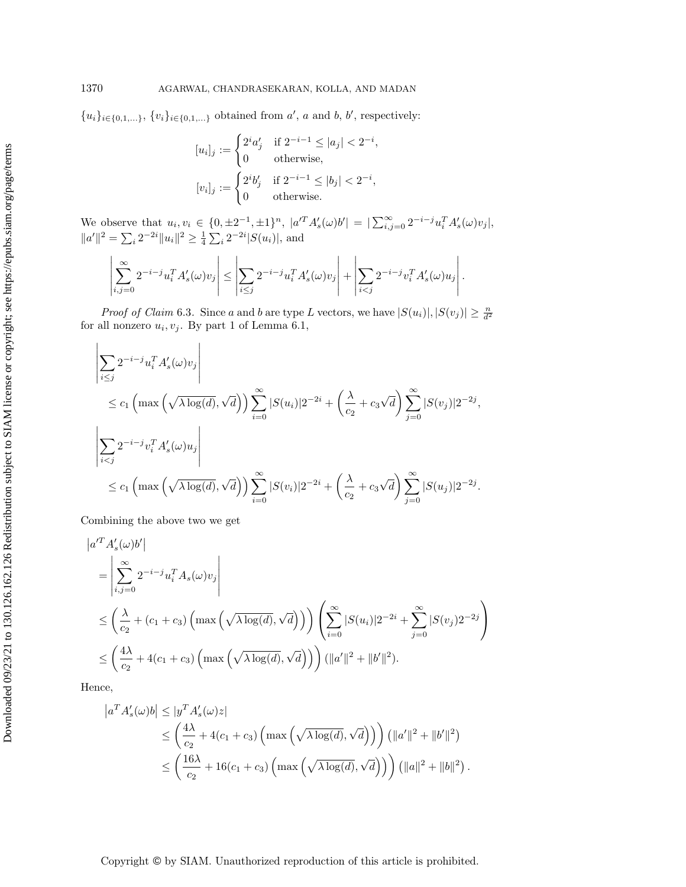$\{u_i\}_{i\in\{0,1,\ldots\}}$, $\{v_i\}_{i\in\{0,1,\ldots\}}$ obtained from $a'$, $a$ and $b$, $b'$, respectively:

$$[u_i]_j := \begin{cases} 2^i a'_j & \text{if } 2^{-i-1} \leq |a_j| < 2^{-i}, \\ 0 & \text{otherwise,} \end{cases}$$

$$[v_i]_j := \begin{cases} 2^i b'_j & \text{if } 2^{-i-1} \leq |b_j| < 2^{-i}, \\ 0 & \text{otherwise.} \end{cases}$$

We observe that $u_i, v_i \in \{0, \pm 2^{-1}, \pm 1\}^n$, $|a'^T A'_s(\omega) b'| = |\sum_{i,j=0}^{\infty} 2^{-i-j} u_i^T A'_s(\omega) v_j|$, $\|a'\|^2 = \sum_i 2^{-2i}\|u_i\|^2 \geq \frac{1}{4}\sum_i 2^{-2i}|S(u_i)|$, and

$$\left|\sum_{i,j=0}^{\infty} 2^{-i-j} u_i^T A'_s(\omega) v_j\right| \leq \left|\sum_{i\leq j} 2^{-i-j} u_i^T A'_s(\omega) v_j\right| + \left|\sum_{i<j} 2^{-i-j} v_i^T A'_s(\omega) u_j\right|.$$

*Proof of Claim* 6.3. Since $a$ and $b$ are type $L$ vectors, we have $|S(u_i)|, |S(v_j)| \geq \frac{n}{d^2}$ for all nonzero $u_i, v_j$. By part 1 of Lemma 6.1,

$$\begin{aligned}
&\left|\sum_{i\leq j} 2^{-i-j} u_i^T A'_s(\omega) v_j\right| \\
&\quad \leq c_1 \left(\max\left(\sqrt{\lambda \log(d)}, \sqrt{d}\right)\right) \sum_{i=0}^{\infty} |S(u_i)| 2^{-2i} + \left(\frac{\lambda}{c_2} + c_3\sqrt{d}\right) \sum_{j=0}^{\infty} |S(v_j)| 2^{-2j}, \\
&\left|\sum_{i<j} 2^{-i-j} v_i^T A'_s(\omega) u_j\right| \\
&\quad \leq c_1 \left(\max\left(\sqrt{\lambda \log(d)}, \sqrt{d}\right)\right) \sum_{i=0}^{\infty} |S(v_i)| 2^{-2i} + \left(\frac{\lambda}{c_2} + c_3\sqrt{d}\right) \sum_{j=0}^{\infty} |S(u_j)| 2^{-2j}.
\end{aligned}$$

Combining the above two we get

$$\begin{aligned}
&\left|a'^T A'_s(\omega) b'\right| \\
&= \left|\sum_{i,j=0}^{\infty} 2^{-i-j} u_i^T A_s(\omega) v_j\right| \\
&\leq \left(\frac{\lambda}{c_2} + (c_1 + c_3)\left(\max\left(\sqrt{\lambda \log(d)}, \sqrt{d}\right)\right)\right) \left(\sum_{i=0}^{\infty} |S(u_i)| 2^{-2i} + \sum_{j=0}^{\infty} |S(v_j)| 2^{-2j}\right) \\
&\leq \left(\frac{4\lambda}{c_2} + 4(c_1 + c_3)\left(\max\left(\sqrt{\lambda \log(d)}, \sqrt{d}\right)\right)\right) (\|a'\|^2 + \|b'\|^2).
\end{aligned}$$

Hence,

$$\begin{aligned}
\left|a^T A'_s(\omega) b\right| &\leq |y^T A'_s(\omega) z| \\
&\leq \left(\frac{4\lambda}{c_2} + 4(c_1 + c_3)\left(\max\left(\sqrt{\lambda \log(d)}, \sqrt{d}\right)\right)\right) \left(\|a'\|^2 + \|b'\|^2\right) \\
&\leq \left(\frac{16\lambda}{c_2} + 16(c_1 + c_3)\left(\max\left(\sqrt{\lambda \log(d)}, \sqrt{d}\right)\right)\right) \left(\|a\|^2 + \|b\|^2\right).
\end{aligned}$$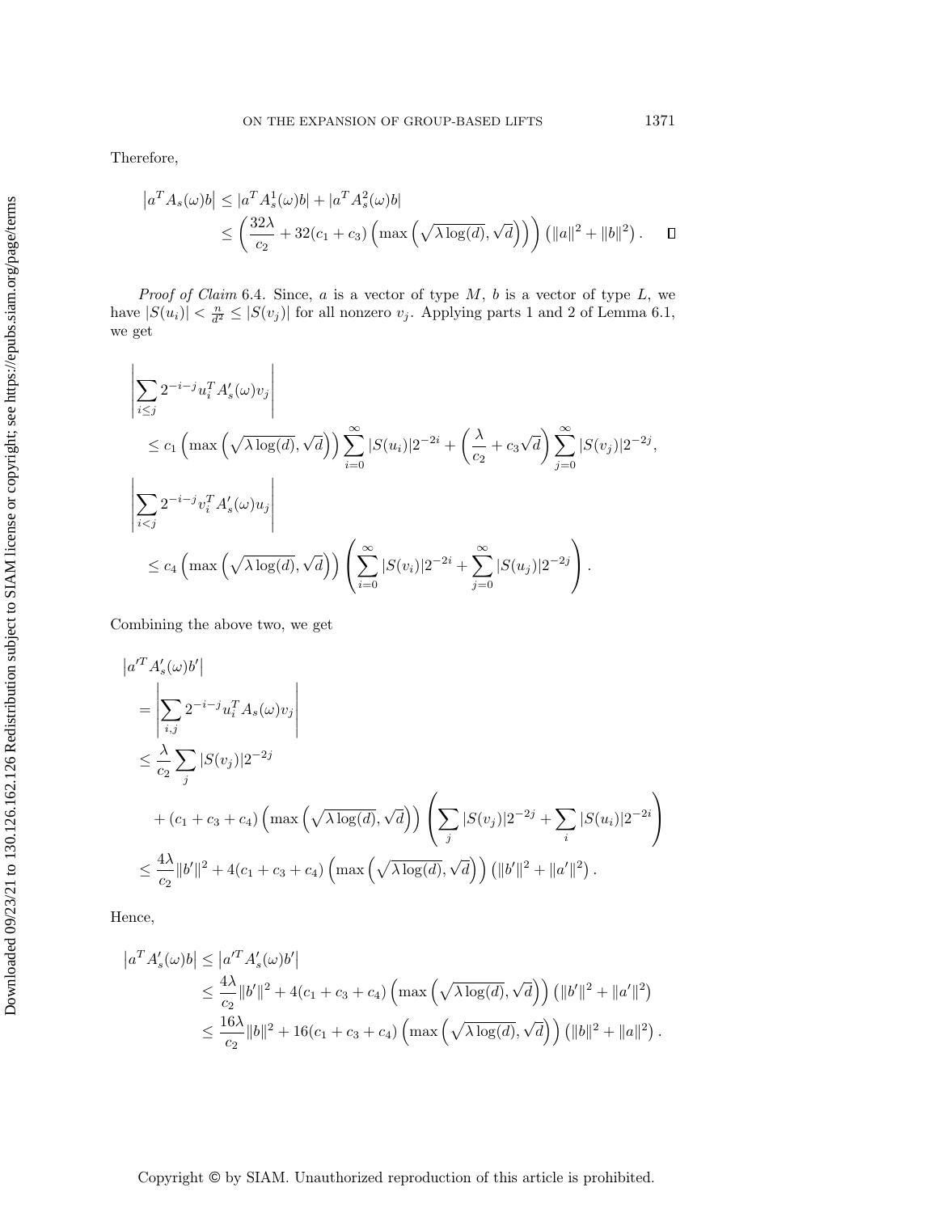Therefore,

$$\begin{aligned}
\left|a^T A_s(\omega) b\right| &\leq |a^T A_s^1(\omega) b| + |a^T A_s^2(\omega) b| \\
&\leq \left(\frac{32\lambda}{c_2} + 32(c_1 + c_3)\left(\max\left(\sqrt{\lambda \log(d)}, \sqrt{d}\right)\right)\right)\left(\|a\|^2 + \|b\|^2\right). \qquad \square
\end{aligned}$$

*Proof of Claim* 6.4. Since, $a$ is a vector of type $M$, $b$ is a vector of type $L$, we have $|S(u_i)| < \frac{n}{d^2} \leq |S(v_j)|$ for all nonzero $v_j$. Applying parts 1 and 2 of Lemma 6.1, we get

$$\begin{aligned}
&\left|\sum_{i \leq j} 2^{-i-j} u_i^T A_s'(\omega) v_j\right| \\
&\quad \leq c_1 \left(\max\left(\sqrt{\lambda \log(d)}, \sqrt{d}\right)\right) \sum_{i=0}^{\infty} |S(u_i)| 2^{-2i} + \left(\frac{\lambda}{c_2} + c_3\sqrt{d}\right) \sum_{j=0}^{\infty} |S(v_j)| 2^{-2j}, \\
&\left|\sum_{i < j} 2^{-i-j} v_i^T A_s'(\omega) u_j\right| \\
&\quad \leq c_4 \left(\max\left(\sqrt{\lambda \log(d)}, \sqrt{d}\right)\right) \left(\sum_{i=0}^{\infty} |S(v_i)| 2^{-2i} + \sum_{j=0}^{\infty} |S(u_j)| 2^{-2j}\right).
\end{aligned}$$

Combining the above two, we get

$$\begin{aligned}
&\left|a'^T A_s'(\omega) b'\right| \\
&\quad = \left|\sum_{i,j} 2^{-i-j} u_i^T A_s(\omega) v_j\right| \\
&\quad \leq \frac{\lambda}{c_2} \sum_j |S(v_j)| 2^{-2j} \\
&\qquad + (c_1 + c_3 + c_4)\left(\max\left(\sqrt{\lambda \log(d)}, \sqrt{d}\right)\right) \left(\sum_j |S(v_j)| 2^{-2j} + \sum_i |S(u_i)| 2^{-2i}\right) \\
&\quad \leq \frac{4\lambda}{c_2} \|b'\|^2 + 4(c_1 + c_3 + c_4)\left(\max\left(\sqrt{\lambda \log(d)}, \sqrt{d}\right)\right)\left(\|b'\|^2 + \|a'\|^2\right).
\end{aligned}$$

Hence,

$$\begin{aligned}
\left|a^T A_s'(\omega) b\right| &\leq \left|a'^T A_s'(\omega) b'\right| \\
&\leq \frac{4\lambda}{c_2} \|b'\|^2 + 4(c_1 + c_3 + c_4)\left(\max\left(\sqrt{\lambda \log(d)}, \sqrt{d}\right)\right)\left(\|b'\|^2 + \|a'\|^2\right) \\
&\leq \frac{16\lambda}{c_2} \|b\|^2 + 16(c_1 + c_3 + c_4)\left(\max\left(\sqrt{\lambda \log(d)}, \sqrt{d}\right)\right)\left(\|b\|^2 + \|a\|^2\right).
\end{aligned}$$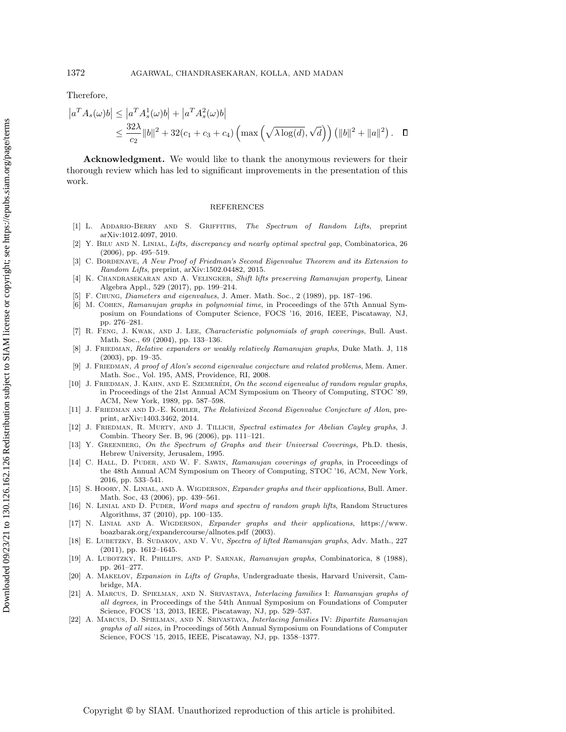Therefore,

$$
\begin{aligned}
\left|a^T A_s(\omega) b\right| &\leq \left|a^T A_s^1(\omega) b\right| + \left|a^T A_s^2(\omega) b\right| \\
&\leq \frac{32\lambda}{c_2}\|b\|^2 + 32(c_1 + c_3 + c_4)\left(\max\left(\sqrt{\lambda \log(d)}, \sqrt{d}\right)\right)\left(\|b\|^2 + \|a\|^2\right). \qquad \square
\end{aligned}
$$

**Acknowledgment.** We would like to thank the anonymous reviewers for their thorough review which has led to significant improvements in the presentation of this work.

## REFERENCES

[1] L. Addario-Berry and S. Griffiths, *The Spectrum of Random Lifts*, preprint arXiv:1012.4097, 2010.

[2] Y. Bilu and N. Linial, *Lifts, discrepancy and nearly optimal spectral gap*, Combinatorica, 26 (2006), pp. 495–519.

[3] C. Bordenave, *A New Proof of Friedman's Second Eigenvalue Theorem and its Extension to Random Lifts*, preprint, arXiv:1502.04482, 2015.

[4] K. Chandrasekaran and A. Velingker, *Shift lifts preserving Ramanujan property*, Linear Algebra Appl., 529 (2017), pp. 199–214.

[5] F. Chung, *Diameters and eigenvalues*, J. Amer. Math. Soc., 2 (1989), pp. 187–196.

[6] M. Cohen, *Ramanujan graphs in polynomial time*, in Proceedings of the 57th Annual Symposium on Foundations of Computer Science, FOCS '16, 2016, IEEE, Piscataway, NJ, pp. 276–281.

[7] R. Feng, J. Kwak, and J. Lee, *Characteristic polynomials of graph coverings*, Bull. Aust. Math. Soc., 69 (2004), pp. 133–136.

[8] J. Friedman, *Relative expanders or weakly relatively Ramanujan graphs*, Duke Math. J, 118 (2003), pp. 19–35.

[9] J. Friedman, *A proof of Alon's second eigenvalue conjecture and related problems*, Mem. Amer. Math. Soc., Vol. 195, AMS, Providence, RI, 2008.

[10] J. Friedman, J. Kahn, and E. Szemerédi, *On the second eigenvalue of random regular graphs*, in Proceedings of the 21st Annual ACM Symposium on Theory of Computing, STOC '89, ACM, New York, 1989, pp. 587–598.

[11] J. Friedman and D.-E. Kohler, *The Relativized Second Eigenvalue Conjecture of Alon*, preprint, arXiv:1403.3462, 2014.

[12] J. Friedman, R. Murty, and J. Tillich, *Spectral estimates for Abelian Cayley graphs*, J. Combin. Theory Ser. B, 96 (2006), pp. 111–121.

[13] Y. Greenberg, *On the Spectrum of Graphs and their Universal Coverings*, Ph.D. thesis, Hebrew University, Jerusalem, 1995.

[14] C. Hall, D. Puder, and W. F. Sawin, *Ramanujan coverings of graphs*, in Proceedings of the 48th Annual ACM Symposium on Theory of Computing, STOC '16, ACM, New York, 2016, pp. 533–541.

[15] S. Hoory, N. Linial, and A. Wigderson, *Expander graphs and their applications*, Bull. Amer. Math. Soc, 43 (2006), pp. 439–561.

[16] N. Linial and D. Puder, *Word maps and spectra of random graph lifts*, Random Structures Algorithms, 37 (2010), pp. 100–135.

[17] N. Linial and A. Wigderson, *Expander graphs and their applications*, https://www.boazbarak.org/expandercourse/allnotes.pdf (2003).

[18] E. Lubetzky, B. Sudakov, and V. Vu, *Spectra of lifted Ramanujan graphs*, Adv. Math., 227 (2011), pp. 1612–1645.

[19] A. Lubotzky, R. Phillips, and P. Sarnak, *Ramanujan graphs*, Combinatorica, 8 (1988), pp. 261–277.

[20] A. Makelov, *Expansion in Lifts of Graphs*, Undergraduate thesis, Harvard Universit, Cambridge, MA.

[21] A. Marcus, D. Spielman, and N. Srivastava, *Interlacing families* I: *Ramanujan graphs of all degrees*, in Proceedings of the 54th Annual Symposium on Foundations of Computer Science, FOCS '13, 2013, IEEE, Piscataway, NJ, pp. 529–537.

[22] A. Marcus, D. Spielman, and N. Srivastava, *Interlacing families* IV: *Bipartite Ramanujan graphs of all sizes*, in Proceedings of 56th Annual Symposium on Foundations of Computer Science, FOCS '15, 2015, IEEE, Piscataway, NJ, pp. 1358–1377.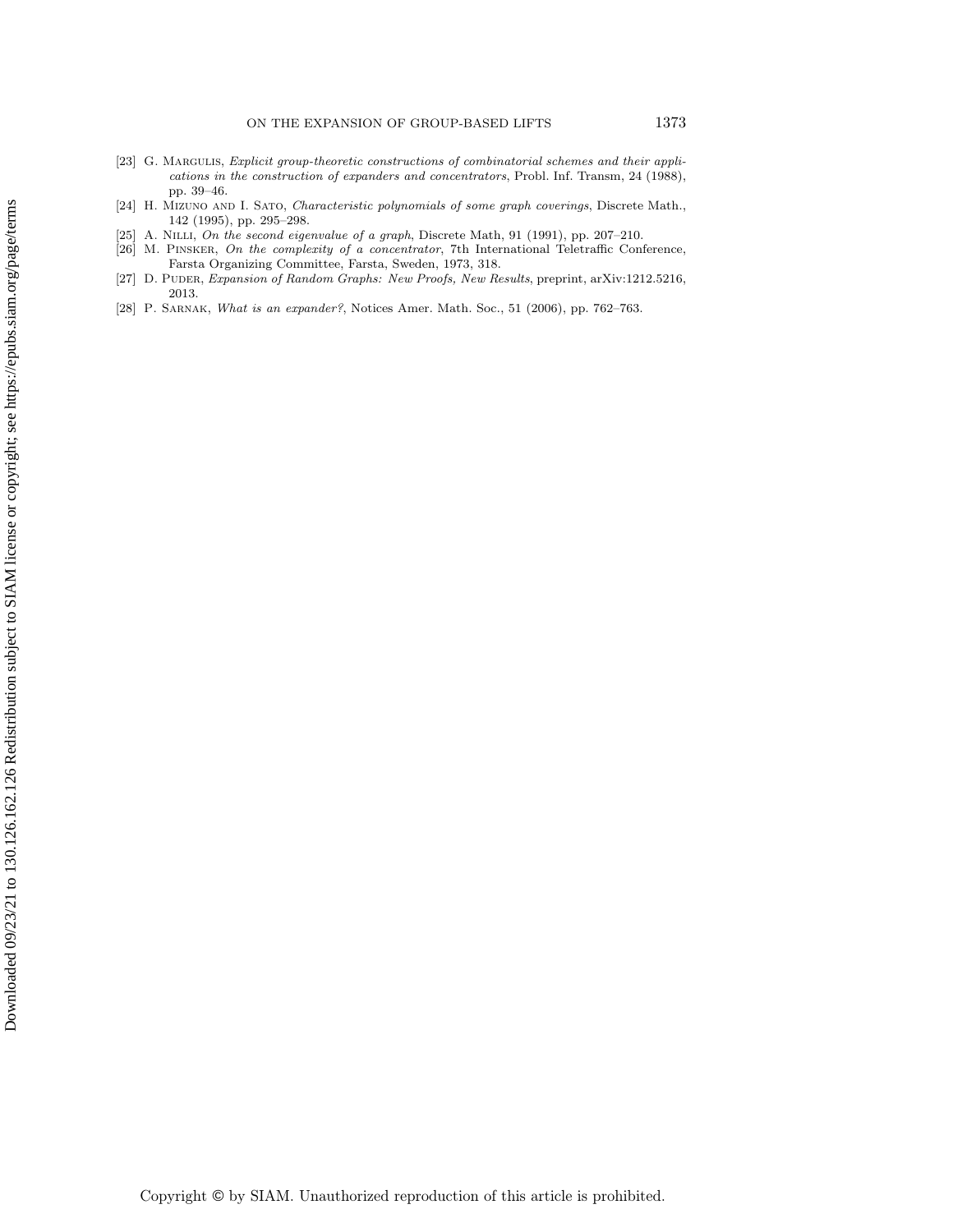[23] G. Margulis, *Explicit group-theoretic constructions of combinatorial schemes and their applications in the construction of expanders and concentrators*, Probl. Inf. Transm, 24 (1988), pp. 39–46.

[24] H. Mizuno and I. Sato, *Characteristic polynomials of some graph coverings*, Discrete Math., 142 (1995), pp. 295–298.

[25] A. Nilli, *On the second eigenvalue of a graph*, Discrete Math, 91 (1991), pp. 207–210.

[26] M. Pinsker, *On the complexity of a concentrator*, 7th International Teletraffic Conference, Farsta Organizing Committee, Farsta, Sweden, 1973, 318.

[27] D. Puder, *Expansion of Random Graphs: New Proofs, New Results*, preprint, arXiv:1212.5216, 2013.

[28] P. Sarnak, *What is an expander?*, Notices Amer. Math. Soc., 51 (2006), pp. 762–763.